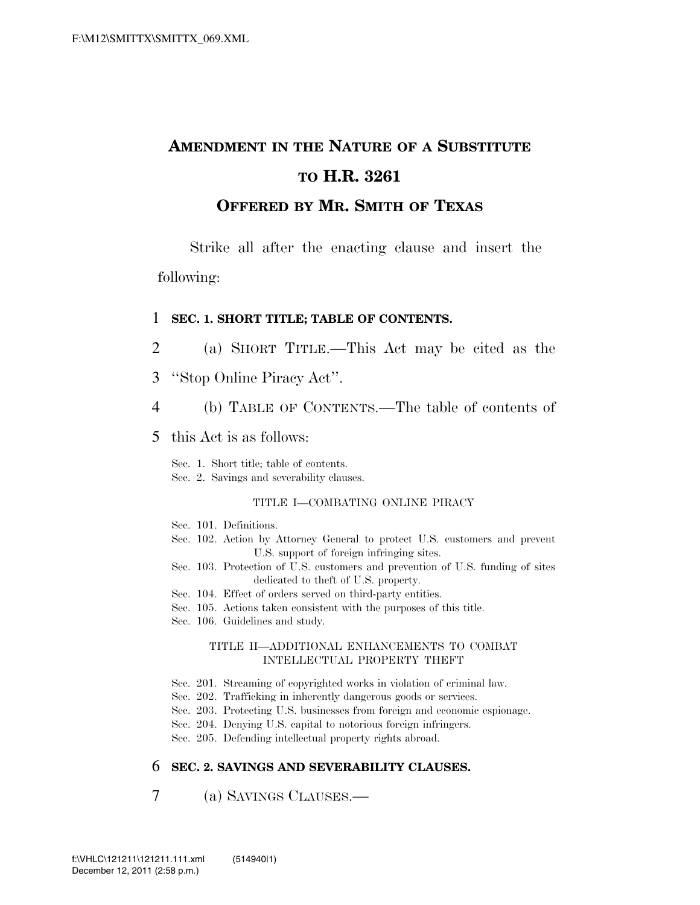# AMENDMENT IN THE NATURE OF A SUBSTITUTE TO H.R. 3261

## OFFERED BY MR. SMITH OF TEXAS

Strike all after the enacting clause and insert the following:

**SEC. 1. SHORT TITLE; TABLE OF CONTENTS.**

(a) SHORT TITLE.—This Act may be cited as the "Stop Online Piracy Act".

(b) TABLE OF CONTENTS.—The table of contents of this Act is as follows:

Sec. 1. Short title; table of contents.
Sec. 2. Savings and severability clauses.

TITLE I—COMBATING ONLINE PIRACY

Sec. 101. Definitions.
Sec. 102. Action by Attorney General to protect U.S. customers and prevent U.S. support of foreign infringing sites.
Sec. 103. Protection of U.S. customers and prevention of U.S. funding of sites dedicated to theft of U.S. property.
Sec. 104. Effect of orders served on third-party entities.
Sec. 105. Actions taken consistent with the purposes of this title.
Sec. 106. Guidelines and study.

TITLE II—ADDITIONAL ENHANCEMENTS TO COMBAT INTELLECTUAL PROPERTY THEFT

Sec. 201. Streaming of copyrighted works in violation of criminal law.
Sec. 202. Trafficking in inherently dangerous goods or services.
Sec. 203. Protecting U.S. businesses from foreign and economic espionage.
Sec. 204. Denying U.S. capital to notorious foreign infringers.
Sec. 205. Defending intellectual property rights abroad.

**SEC. 2. SAVINGS AND SEVERABILITY CLAUSES.**

(a) SAVINGS CLAUSES.—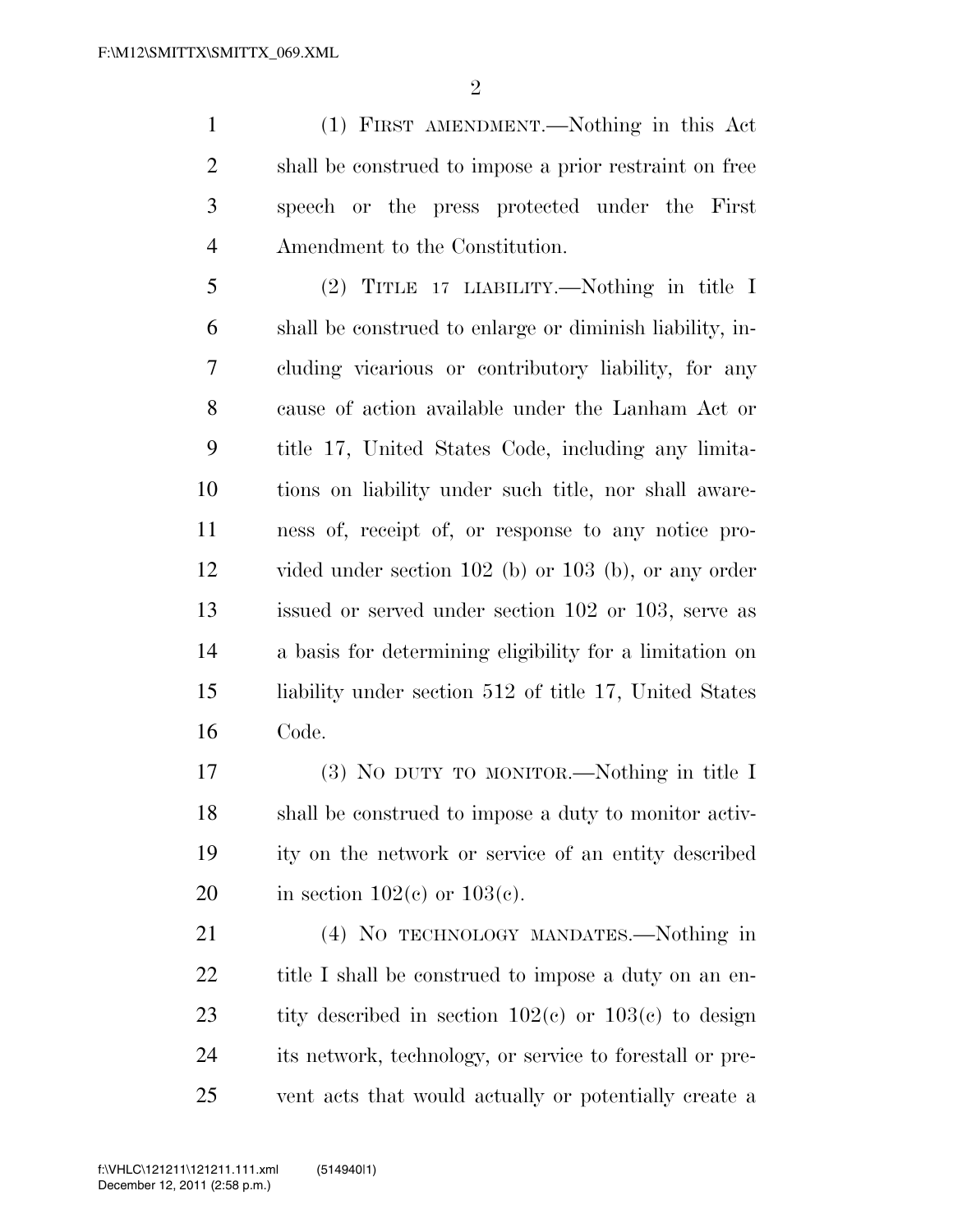(1) FIRST AMENDMENT.—Nothing in this Act shall be construed to impose a prior restraint on free speech or the press protected under the First Amendment to the Constitution.

(2) TITLE 17 LIABILITY.—Nothing in title I shall be construed to enlarge or diminish liability, including vicarious or contributory liability, for any cause of action available under the Lanham Act or title 17, United States Code, including any limitations on liability under such title, nor shall awareness of, receipt of, or response to any notice provided under section 102 (b) or 103 (b), or any order issued or served under section 102 or 103, serve as a basis for determining eligibility for a limitation on liability under section 512 of title 17, United States Code.

(3) NO DUTY TO MONITOR.—Nothing in title I shall be construed to impose a duty to monitor activity on the network or service of an entity described in section 102(c) or 103(c).

(4) NO TECHNOLOGY MANDATES.—Nothing in title I shall be construed to impose a duty on an entity described in section 102(c) or 103(c) to design its network, technology, or service to forestall or prevent acts that would actually or potentially create a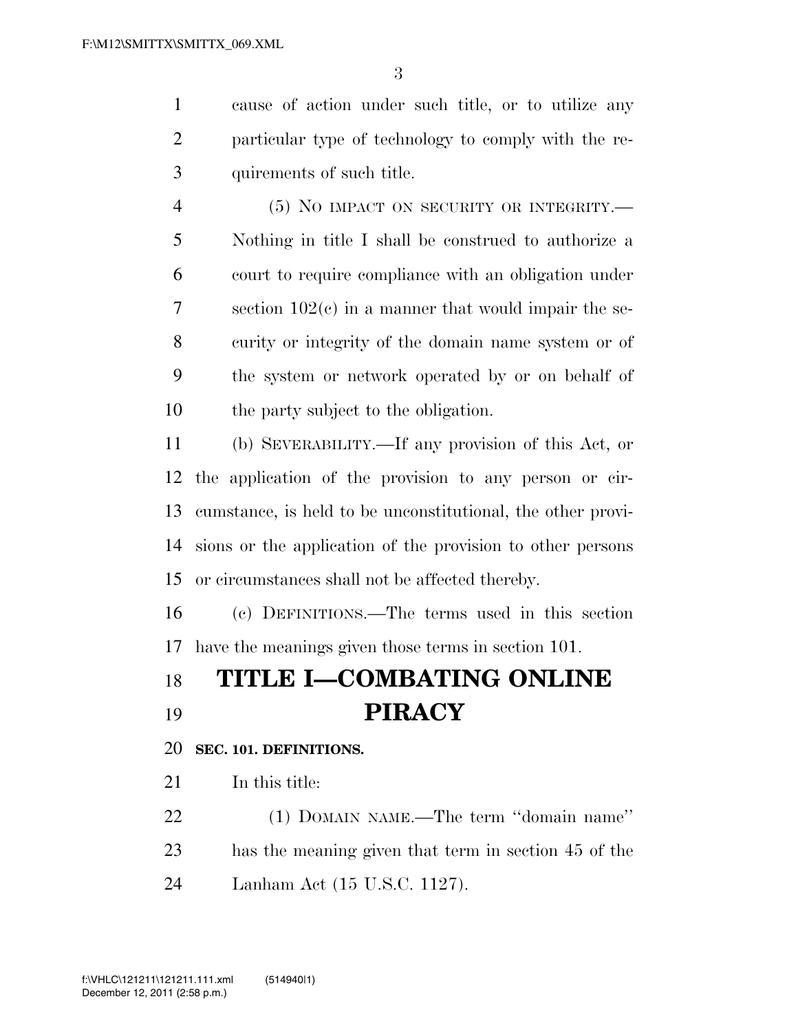cause of action under such title, or to utilize any particular type of technology to comply with the requirements of such title.

(5) NO IMPACT ON SECURITY OR INTEGRITY.—Nothing in title I shall be construed to authorize a court to require compliance with an obligation under section 102(c) in a manner that would impair the security or integrity of the domain name system or of the system or network operated by or on behalf of the party subject to the obligation.

(b) SEVERABILITY.—If any provision of this Act, or the application of the provision to any person or circumstance, is held to be unconstitutional, the other provisions or the application of the provision to other persons or circumstances shall not be affected thereby.

(c) DEFINITIONS.—The terms used in this section have the meanings given those terms in section 101.

# TITLE I—COMBATING ONLINE PIRACY

**SEC. 101. DEFINITIONS.**

In this title:

(1) DOMAIN NAME.—The term ''domain name'' has the meaning given that term in section 45 of the Lanham Act (15 U.S.C. 1127).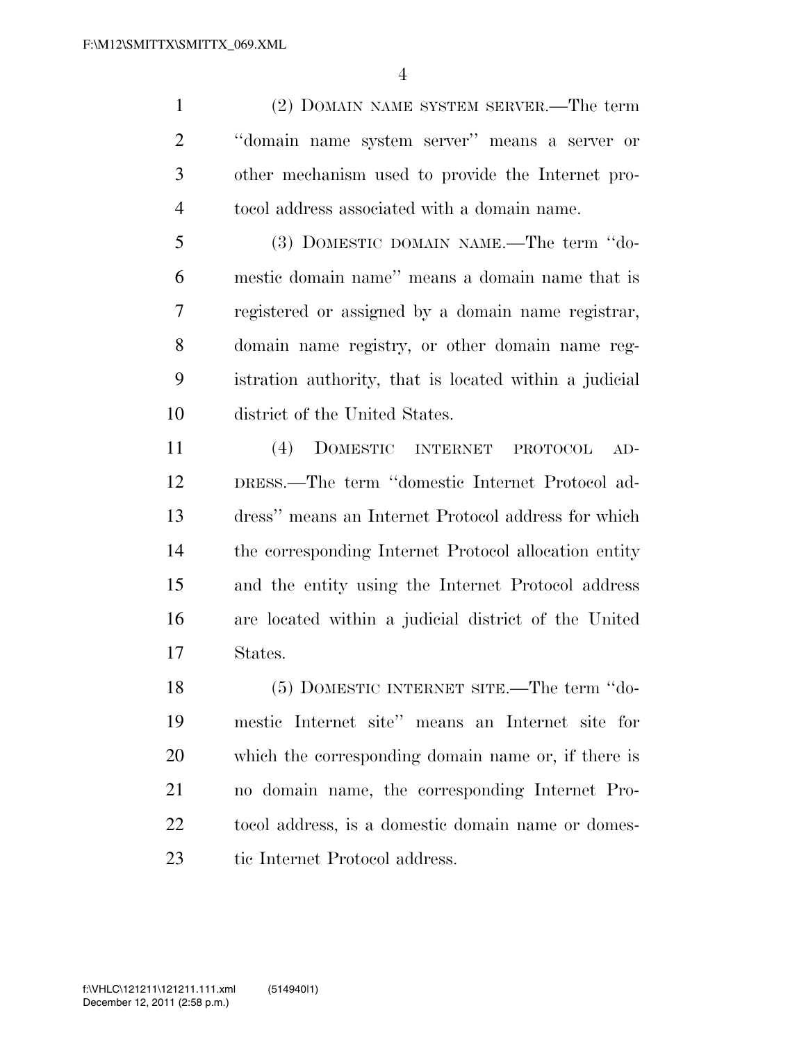(2) DOMAIN NAME SYSTEM SERVER.—The term "domain name system server" means a server or other mechanism used to provide the Internet protocol address associated with a domain name.

(3) DOMESTIC DOMAIN NAME.—The term "domestic domain name" means a domain name that is registered or assigned by a domain name registrar, domain name registry, or other domain name registration authority, that is located within a judicial district of the United States.

(4) DOMESTIC INTERNET PROTOCOL ADDRESS.—The term "domestic Internet Protocol address" means an Internet Protocol address for which the corresponding Internet Protocol allocation entity and the entity using the Internet Protocol address are located within a judicial district of the United States.

(5) DOMESTIC INTERNET SITE.—The term "domestic Internet site" means an Internet site for which the corresponding domain name or, if there is no domain name, the corresponding Internet Protocol address, is a domestic domain name or domestic Internet Protocol address.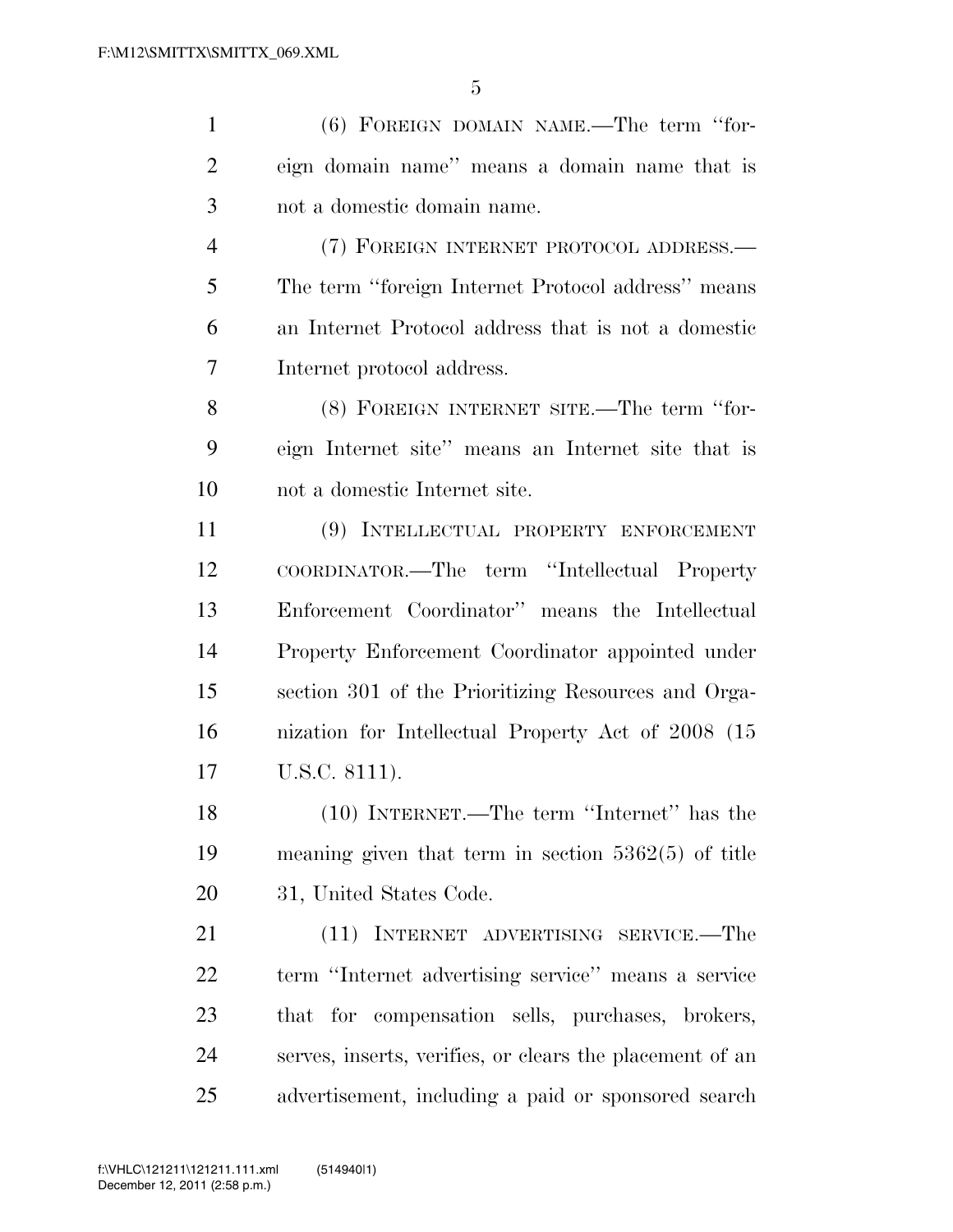(6) FOREIGN DOMAIN NAME.—The term ''foreign domain name'' means a domain name that is not a domestic domain name.

(7) FOREIGN INTERNET PROTOCOL ADDRESS.—The term ''foreign Internet Protocol address'' means an Internet Protocol address that is not a domestic Internet protocol address.

(8) FOREIGN INTERNET SITE.—The term ''foreign Internet site'' means an Internet site that is not a domestic Internet site.

(9) INTELLECTUAL PROPERTY ENFORCEMENT COORDINATOR.—The term ''Intellectual Property Enforcement Coordinator'' means the Intellectual Property Enforcement Coordinator appointed under section 301 of the Prioritizing Resources and Organization for Intellectual Property Act of 2008 (15 U.S.C. 8111).

(10) INTERNET.—The term ''Internet'' has the meaning given that term in section 5362(5) of title 31, United States Code.

(11) INTERNET ADVERTISING SERVICE.—The term ''Internet advertising service'' means a service that for compensation sells, purchases, brokers, serves, inserts, verifies, or clears the placement of an advertisement, including a paid or sponsored search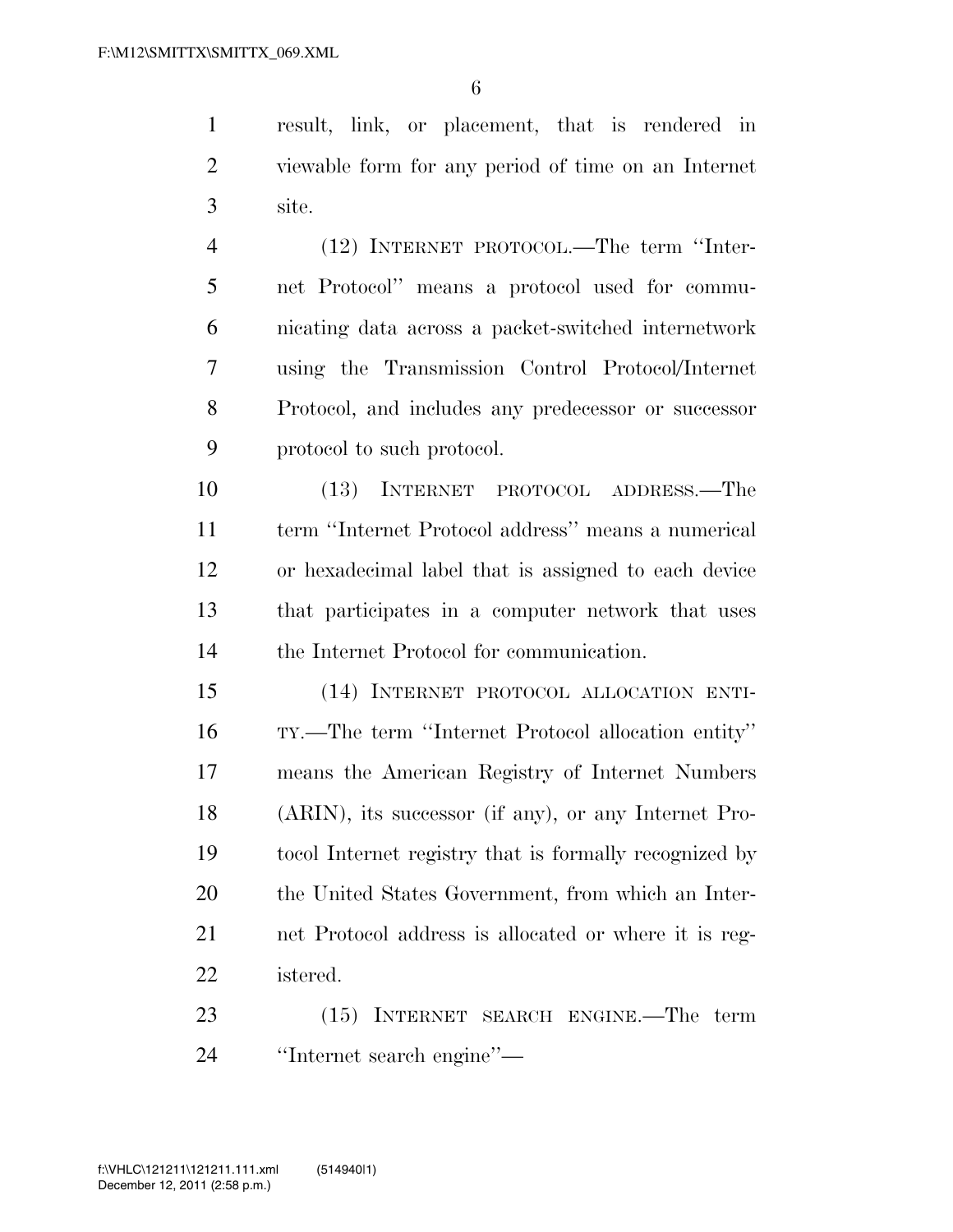result, link, or placement, that is rendered in viewable form for any period of time on an Internet site.

(12) INTERNET PROTOCOL.—The term ''Internet Protocol'' means a protocol used for communicating data across a packet-switched internetwork using the Transmission Control Protocol/Internet Protocol, and includes any predecessor or successor protocol to such protocol.

(13) INTERNET PROTOCOL ADDRESS.—The term ''Internet Protocol address'' means a numerical or hexadecimal label that is assigned to each device that participates in a computer network that uses the Internet Protocol for communication.

(14) INTERNET PROTOCOL ALLOCATION ENTITY.—The term ''Internet Protocol allocation entity'' means the American Registry of Internet Numbers (ARIN), its successor (if any), or any Internet Protocol Internet registry that is formally recognized by the United States Government, from which an Internet Protocol address is allocated or where it is registered.

(15) INTERNET SEARCH ENGINE.—The term ''Internet search engine''—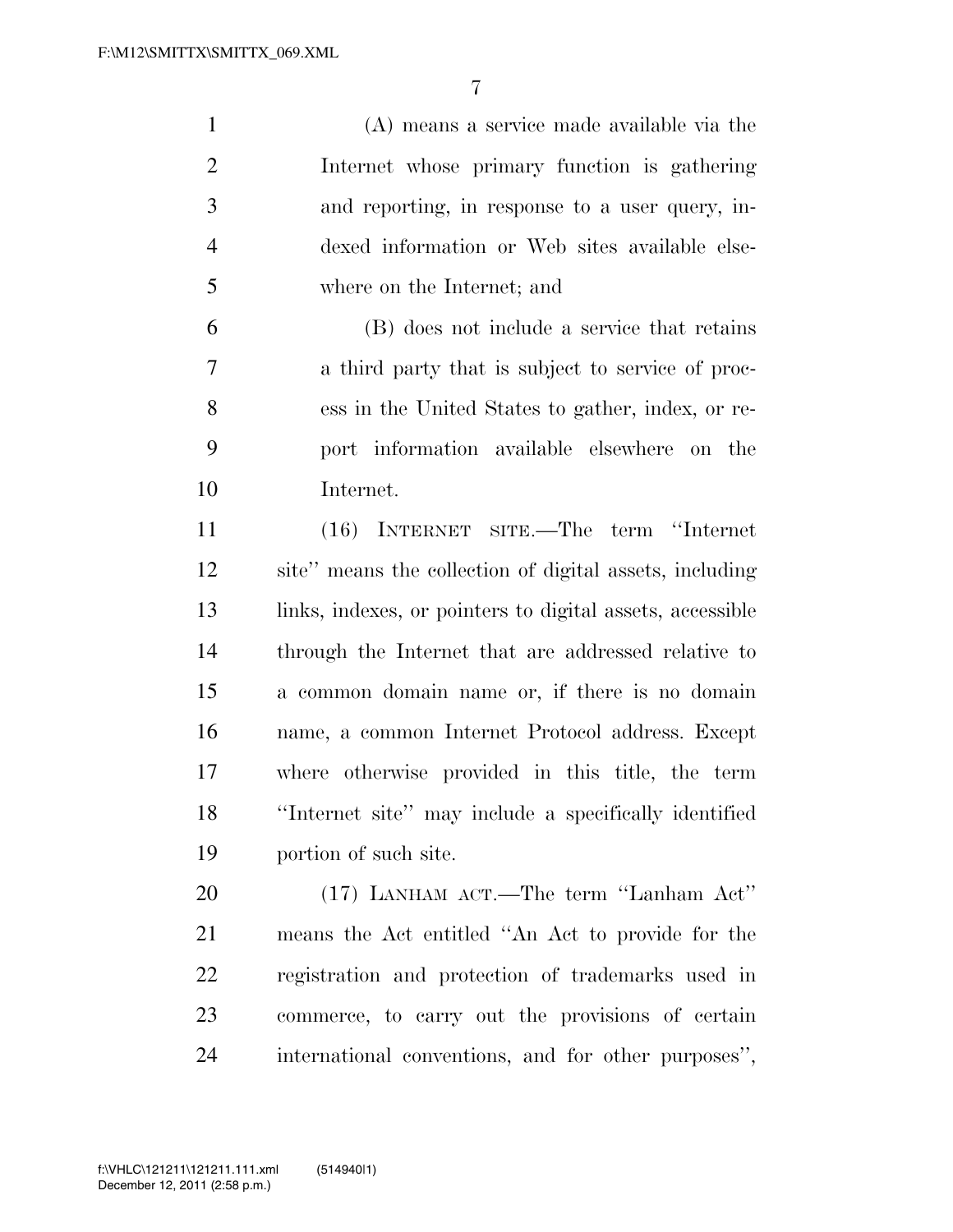(A) means a service made available via the Internet whose primary function is gathering and reporting, in response to a user query, indexed information or Web sites available elsewhere on the Internet; and

(B) does not include a service that retains a third party that is subject to service of process in the United States to gather, index, or report information available elsewhere on the Internet.

(16) INTERNET SITE.—The term ''Internet site'' means the collection of digital assets, including links, indexes, or pointers to digital assets, accessible through the Internet that are addressed relative to a common domain name or, if there is no domain name, a common Internet Protocol address. Except where otherwise provided in this title, the term ''Internet site'' may include a specifically identified portion of such site.

(17) LANHAM ACT.—The term ''Lanham Act'' means the Act entitled ''An Act to provide for the registration and protection of trademarks used in commerce, to carry out the provisions of certain international conventions, and for other purposes'',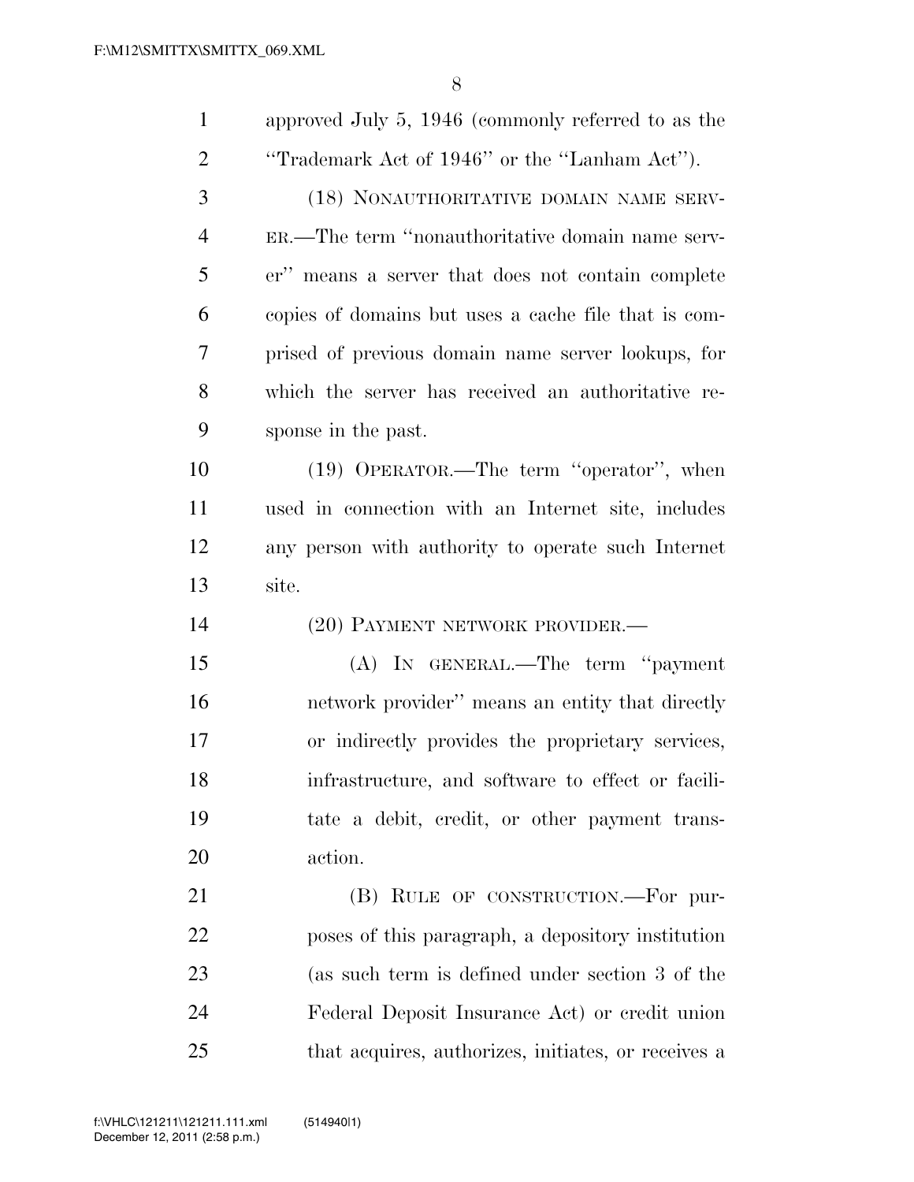approved July 5, 1946 (commonly referred to as the "Trademark Act of 1946" or the "Lanham Act").

(18) NONAUTHORITATIVE DOMAIN NAME SERVER.—The term "nonauthoritative domain name server" means a server that does not contain complete copies of domains but uses a cache file that is comprised of previous domain name server lookups, for which the server has received an authoritative response in the past.

(19) OPERATOR.—The term "operator", when used in connection with an Internet site, includes any person with authority to operate such Internet site.

(20) PAYMENT NETWORK PROVIDER.—

(A) IN GENERAL.—The term "payment network provider" means an entity that directly or indirectly provides the proprietary services, infrastructure, and software to effect or facilitate a debit, credit, or other payment transaction.

(B) RULE OF CONSTRUCTION.—For purposes of this paragraph, a depository institution (as such term is defined under section 3 of the Federal Deposit Insurance Act) or credit union that acquires, authorizes, initiates, or receives a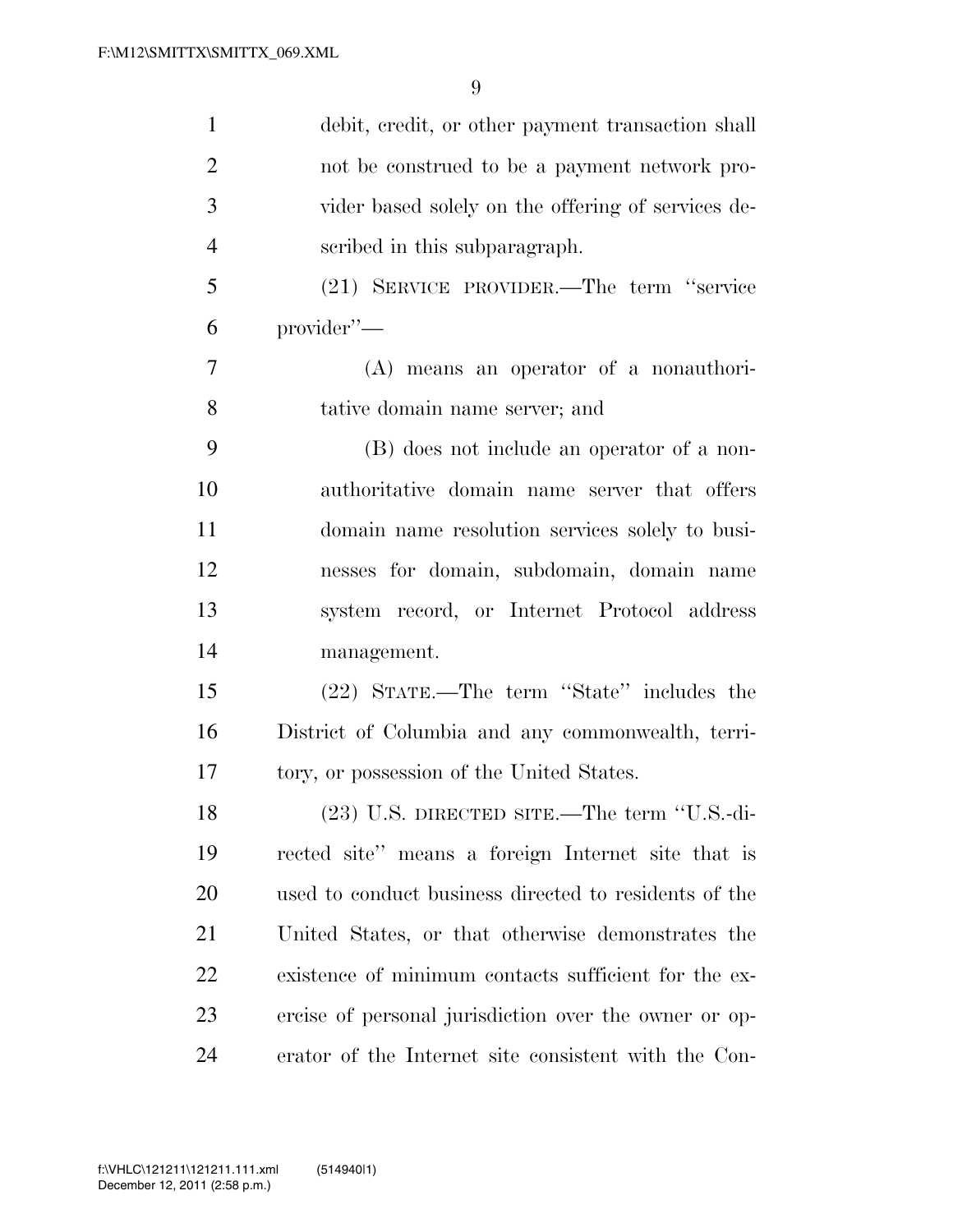debit, credit, or other payment transaction shall not be construed to be a payment network provider based solely on the offering of services described in this subparagraph.

(21) SERVICE PROVIDER.—The term ''service provider''—

(A) means an operator of a nonauthoritative domain name server; and

(B) does not include an operator of a nonauthoritative domain name server that offers domain name resolution services solely to businesses for domain, subdomain, domain name system record, or Internet Protocol address management.

(22) STATE.—The term ''State'' includes the District of Columbia and any commonwealth, territory, or possession of the United States.

(23) U.S. DIRECTED SITE.—The term ''U.S.-directed site'' means a foreign Internet site that is used to conduct business directed to residents of the United States, or that otherwise demonstrates the existence of minimum contacts sufficient for the exercise of personal jurisdiction over the owner or operator of the Internet site consistent with the Con-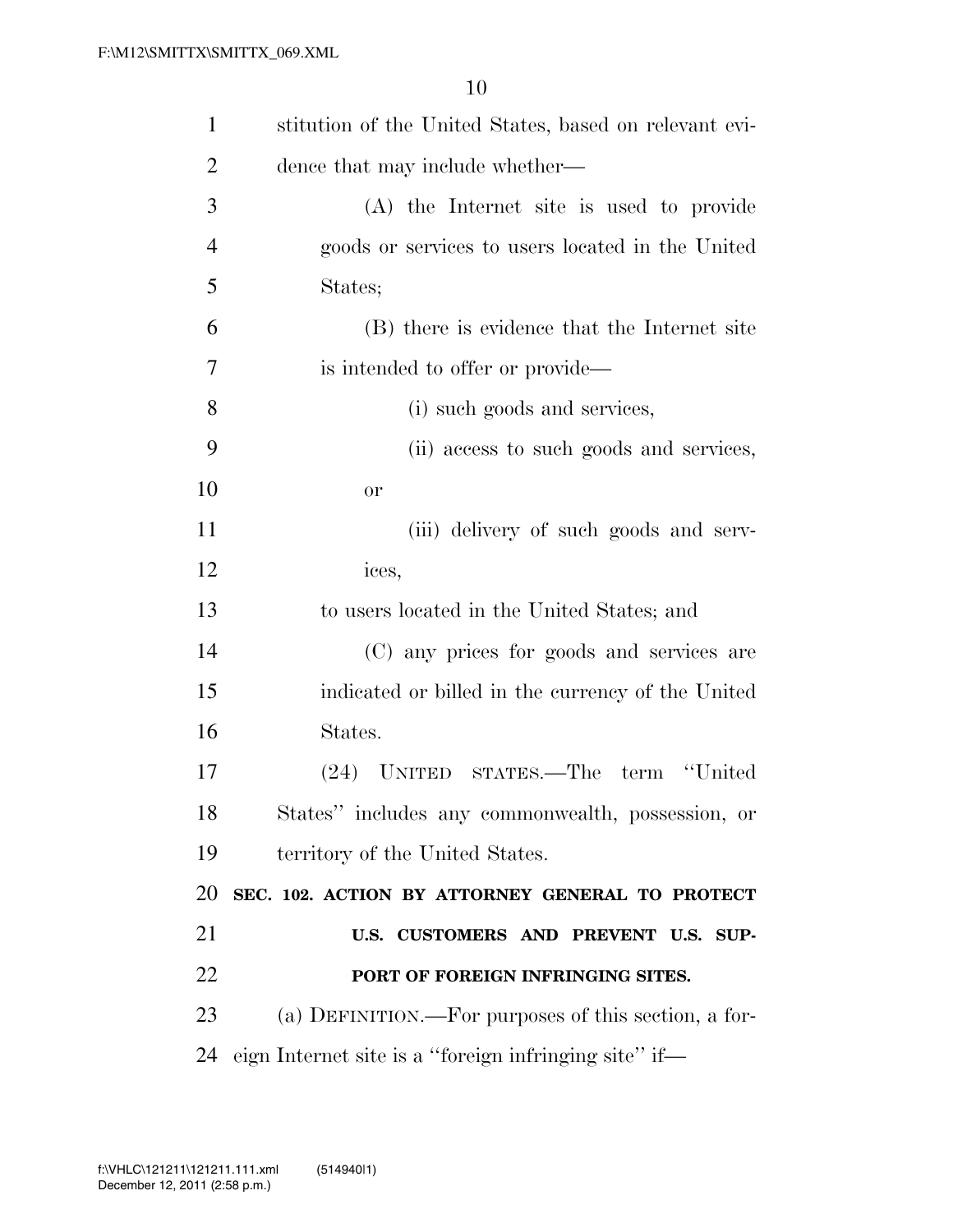stitution of the United States, based on relevant evidence that may include whether—

(A) the Internet site is used to provide goods or services to users located in the United States;

(B) there is evidence that the Internet site is intended to offer or provide—

(i) such goods and services,

(ii) access to such goods and services, or

(iii) delivery of such goods and services,

to users located in the United States; and

(C) any prices for goods and services are indicated or billed in the currency of the United States.

(24) UNITED STATES.—The term ''United States'' includes any commonwealth, possession, or territory of the United States.

**SEC. 102. ACTION BY ATTORNEY GENERAL TO PROTECT U.S. CUSTOMERS AND PREVENT U.S. SUPPORT OF FOREIGN INFRINGING SITES.**

(a) DEFINITION.—For purposes of this section, a foreign Internet site is a ''foreign infringing site'' if—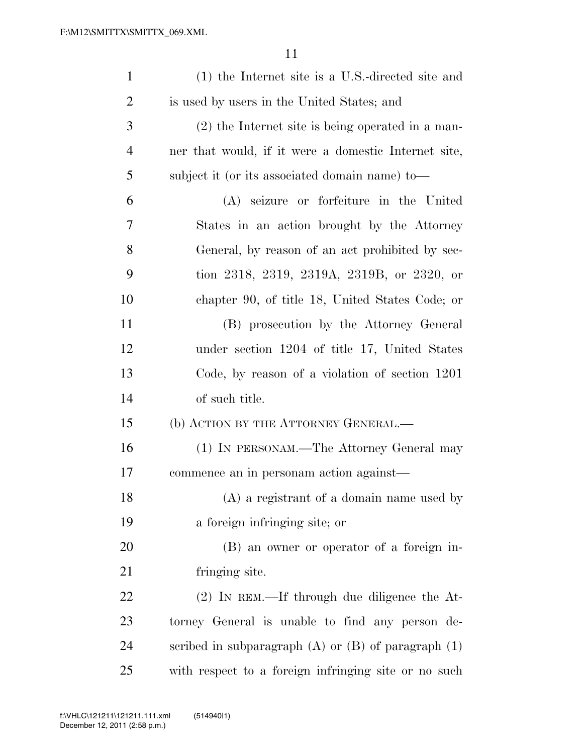(1) the Internet site is a U.S.-directed site and is used by users in the United States; and

(2) the Internet site is being operated in a manner that would, if it were a domestic Internet site, subject it (or its associated domain name) to—

(A) seizure or forfeiture in the United States in an action brought by the Attorney General, by reason of an act prohibited by section 2318, 2319, 2319A, 2319B, or 2320, or chapter 90, of title 18, United States Code; or

(B) prosecution by the Attorney General under section 1204 of title 17, United States Code, by reason of a violation of section 1201 of such title.

(b) ACTION BY THE ATTORNEY GENERAL.—

(1) IN PERSONAM.—The Attorney General may commence an in personam action against—

(A) a registrant of a domain name used by a foreign infringing site; or

(B) an owner or operator of a foreign infringing site.

(2) IN REM.—If through due diligence the Attorney General is unable to find any person described in subparagraph (A) or (B) of paragraph (1) with respect to a foreign infringing site or no such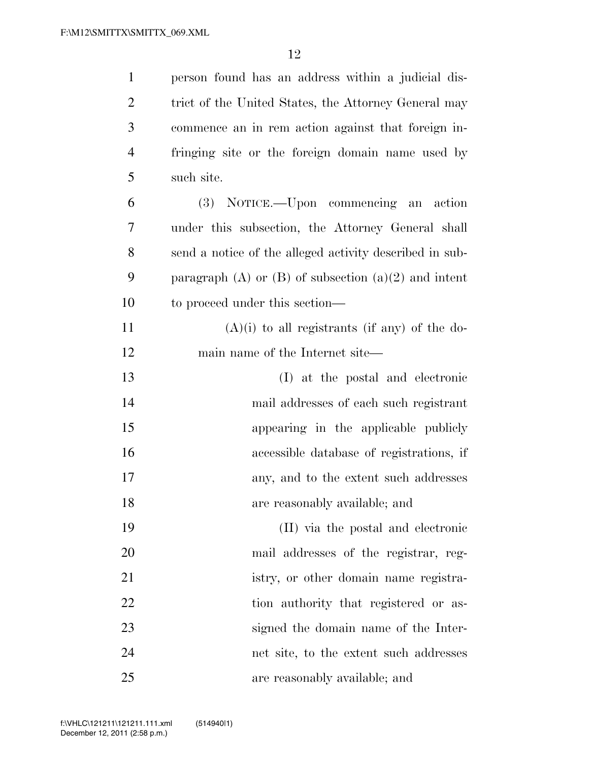person found has an address within a judicial district of the United States, the Attorney General may commence an in rem action against that foreign infringing site or the foreign domain name used by such site.

(3) NOTICE.—Upon commencing an action under this subsection, the Attorney General shall send a notice of the alleged activity described in subparagraph (A) or (B) of subsection (a)(2) and intent to proceed under this section—

(A)(i) to all registrants (if any) of the domain name of the Internet site—

(I) at the postal and electronic mail addresses of each such registrant appearing in the applicable publicly accessible database of registrations, if any, and to the extent such addresses are reasonably available; and

(II) via the postal and electronic mail addresses of the registrar, registry, or other domain name registration authority that registered or assigned the domain name of the Internet site, to the extent such addresses are reasonably available; and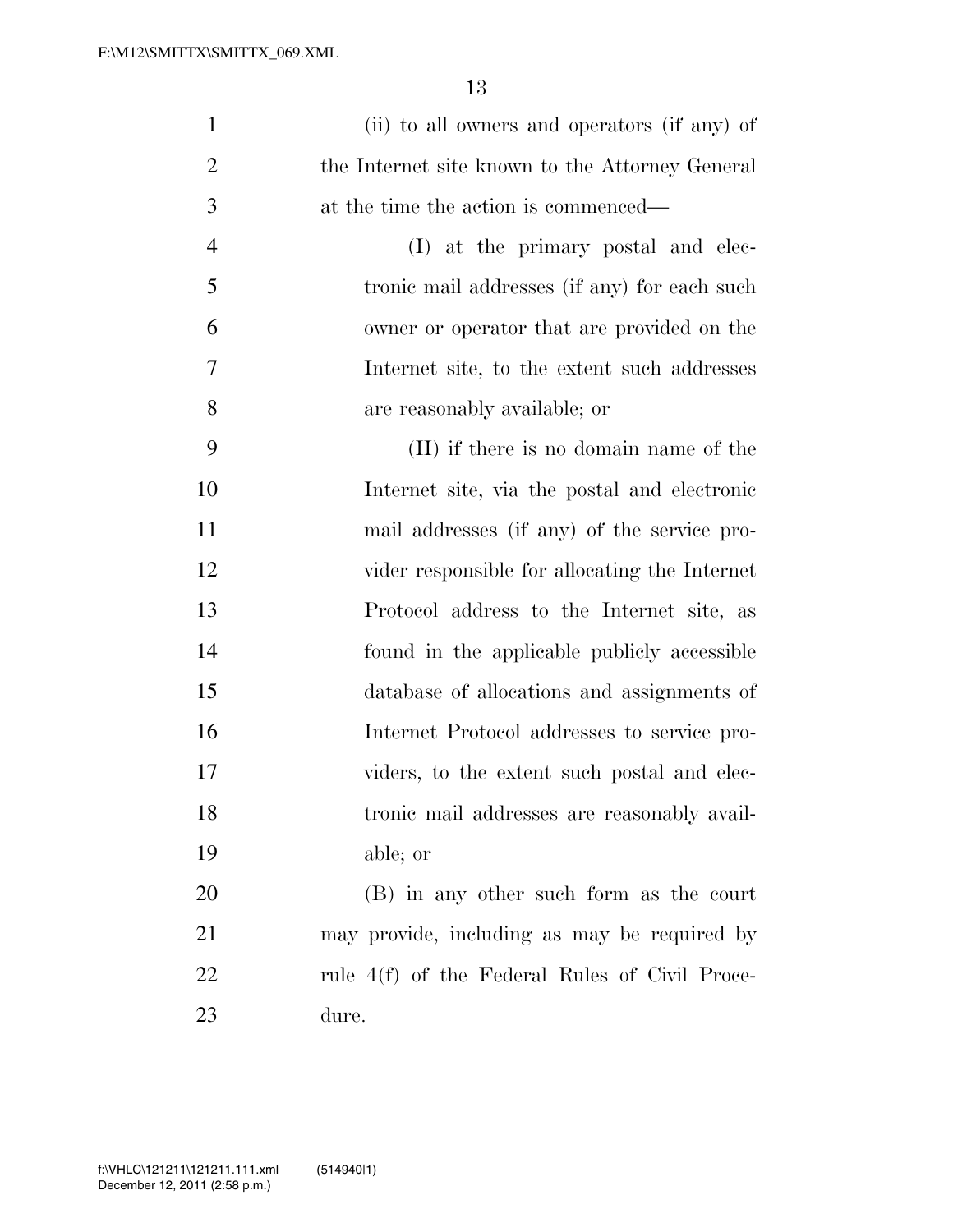(ii) to all owners and operators (if any) of the Internet site known to the Attorney General at the time the action is commenced—

(I) at the primary postal and electronic mail addresses (if any) for each such owner or operator that are provided on the Internet site, to the extent such addresses are reasonably available; or

(II) if there is no domain name of the Internet site, via the postal and electronic mail addresses (if any) of the service provider responsible for allocating the Internet Protocol address to the Internet site, as found in the applicable publicly accessible database of allocations and assignments of Internet Protocol addresses to service providers, to the extent such postal and electronic mail addresses are reasonably available; or

(B) in any other such form as the court may provide, including as may be required by rule 4(f) of the Federal Rules of Civil Procedure.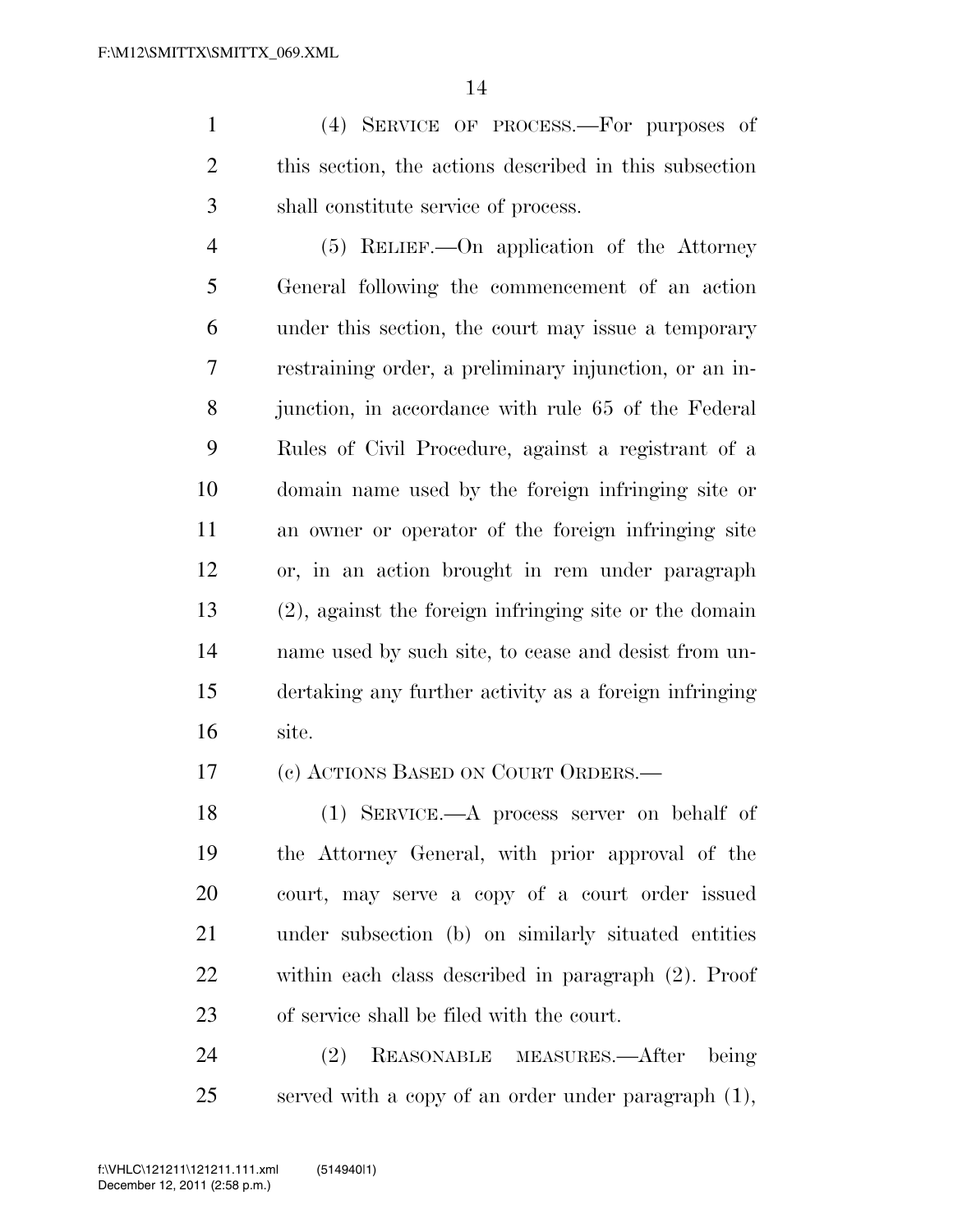(4) SERVICE OF PROCESS.—For purposes of this section, the actions described in this subsection shall constitute service of process.

(5) RELIEF.—On application of the Attorney General following the commencement of an action under this section, the court may issue a temporary restraining order, a preliminary injunction, or an injunction, in accordance with rule 65 of the Federal Rules of Civil Procedure, against a registrant of a domain name used by the foreign infringing site or an owner or operator of the foreign infringing site or, in an action brought in rem under paragraph (2), against the foreign infringing site or the domain name used by such site, to cease and desist from undertaking any further activity as a foreign infringing site.

(c) ACTIONS BASED ON COURT ORDERS.—

(1) SERVICE.—A process server on behalf of the Attorney General, with prior approval of the court, may serve a copy of a court order issued under subsection (b) on similarly situated entities within each class described in paragraph (2). Proof of service shall be filed with the court.

(2) REASONABLE MEASURES.—After being served with a copy of an order under paragraph (1),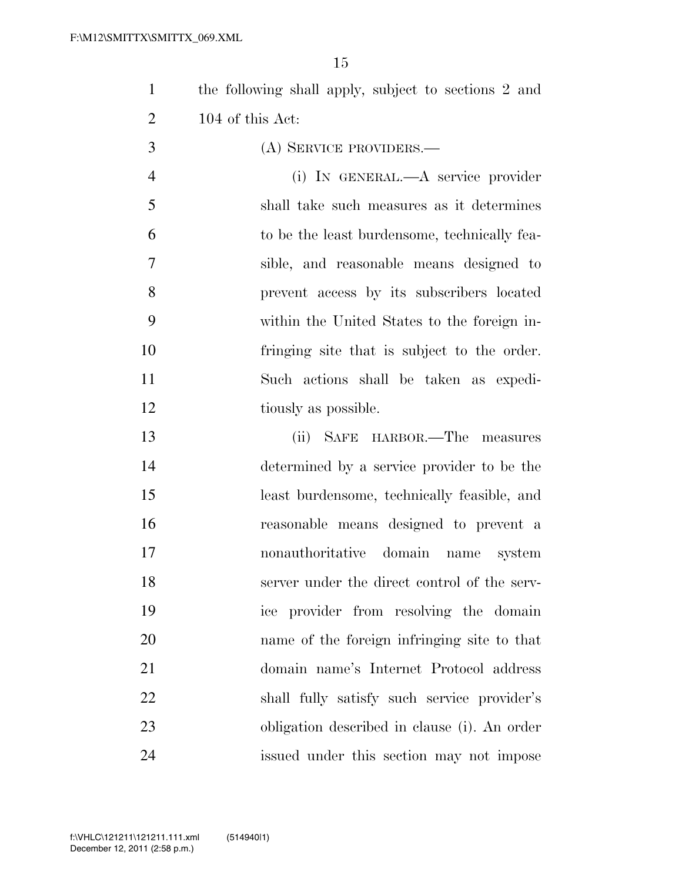the following shall apply, subject to sections 2 and 104 of this Act:

(A) SERVICE PROVIDERS.—

(i) IN GENERAL.—A service provider shall take such measures as it determines to be the least burdensome, technically feasible, and reasonable means designed to prevent access by its subscribers located within the United States to the foreign infringing site that is subject to the order. Such actions shall be taken as expeditiously as possible.

(ii) SAFE HARBOR.—The measures determined by a service provider to be the least burdensome, technically feasible, and reasonable means designed to prevent a nonauthoritative domain name system server under the direct control of the service provider from resolving the domain name of the foreign infringing site to that domain name's Internet Protocol address shall fully satisfy such service provider's obligation described in clause (i). An order issued under this section may not impose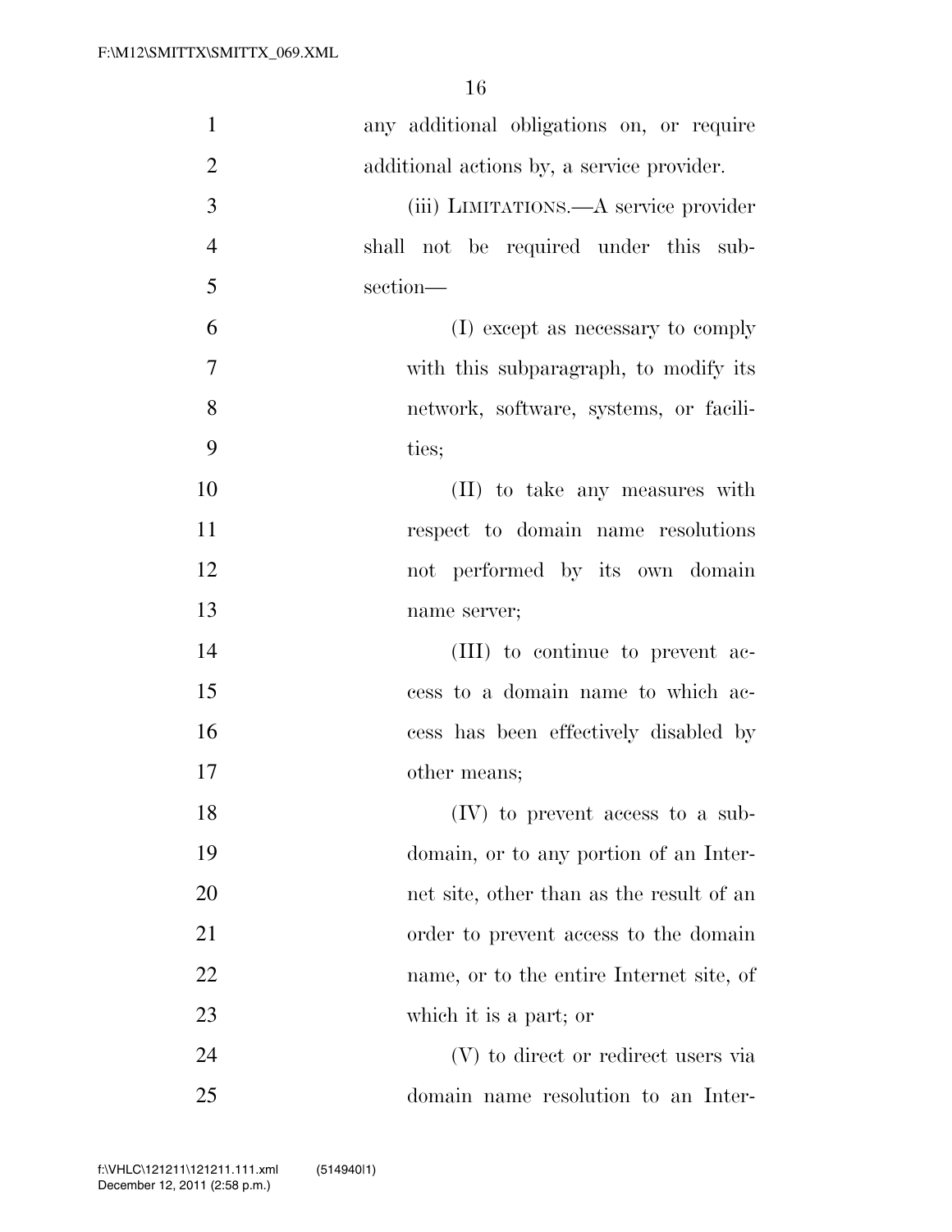any additional obligations on, or require additional actions by, a service provider.

(iii) LIMITATIONS.—A service provider shall not be required under this subsection—

(I) except as necessary to comply with this subparagraph, to modify its network, software, systems, or facilities;

(II) to take any measures with respect to domain name resolutions not performed by its own domain name server;

(III) to continue to prevent access to a domain name to which access has been effectively disabled by other means;

(IV) to prevent access to a subdomain, or to any portion of an Internet site, other than as the result of an order to prevent access to the domain name, or to the entire Internet site, of which it is a part; or

(V) to direct or redirect users via domain name resolution to an Inter-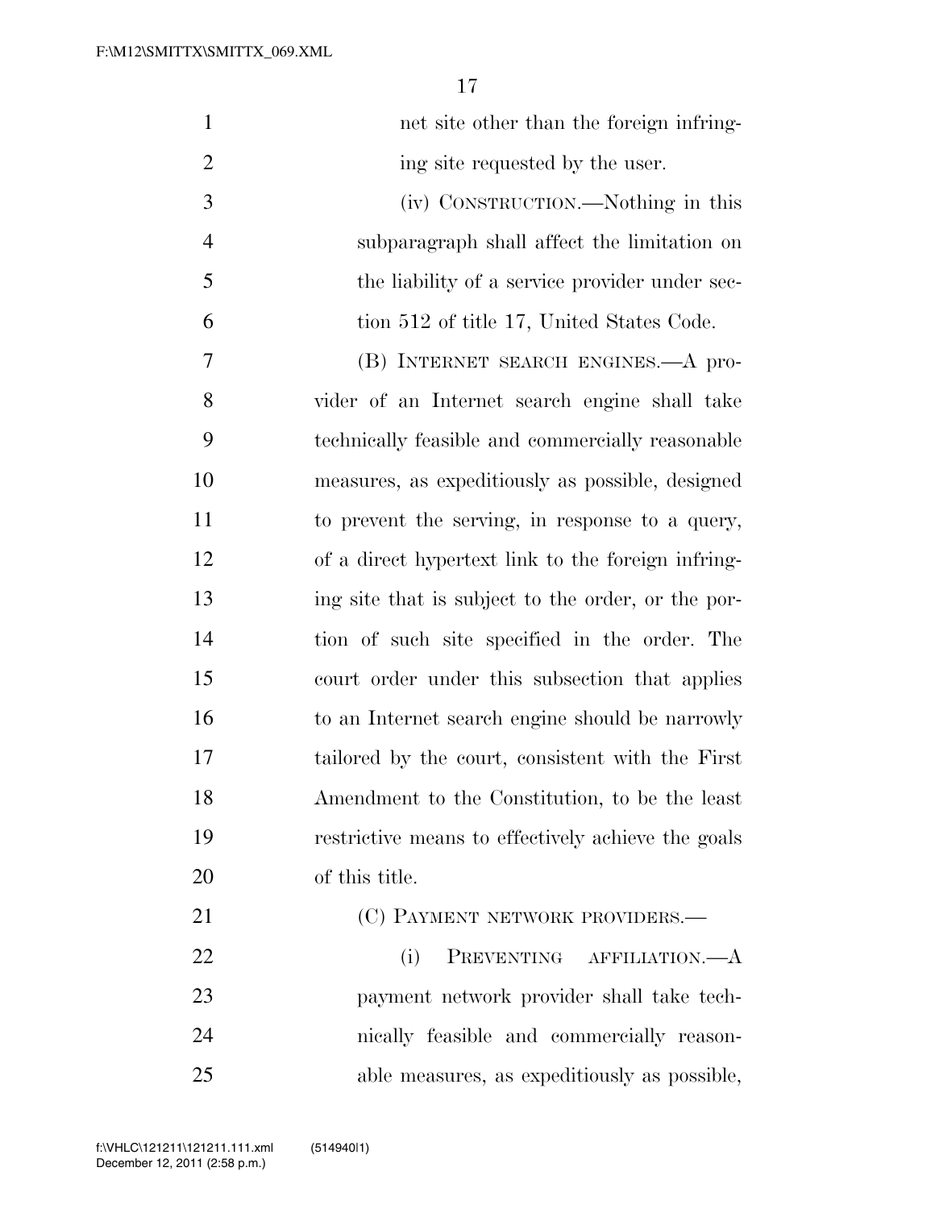net site other than the foreign infringing site requested by the user.

(iv) CONSTRUCTION.—Nothing in this subparagraph shall affect the limitation on the liability of a service provider under section 512 of title 17, United States Code.

(B) INTERNET SEARCH ENGINES.—A provider of an Internet search engine shall take technically feasible and commercially reasonable measures, as expeditiously as possible, designed to prevent the serving, in response to a query, of a direct hypertext link to the foreign infringing site that is subject to the order, or the portion of such site specified in the order. The court order under this subsection that applies to an Internet search engine should be narrowly tailored by the court, consistent with the First Amendment to the Constitution, to be the least restrictive means to effectively achieve the goals of this title.

(C) PAYMENT NETWORK PROVIDERS.—

(i) PREVENTING AFFILIATION.—A payment network provider shall take technically feasible and commercially reasonable measures, as expeditiously as possible,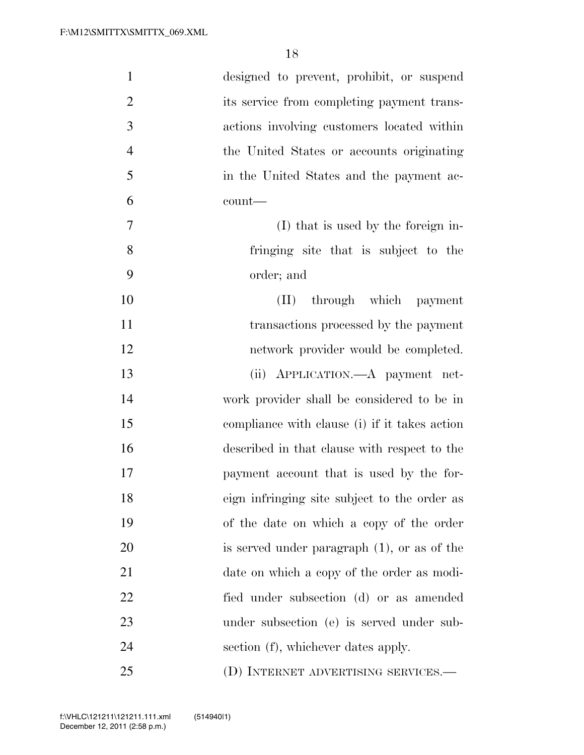designed to prevent, prohibit, or suspend its service from completing payment transactions involving customers located within the United States or accounts originating in the United States and the payment account—

(I) that is used by the foreign infringing site that is subject to the order; and

(II) through which payment transactions processed by the payment network provider would be completed.

(ii) APPLICATION.—A payment network provider shall be considered to be in compliance with clause (i) if it takes action described in that clause with respect to the payment account that is used by the foreign infringing site subject to the order as of the date on which a copy of the order is served under paragraph (1), or as of the date on which a copy of the order as modified under subsection (d) or as amended under subsection (e) is served under subsection (f), whichever dates apply.

(D) INTERNET ADVERTISING SERVICES.—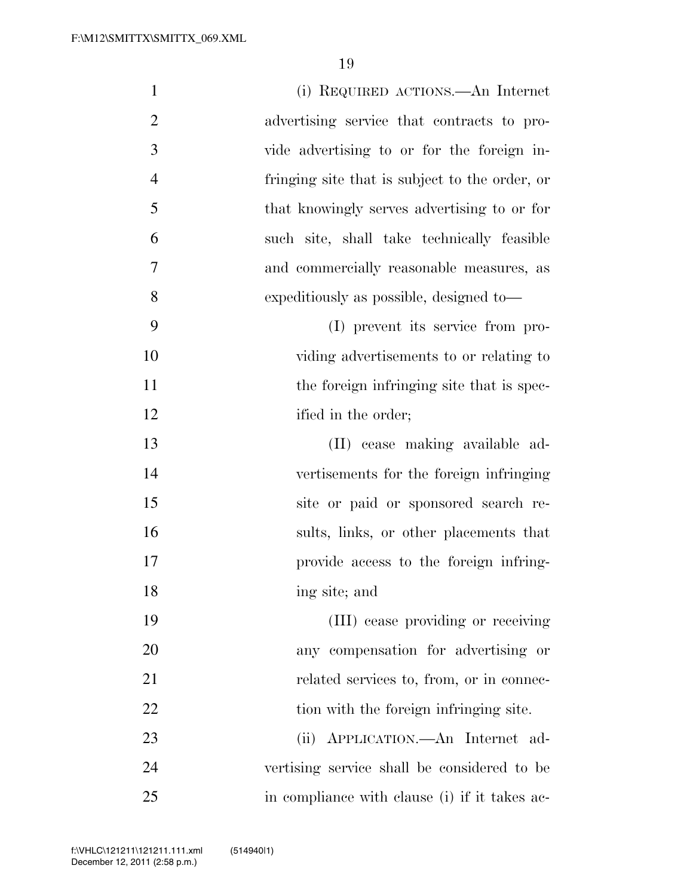(i) REQUIRED ACTIONS.—An Internet advertising service that contracts to provide advertising to or for the foreign infringing site that is subject to the order, or that knowingly serves advertising to or for such site, shall take technically feasible and commercially reasonable measures, as expeditiously as possible, designed to—

(I) prevent its service from providing advertisements to or relating to the foreign infringing site that is specified in the order;

(II) cease making available advertisements for the foreign infringing site or paid or sponsored search results, links, or other placements that provide access to the foreign infringing site; and

(III) cease providing or receiving any compensation for advertising or related services to, from, or in connection with the foreign infringing site.

(ii) APPLICATION.—An Internet advertising service shall be considered to be in compliance with clause (i) if it takes ac-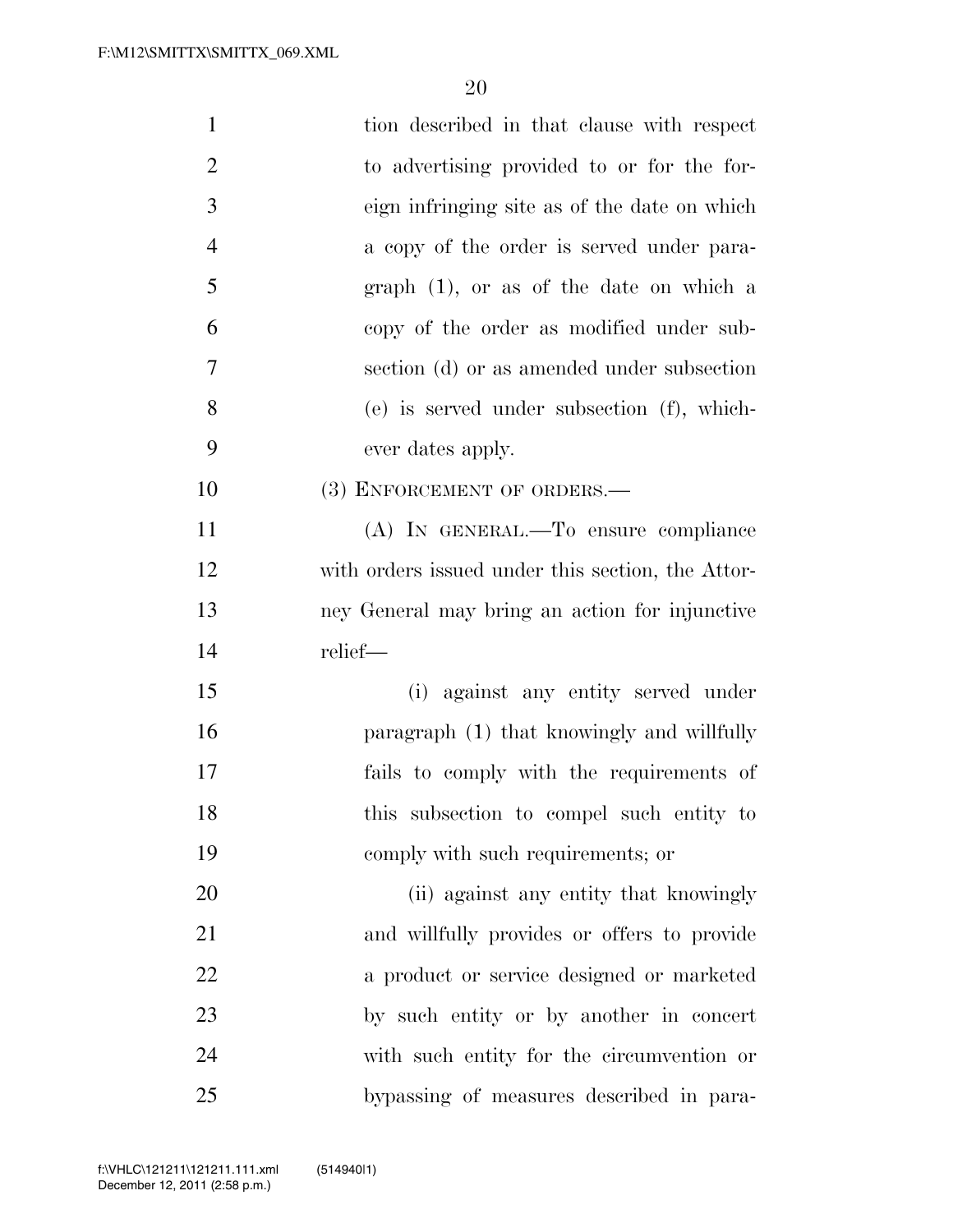tion described in that clause with respect to advertising provided to or for the foreign infringing site as of the date on which a copy of the order is served under paragraph (1), or as of the date on which a copy of the order as modified under subsection (d) or as amended under subsection (e) is served under subsection (f), whichever dates apply.

(3) ENFORCEMENT OF ORDERS.—

(A) IN GENERAL.—To ensure compliance with orders issued under this section, the Attorney General may bring an action for injunctive relief—

(i) against any entity served under paragraph (1) that knowingly and willfully fails to comply with the requirements of this subsection to compel such entity to comply with such requirements; or

(ii) against any entity that knowingly and willfully provides or offers to provide a product or service designed or marketed by such entity or by another in concert with such entity for the circumvention or bypassing of measures described in para-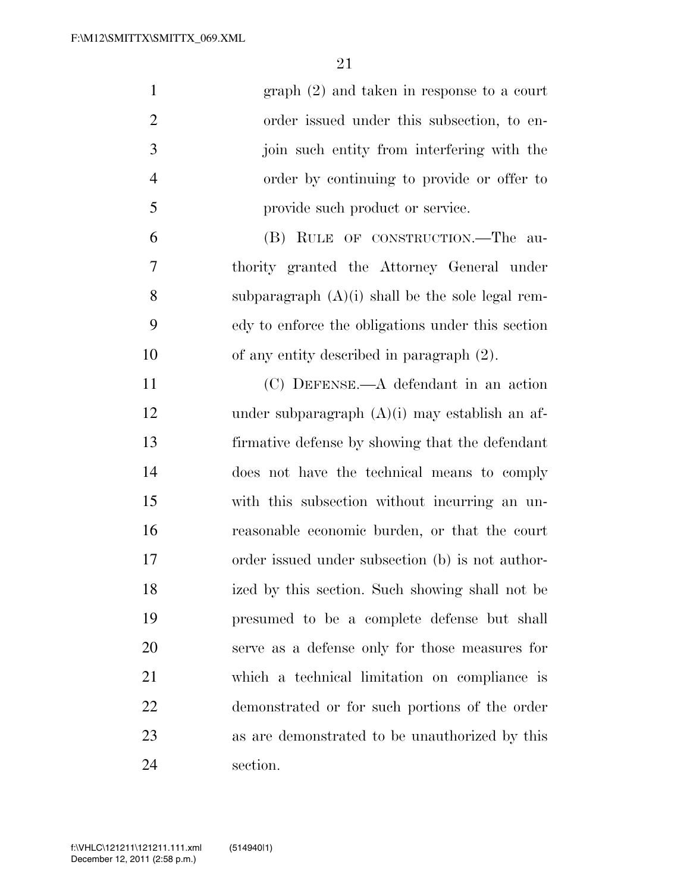graph (2) and taken in response to a court order issued under this subsection, to enjoin such entity from interfering with the order by continuing to provide or offer to provide such product or service.

(B) RULE OF CONSTRUCTION.—The authority granted the Attorney General under subparagraph (A)(i) shall be the sole legal remedy to enforce the obligations under this section of any entity described in paragraph (2).

(C) DEFENSE.—A defendant in an action under subparagraph (A)(i) may establish an affirmative defense by showing that the defendant does not have the technical means to comply with this subsection without incurring an unreasonable economic burden, or that the court order issued under subsection (b) is not authorized by this section. Such showing shall not be presumed to be a complete defense but shall serve as a defense only for those measures for which a technical limitation on compliance is demonstrated or for such portions of the order as are demonstrated to be unauthorized by this section.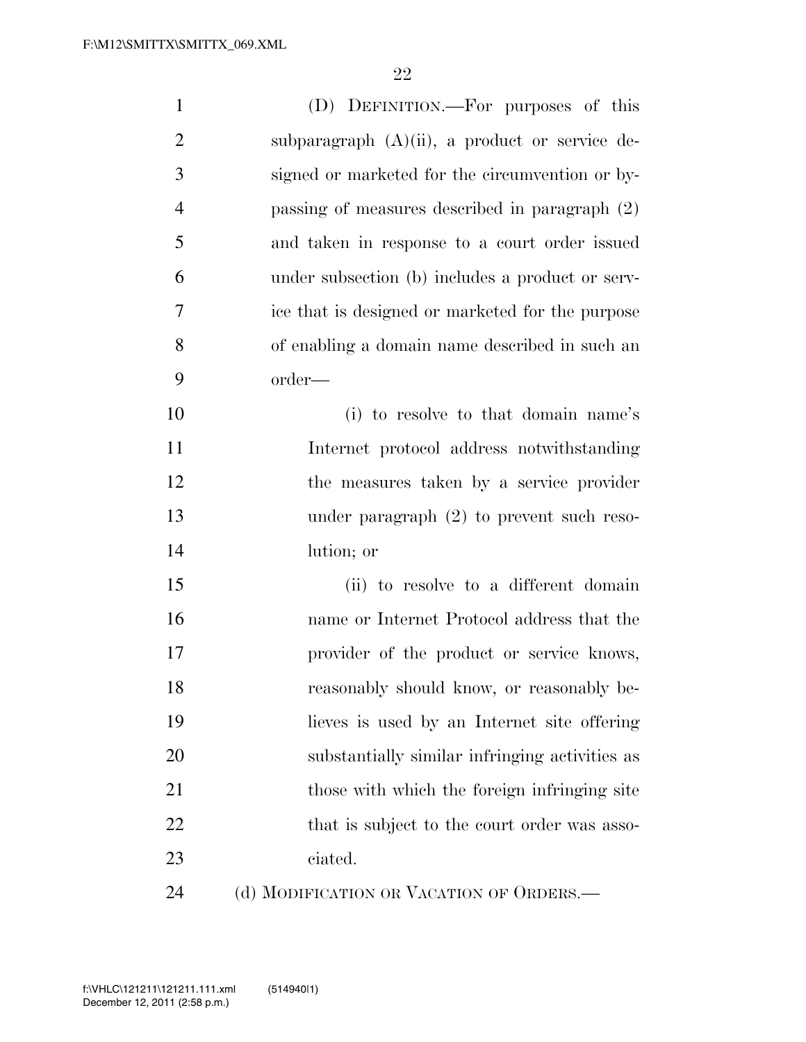(D) DEFINITION.—For purposes of this subparagraph (A)(ii), a product or service designed or marketed for the circumvention or bypassing of measures described in paragraph (2) and taken in response to a court order issued under subsection (b) includes a product or service that is designed or marketed for the purpose of enabling a domain name described in such an order—

(i) to resolve to that domain name's Internet protocol address notwithstanding the measures taken by a service provider under paragraph (2) to prevent such resolution; or

(ii) to resolve to a different domain name or Internet Protocol address that the provider of the product or service knows, reasonably should know, or reasonably believes is used by an Internet site offering substantially similar infringing activities as those with which the foreign infringing site that is subject to the court order was associated.

(d) MODIFICATION OR VACATION OF ORDERS.—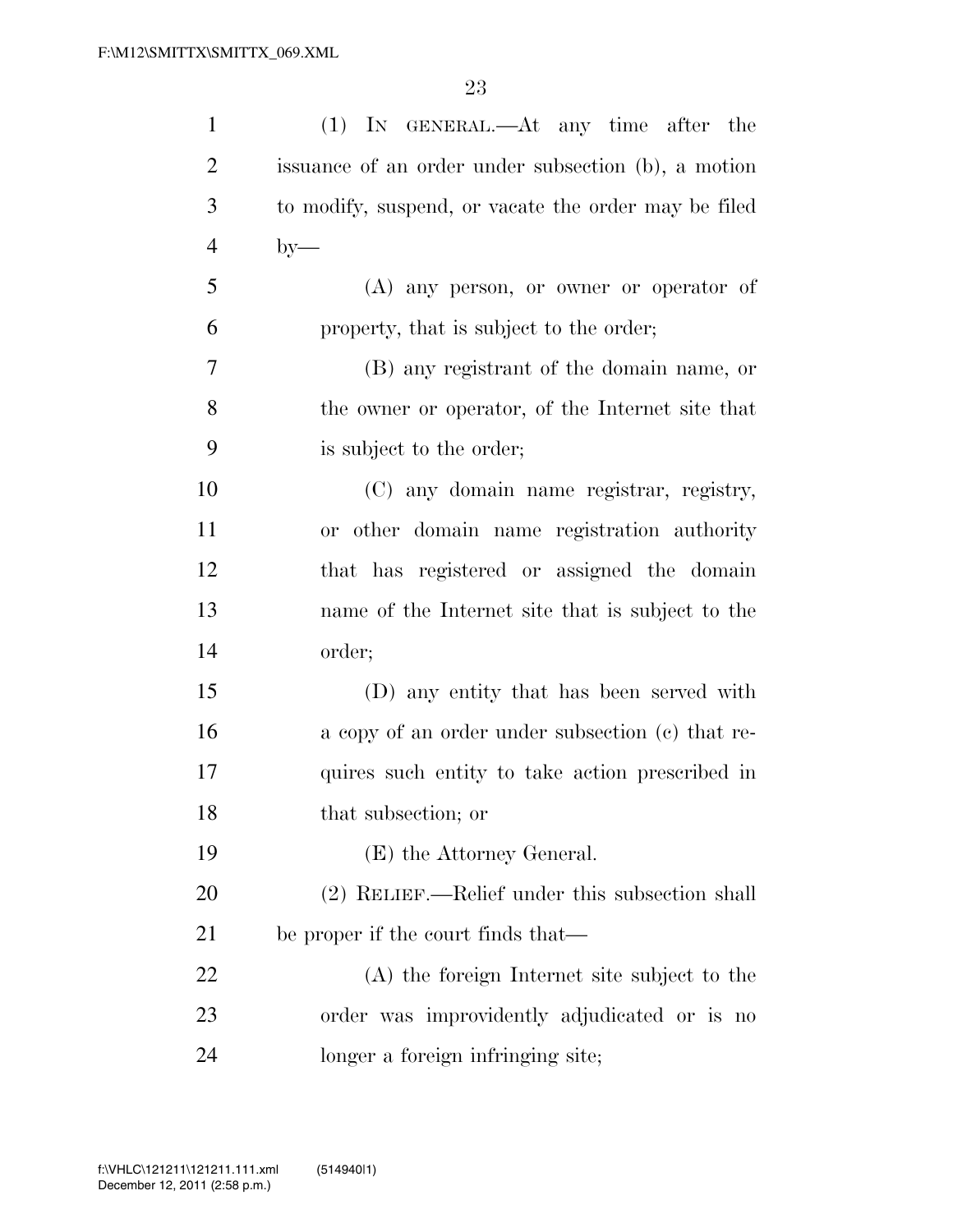(1) IN GENERAL.—At any time after the issuance of an order under subsection (b), a motion to modify, suspend, or vacate the order may be filed by—

(A) any person, or owner or operator of property, that is subject to the order;

(B) any registrant of the domain name, or the owner or operator, of the Internet site that is subject to the order;

(C) any domain name registrar, registry, or other domain name registration authority that has registered or assigned the domain name of the Internet site that is subject to the order;

(D) any entity that has been served with a copy of an order under subsection (c) that requires such entity to take action prescribed in that subsection; or

(E) the Attorney General.

(2) RELIEF.—Relief under this subsection shall be proper if the court finds that—

(A) the foreign Internet site subject to the order was improvidently adjudicated or is no longer a foreign infringing site;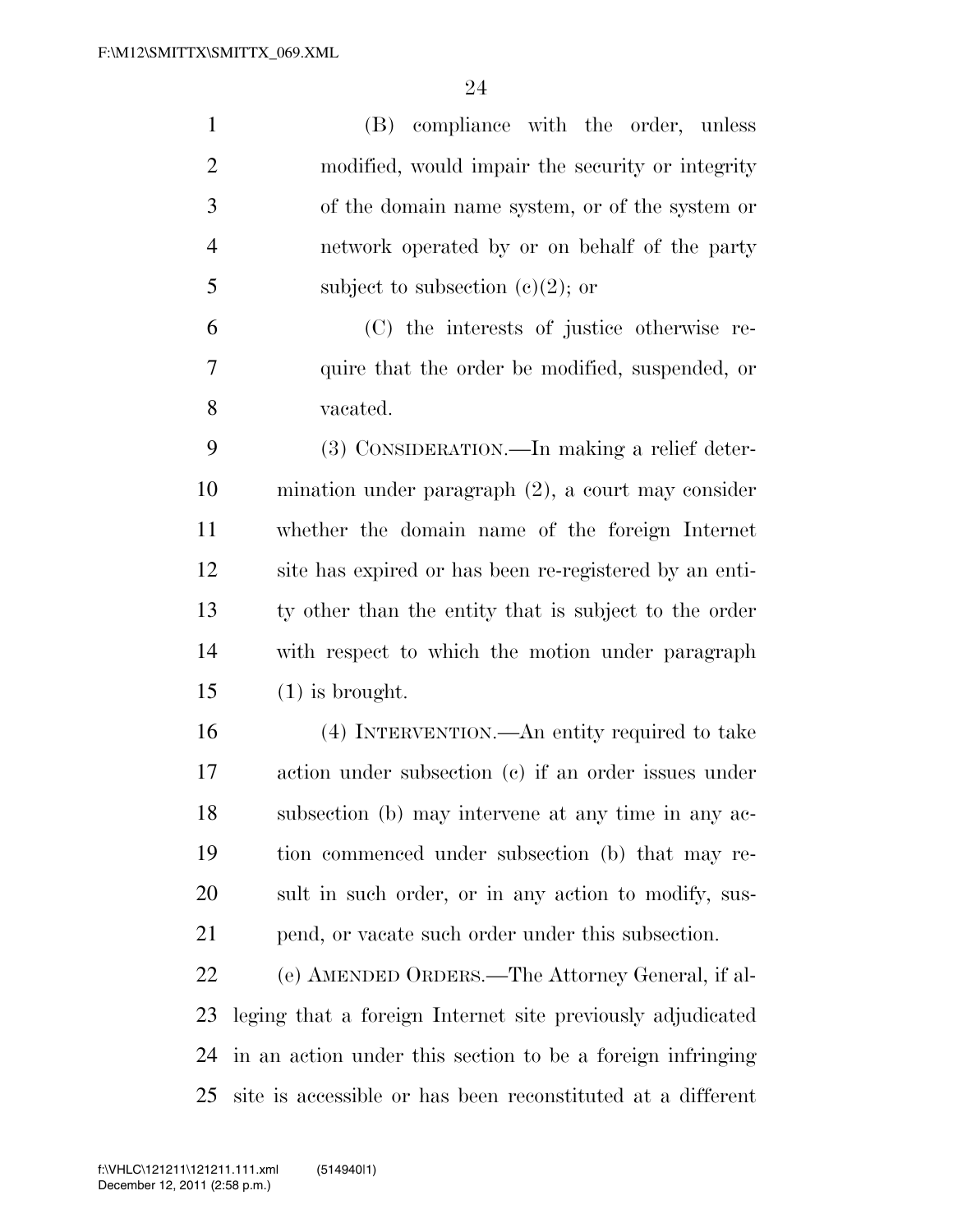(B) compliance with the order, unless modified, would impair the security or integrity of the domain name system, or of the system or network operated by or on behalf of the party subject to subsection (c)(2); or

(C) the interests of justice otherwise require that the order be modified, suspended, or vacated.

(3) CONSIDERATION.—In making a relief determination under paragraph (2), a court may consider whether the domain name of the foreign Internet site has expired or has been re-registered by an entity other than the entity that is subject to the order with respect to which the motion under paragraph (1) is brought.

(4) INTERVENTION.—An entity required to take action under subsection (c) if an order issues under subsection (b) may intervene at any time in any action commenced under subsection (b) that may result in such order, or in any action to modify, suspend, or vacate such order under this subsection.

(e) AMENDED ORDERS.—The Attorney General, if alleging that a foreign Internet site previously adjudicated in an action under this section to be a foreign infringing site is accessible or has been reconstituted at a different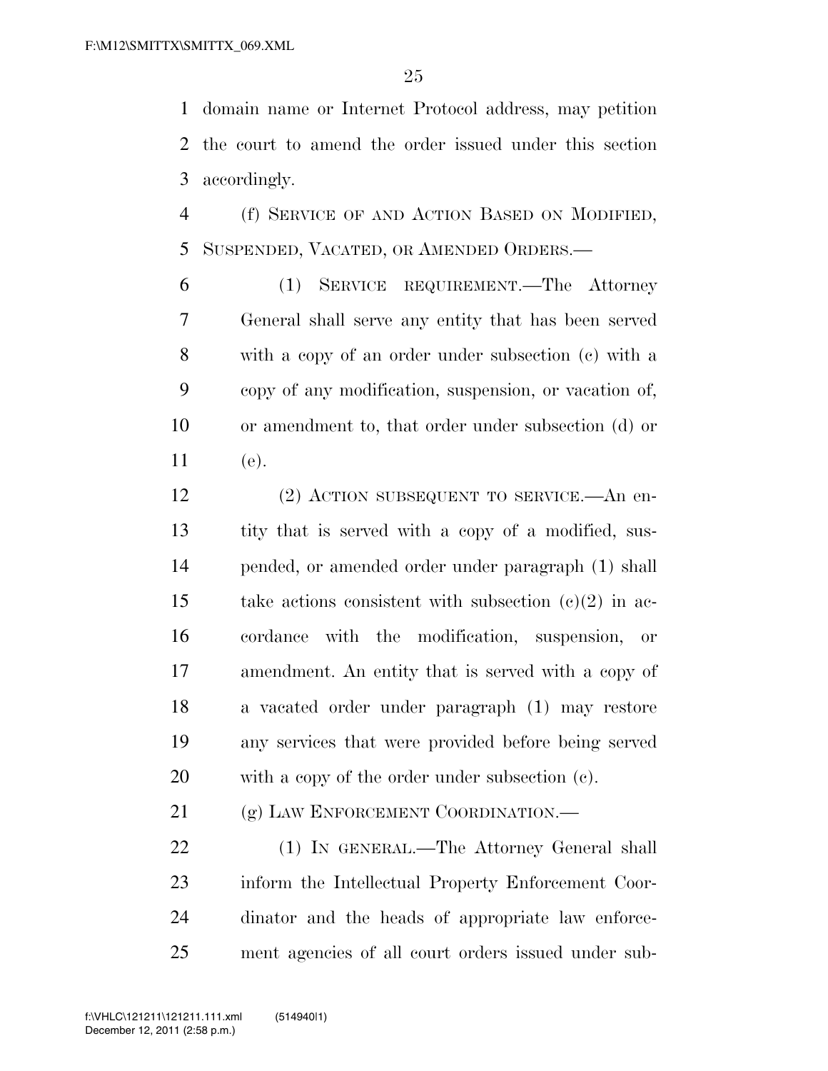domain name or Internet Protocol address, may petition the court to amend the order issued under this section accordingly.

(f) SERVICE OF AND ACTION BASED ON MODIFIED, SUSPENDED, VACATED, OR AMENDED ORDERS.—

(1) SERVICE REQUIREMENT.—The Attorney General shall serve any entity that has been served with a copy of an order under subsection (c) with a copy of any modification, suspension, or vacation of, or amendment to, that order under subsection (d) or (e).

(2) ACTION SUBSEQUENT TO SERVICE.—An entity that is served with a copy of a modified, suspended, or amended order under paragraph (1) shall take actions consistent with subsection (c)(2) in accordance with the modification, suspension, or amendment. An entity that is served with a copy of a vacated order under paragraph (1) may restore any services that were provided before being served with a copy of the order under subsection (c).

(g) LAW ENFORCEMENT COORDINATION.—

(1) IN GENERAL.—The Attorney General shall inform the Intellectual Property Enforcement Coordinator and the heads of appropriate law enforcement agencies of all court orders issued under sub-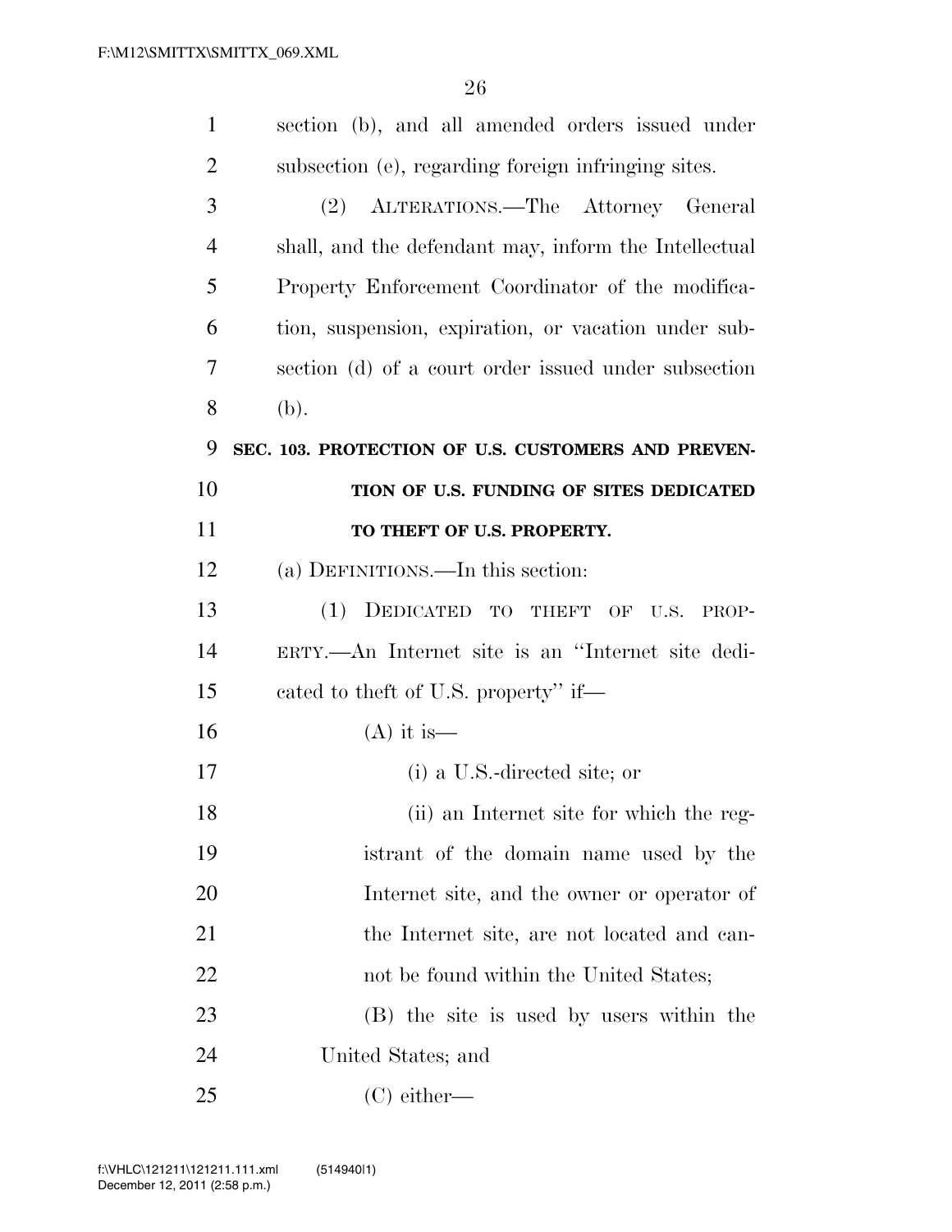section (b), and all amended orders issued under subsection (e), regarding foreign infringing sites.

(2) ALTERATIONS.—The Attorney General shall, and the defendant may, inform the Intellectual Property Enforcement Coordinator of the modification, suspension, expiration, or vacation under subsection (d) of a court order issued under subsection (b).

**SEC. 103. PROTECTION OF U.S. CUSTOMERS AND PREVENTION OF U.S. FUNDING OF SITES DEDICATED TO THEFT OF U.S. PROPERTY.**

(a) DEFINITIONS.—In this section:

(1) DEDICATED TO THEFT OF U.S. PROPERTY.—An Internet site is an "Internet site dedicated to theft of U.S. property" if—

(A) it is—

(i) a U.S.-directed site; or

(ii) an Internet site for which the registrant of the domain name used by the Internet site, and the owner or operator of the Internet site, are not located and cannot be found within the United States;

(B) the site is used by users within the United States; and

(C) either—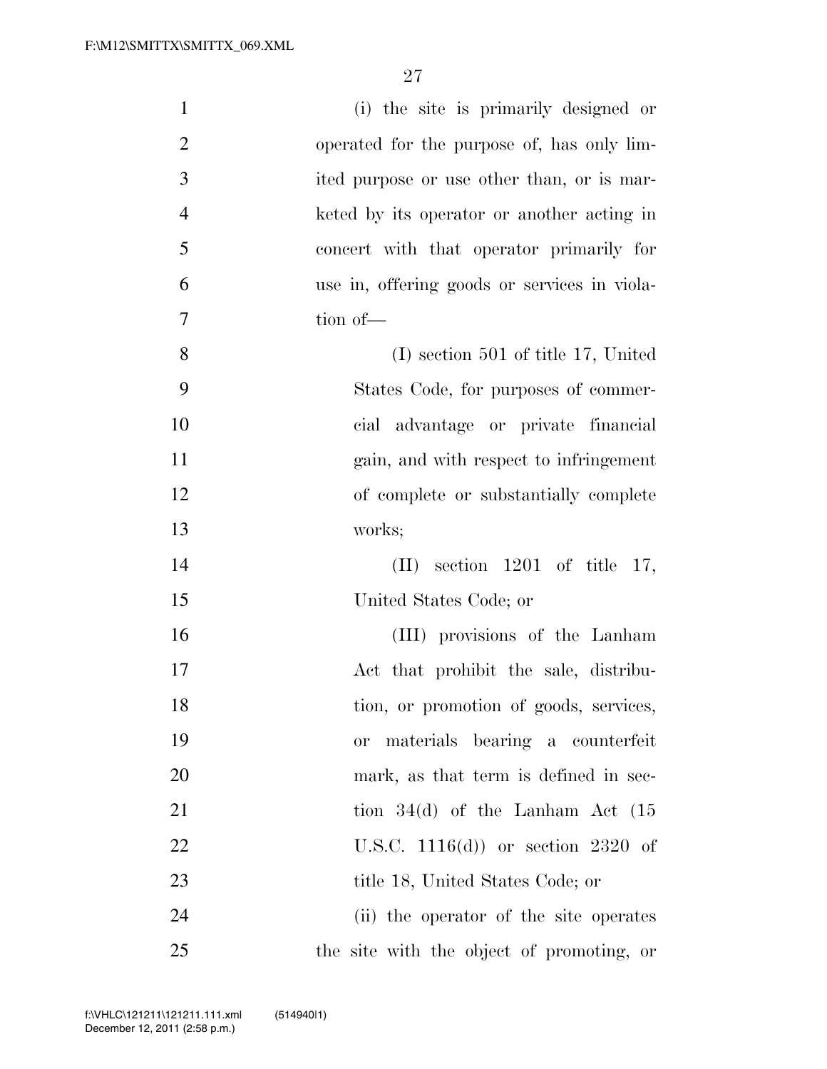(i) the site is primarily designed or operated for the purpose of, has only limited purpose or use other than, or is marketed by its operator or another acting in concert with that operator primarily for use in, offering goods or services in violation of—

(I) section 501 of title 17, United States Code, for purposes of commercial advantage or private financial gain, and with respect to infringement of complete or substantially complete works;

(II) section 1201 of title 17, United States Code; or

(III) provisions of the Lanham Act that prohibit the sale, distribution, or promotion of goods, services, or materials bearing a counterfeit mark, as that term is defined in section 34(d) of the Lanham Act (15 U.S.C. 1116(d)) or section 2320 of title 18, United States Code; or

(ii) the operator of the site operates the site with the object of promoting, or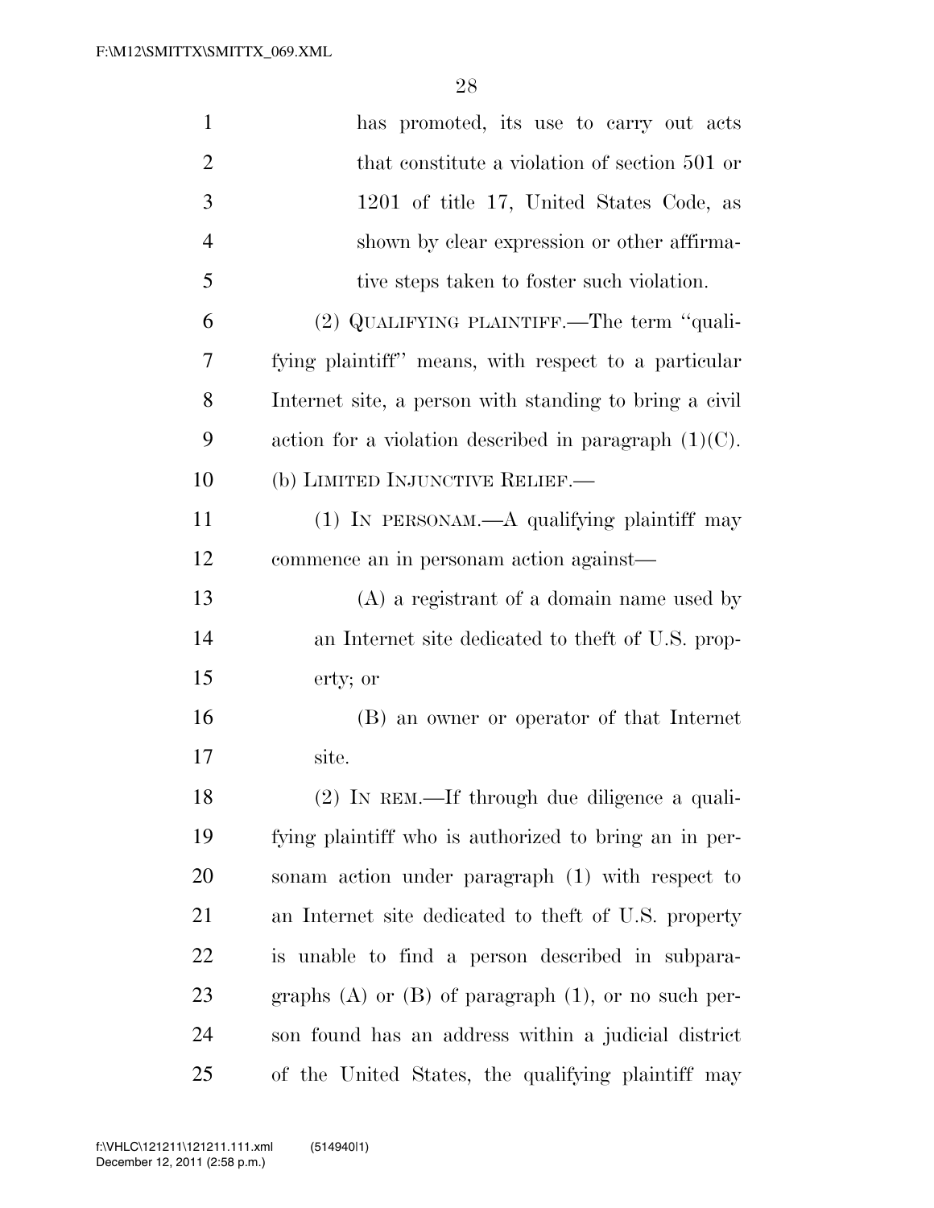has promoted, its use to carry out acts that constitute a violation of section 501 or 1201 of title 17, United States Code, as shown by clear expression or other affirmative steps taken to foster such violation.

(2) QUALIFYING PLAINTIFF.—The term ''qualifying plaintiff'' means, with respect to a particular Internet site, a person with standing to bring a civil action for a violation described in paragraph (1)(C).

(b) LIMITED INJUNCTIVE RELIEF.—

(1) IN PERSONAM.—A qualifying plaintiff may commence an in personam action against—

(A) a registrant of a domain name used by an Internet site dedicated to theft of U.S. property; or

(B) an owner or operator of that Internet site.

(2) IN REM.—If through due diligence a qualifying plaintiff who is authorized to bring an in personam action under paragraph (1) with respect to an Internet site dedicated to theft of U.S. property is unable to find a person described in subparagraphs (A) or (B) of paragraph (1), or no such person found has an address within a judicial district of the United States, the qualifying plaintiff may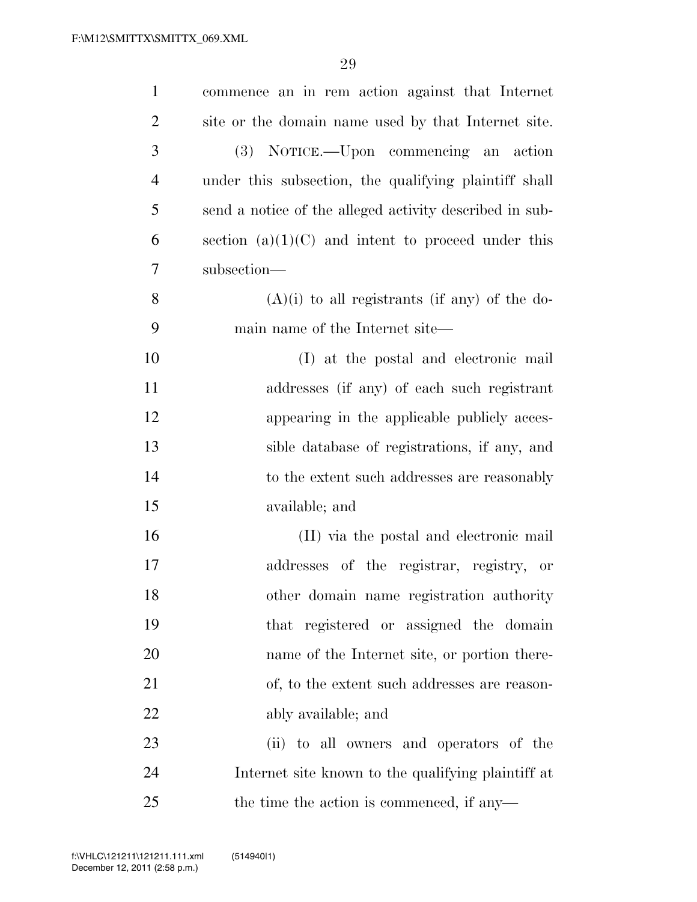commence an in rem action against that Internet site or the domain name used by that Internet site.

(3) NOTICE.—Upon commencing an action under this subsection, the qualifying plaintiff shall send a notice of the alleged activity described in subsection (a)(1)(C) and intent to proceed under this subsection—

(A)(i) to all registrants (if any) of the domain name of the Internet site—

(I) at the postal and electronic mail addresses (if any) of each such registrant appearing in the applicable publicly accessible database of registrations, if any, and to the extent such addresses are reasonably available; and

(II) via the postal and electronic mail addresses of the registrar, registry, or other domain name registration authority that registered or assigned the domain name of the Internet site, or portion thereof, to the extent such addresses are reasonably available; and

(ii) to all owners and operators of the Internet site known to the qualifying plaintiff at the time the action is commenced, if any—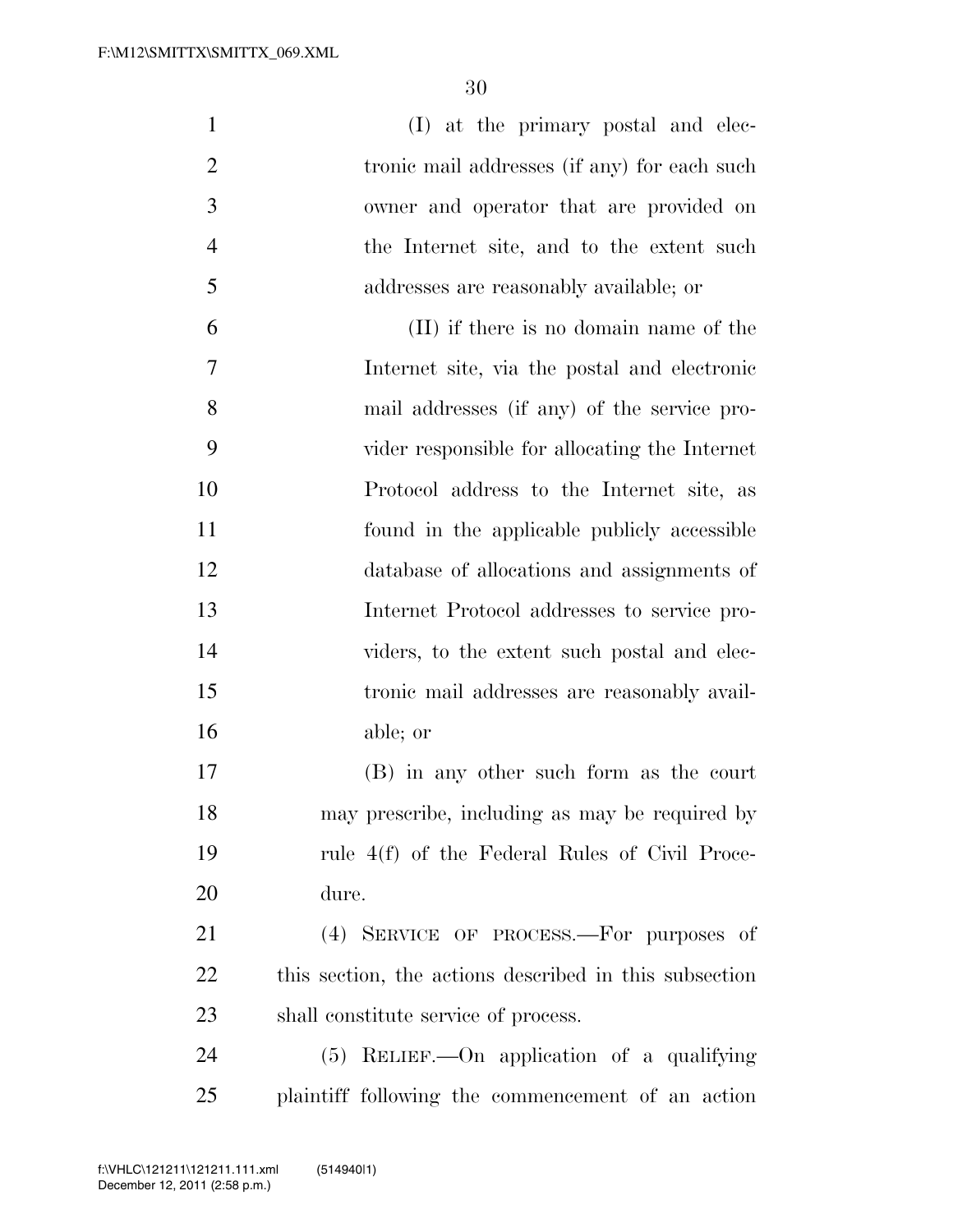(I) at the primary postal and electronic mail addresses (if any) for each such owner and operator that are provided on the Internet site, and to the extent such addresses are reasonably available; or

(II) if there is no domain name of the Internet site, via the postal and electronic mail addresses (if any) of the service provider responsible for allocating the Internet Protocol address to the Internet site, as found in the applicable publicly accessible database of allocations and assignments of Internet Protocol addresses to service providers, to the extent such postal and electronic mail addresses are reasonably available; or

(B) in any other such form as the court may prescribe, including as may be required by rule 4(f) of the Federal Rules of Civil Procedure.

(4) SERVICE OF PROCESS.—For purposes of this section, the actions described in this subsection shall constitute service of process.

(5) RELIEF.—On application of a qualifying plaintiff following the commencement of an action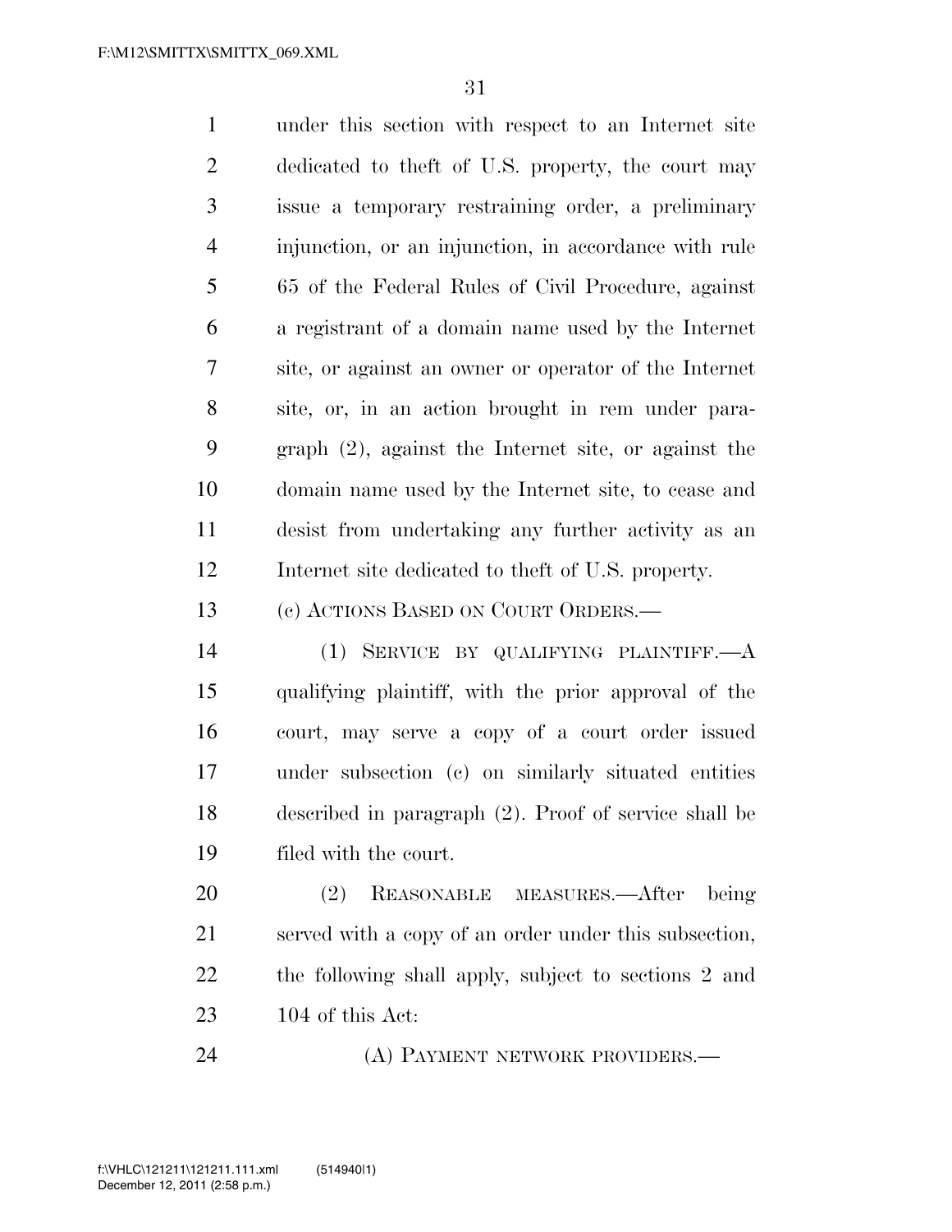under this section with respect to an Internet site dedicated to theft of U.S. property, the court may issue a temporary restraining order, a preliminary injunction, or an injunction, in accordance with rule 65 of the Federal Rules of Civil Procedure, against a registrant of a domain name used by the Internet site, or against an owner or operator of the Internet site, or, in an action brought in rem under paragraph (2), against the Internet site, or against the domain name used by the Internet site, to cease and desist from undertaking any further activity as an Internet site dedicated to theft of U.S. property.

(c) ACTIONS BASED ON COURT ORDERS.—

(1) SERVICE BY QUALIFYING PLAINTIFF.—A qualifying plaintiff, with the prior approval of the court, may serve a copy of a court order issued under subsection (c) on similarly situated entities described in paragraph (2). Proof of service shall be filed with the court.

(2) REASONABLE MEASURES.—After being served with a copy of an order under this subsection, the following shall apply, subject to sections 2 and 104 of this Act:

(A) PAYMENT NETWORK PROVIDERS.—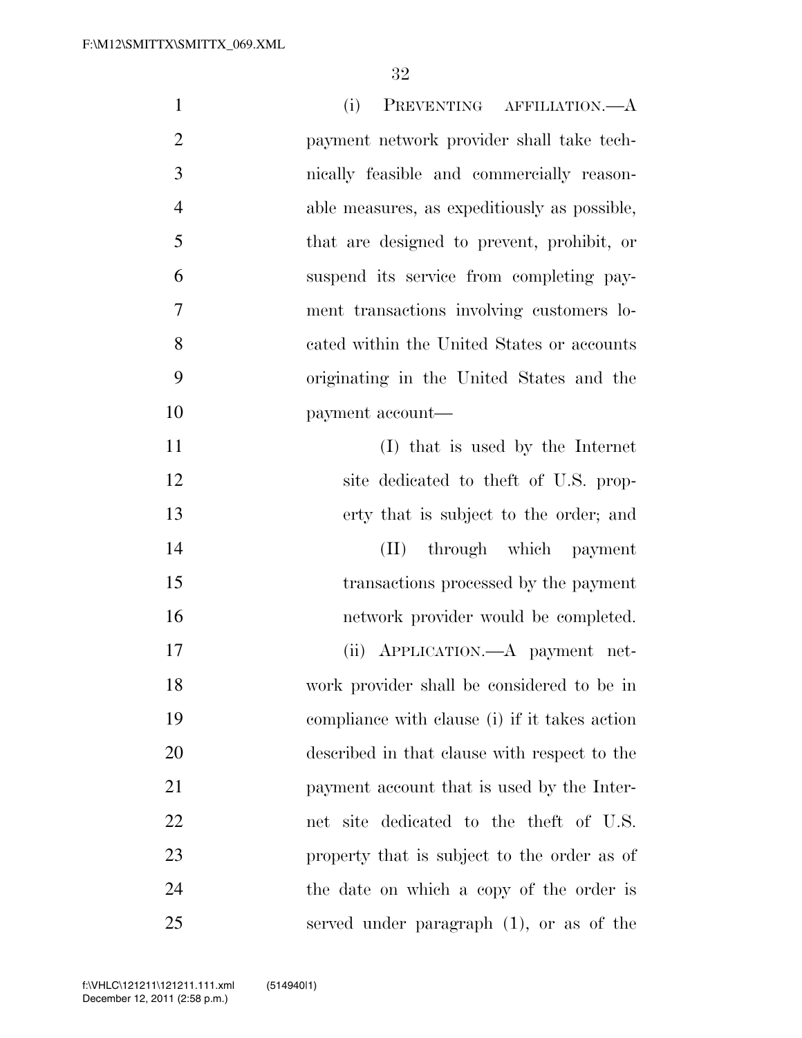(i) PREVENTING AFFILIATION.—A payment network provider shall take technically feasible and commercially reasonable measures, as expeditiously as possible, that are designed to prevent, prohibit, or suspend its service from completing payment transactions involving customers located within the United States or accounts originating in the United States and the payment account—

(I) that is used by the Internet site dedicated to theft of U.S. property that is subject to the order; and

(II) through which payment transactions processed by the payment network provider would be completed.

(ii) APPLICATION.—A payment network provider shall be considered to be in compliance with clause (i) if it takes action described in that clause with respect to the payment account that is used by the Internet site dedicated to the theft of U.S. property that is subject to the order as of the date on which a copy of the order is served under paragraph (1), or as of the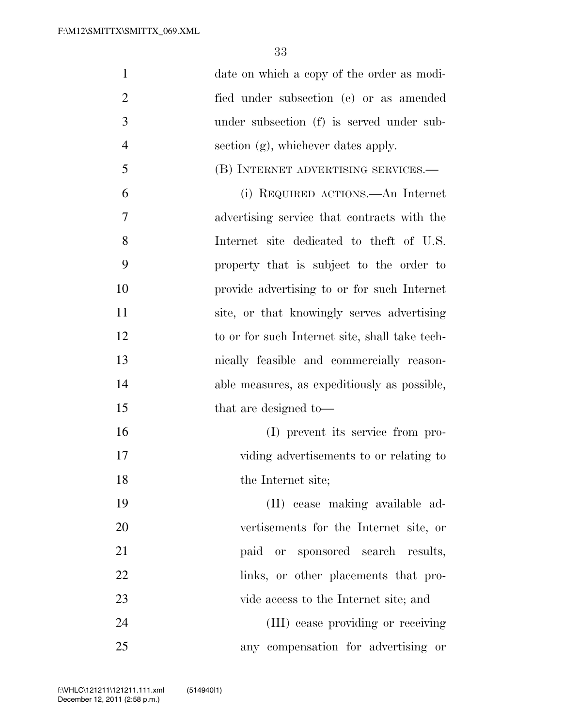date on which a copy of the order as modified under subsection (e) or as amended under subsection (f) is served under subsection (g), whichever dates apply.

(B) INTERNET ADVERTISING SERVICES.—

(i) REQUIRED ACTIONS.—An Internet advertising service that contracts with the Internet site dedicated to theft of U.S. property that is subject to the order to provide advertising to or for such Internet site, or that knowingly serves advertising to or for such Internet site, shall take technically feasible and commercially reasonable measures, as expeditiously as possible, that are designed to—

(I) prevent its service from providing advertisements to or relating to the Internet site;

(II) cease making available advertisements for the Internet site, or paid or sponsored search results, links, or other placements that provide access to the Internet site; and

(III) cease providing or receiving any compensation for advertising or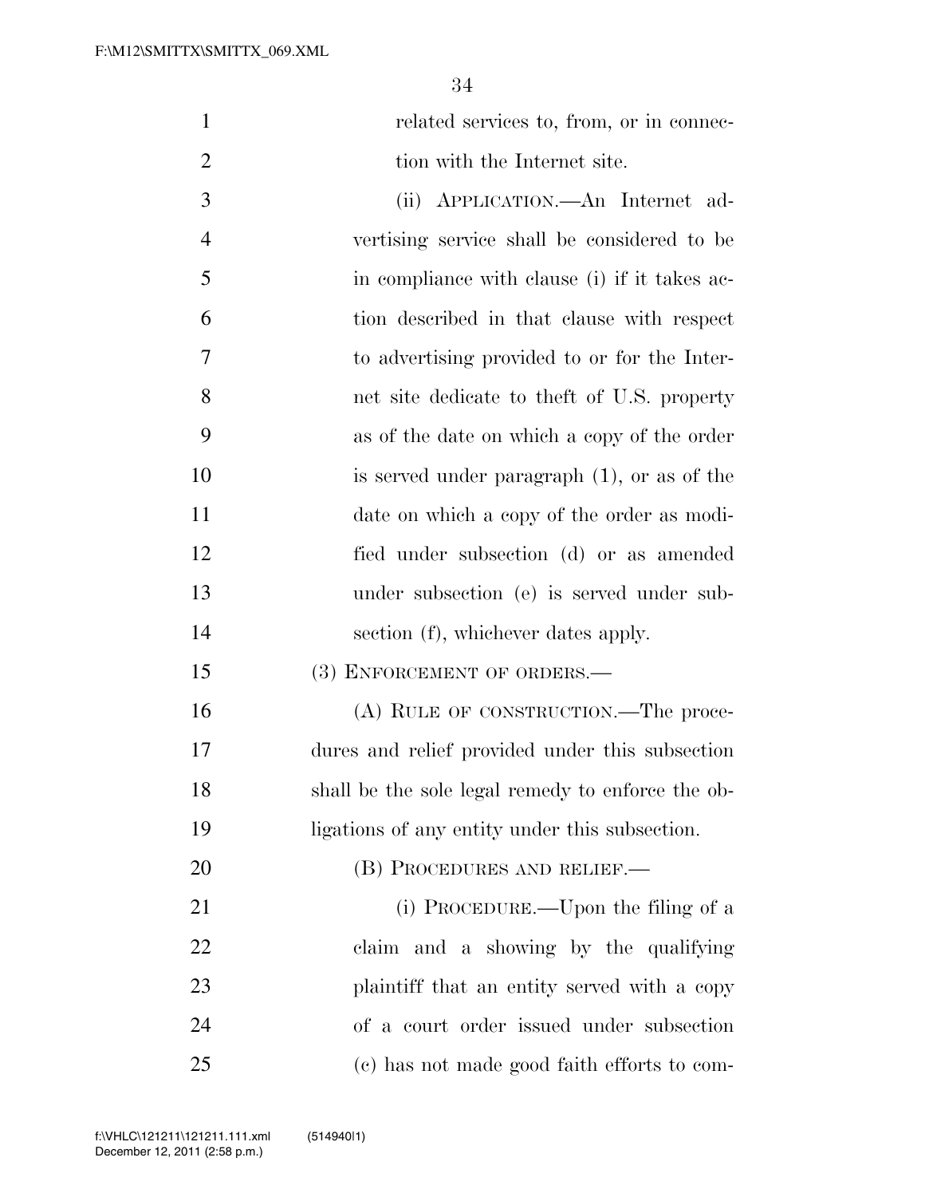related services to, from, or in connection with the Internet site.

(ii) APPLICATION.—An Internet advertising service shall be considered to be in compliance with clause (i) if it takes action described in that clause with respect to advertising provided to or for the Internet site dedicate to theft of U.S. property as of the date on which a copy of the order is served under paragraph (1), or as of the date on which a copy of the order as modified under subsection (d) or as amended under subsection (e) is served under subsection (f), whichever dates apply.

(3) ENFORCEMENT OF ORDERS.—

(A) RULE OF CONSTRUCTION.—The procedures and relief provided under this subsection shall be the sole legal remedy to enforce the obligations of any entity under this subsection.

(B) PROCEDURES AND RELIEF.—

(i) PROCEDURE.—Upon the filing of a claim and a showing by the qualifying plaintiff that an entity served with a copy of a court order issued under subsection (c) has not made good faith efforts to com-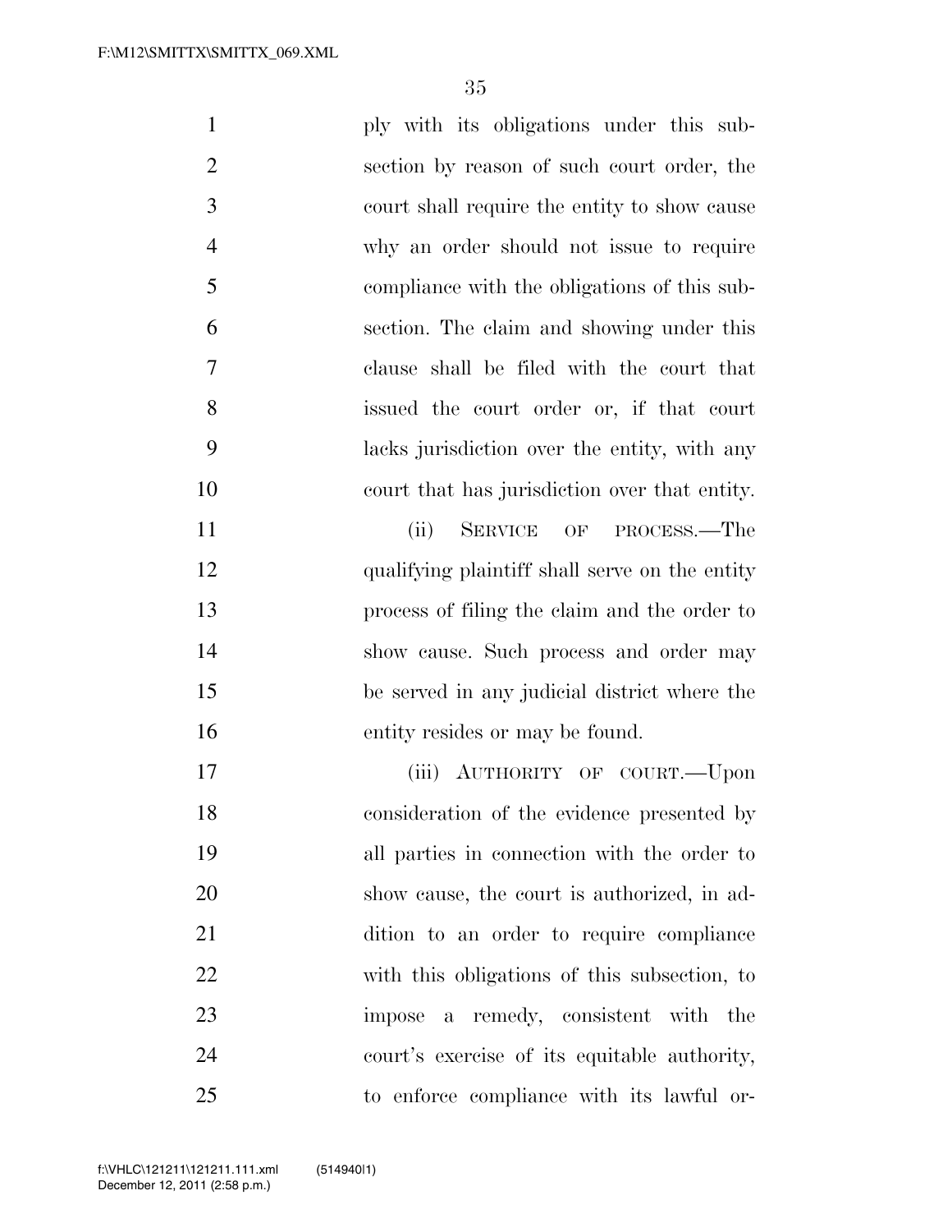ply with its obligations under this subsection by reason of such court order, the court shall require the entity to show cause why an order should not issue to require compliance with the obligations of this subsection. The claim and showing under this clause shall be filed with the court that issued the court order or, if that court lacks jurisdiction over the entity, with any court that has jurisdiction over that entity.

(ii) SERVICE OF PROCESS.—The qualifying plaintiff shall serve on the entity process of filing the claim and the order to show cause. Such process and order may be served in any judicial district where the entity resides or may be found.

(iii) AUTHORITY OF COURT.—Upon consideration of the evidence presented by all parties in connection with the order to show cause, the court is authorized, in addition to an order to require compliance with this obligations of this subsection, to impose a remedy, consistent with the court's exercise of its equitable authority, to enforce compliance with its lawful or-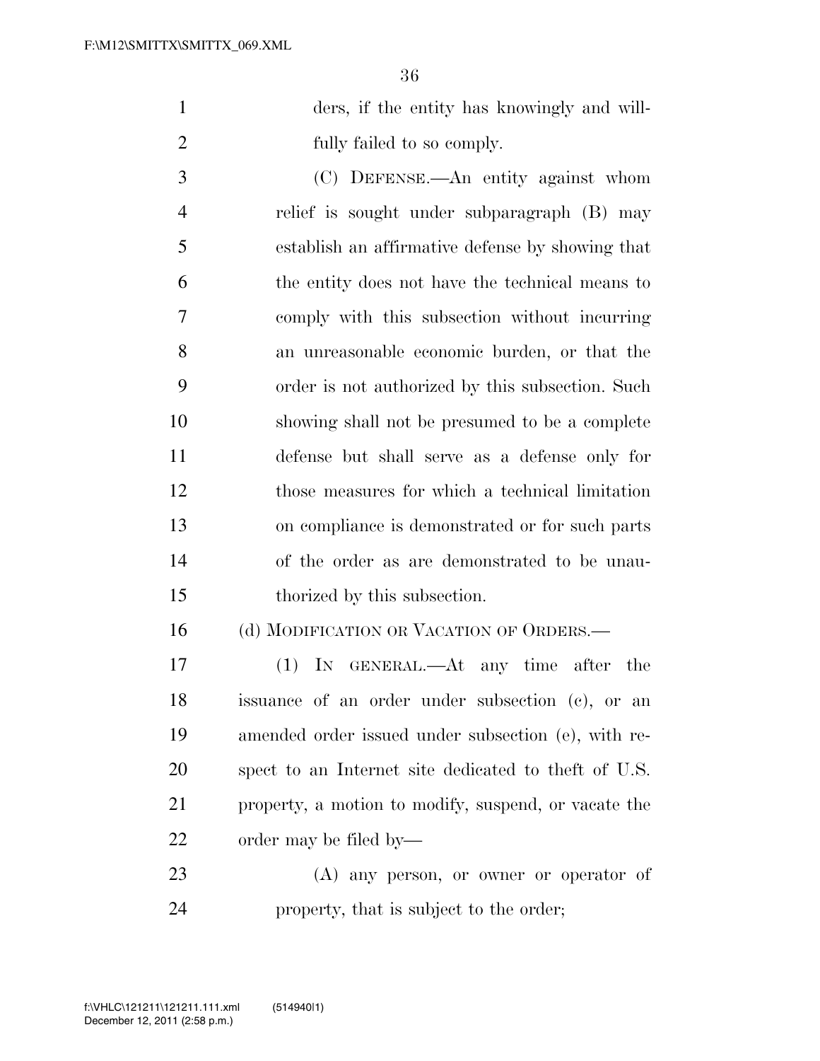ders, if the entity has knowingly and willfully failed to so comply.

(C) DEFENSE.—An entity against whom relief is sought under subparagraph (B) may establish an affirmative defense by showing that the entity does not have the technical means to comply with this subsection without incurring an unreasonable economic burden, or that the order is not authorized by this subsection. Such showing shall not be presumed to be a complete defense but shall serve as a defense only for those measures for which a technical limitation on compliance is demonstrated or for such parts of the order as are demonstrated to be unauthorized by this subsection.

(d) MODIFICATION OR VACATION OF ORDERS.—

(1) IN GENERAL.—At any time after the issuance of an order under subsection (c), or an amended order issued under subsection (e), with respect to an Internet site dedicated to theft of U.S. property, a motion to modify, suspend, or vacate the order may be filed by—

(A) any person, or owner or operator of property, that is subject to the order;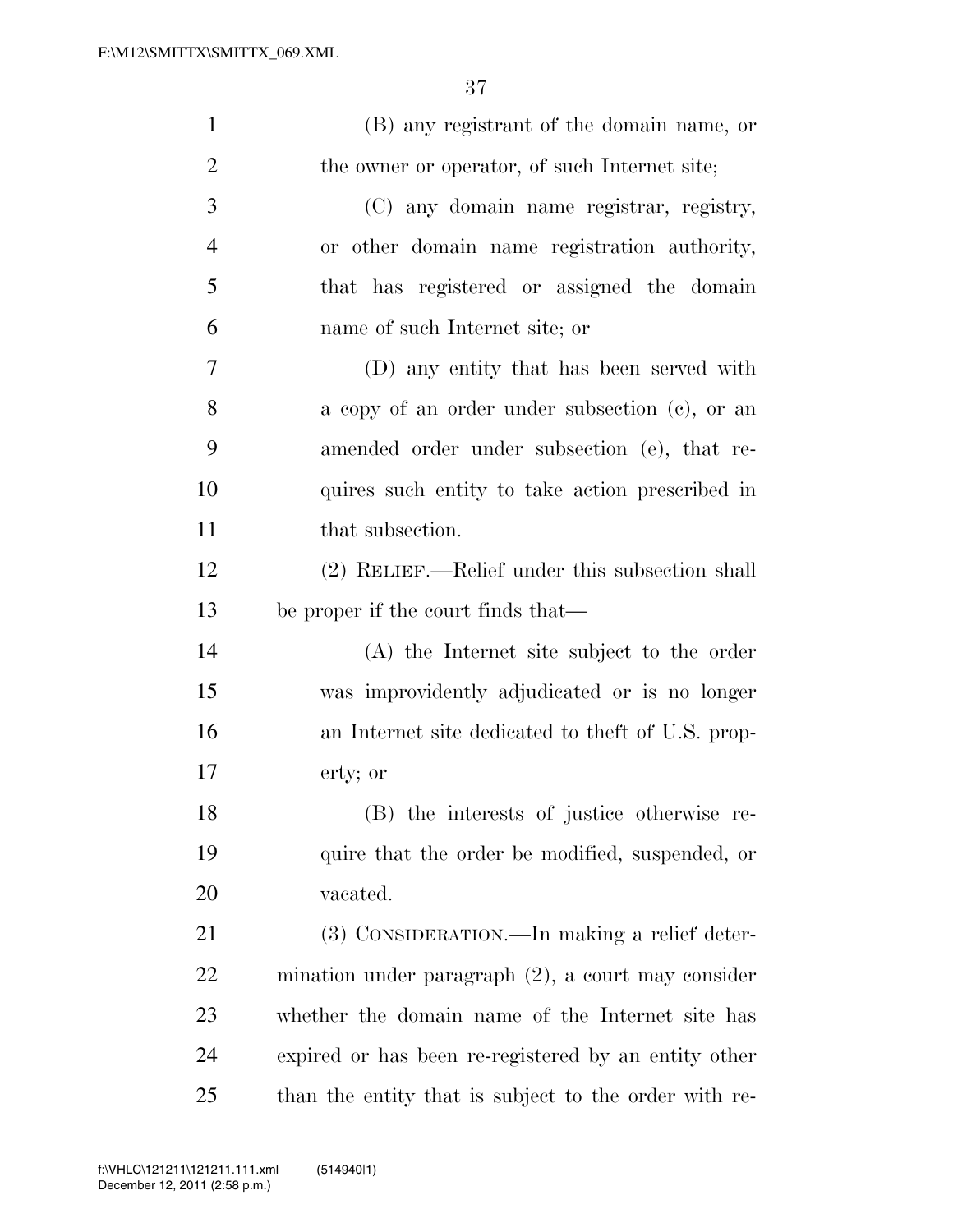(B) any registrant of the domain name, or the owner or operator, of such Internet site;

(C) any domain name registrar, registry, or other domain name registration authority, that has registered or assigned the domain name of such Internet site; or

(D) any entity that has been served with a copy of an order under subsection (c), or an amended order under subsection (e), that requires such entity to take action prescribed in that subsection.

(2) RELIEF.—Relief under this subsection shall be proper if the court finds that—

(A) the Internet site subject to the order was improvidently adjudicated or is no longer an Internet site dedicated to theft of U.S. property; or

(B) the interests of justice otherwise require that the order be modified, suspended, or vacated.

(3) CONSIDERATION.—In making a relief determination under paragraph (2), a court may consider whether the domain name of the Internet site has expired or has been re-registered by an entity other than the entity that is subject to the order with re-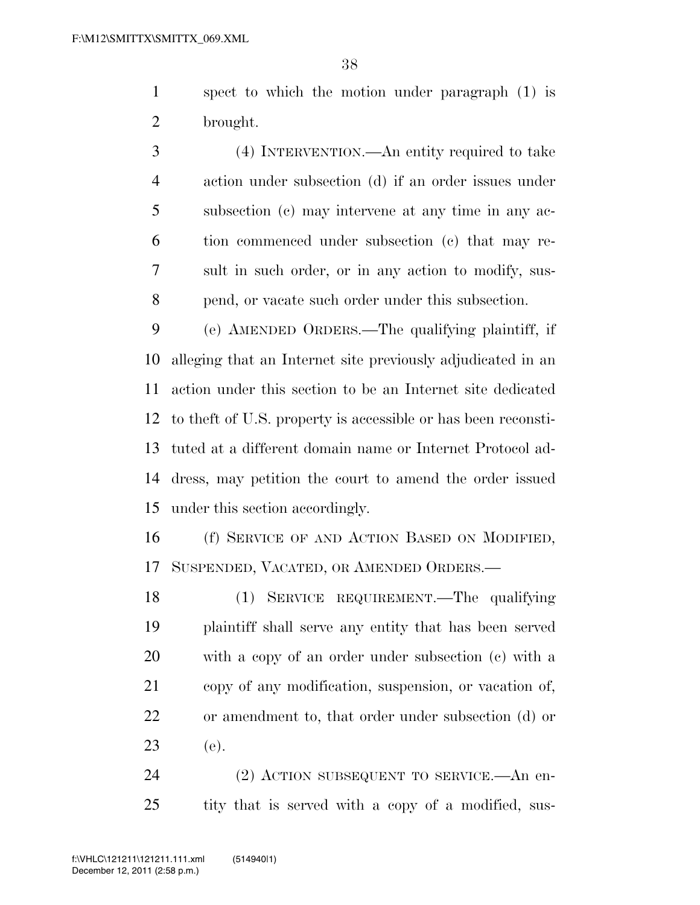spect to which the motion under paragraph (1) is brought.

(4) INTERVENTION.—An entity required to take action under subsection (d) if an order issues under subsection (c) may intervene at any time in any action commenced under subsection (c) that may result in such order, or in any action to modify, suspend, or vacate such order under this subsection.

(e) AMENDED ORDERS.—The qualifying plaintiff, if alleging that an Internet site previously adjudicated in an action under this section to be an Internet site dedicated to theft of U.S. property is accessible or has been reconstituted at a different domain name or Internet Protocol address, may petition the court to amend the order issued under this section accordingly.

(f) SERVICE OF AND ACTION BASED ON MODIFIED, SUSPENDED, VACATED, OR AMENDED ORDERS.—

(1) SERVICE REQUIREMENT.—The qualifying plaintiff shall serve any entity that has been served with a copy of an order under subsection (c) with a copy of any modification, suspension, or vacation of, or amendment to, that order under subsection (d) or (e).

(2) ACTION SUBSEQUENT TO SERVICE.—An entity that is served with a copy of a modified, sus-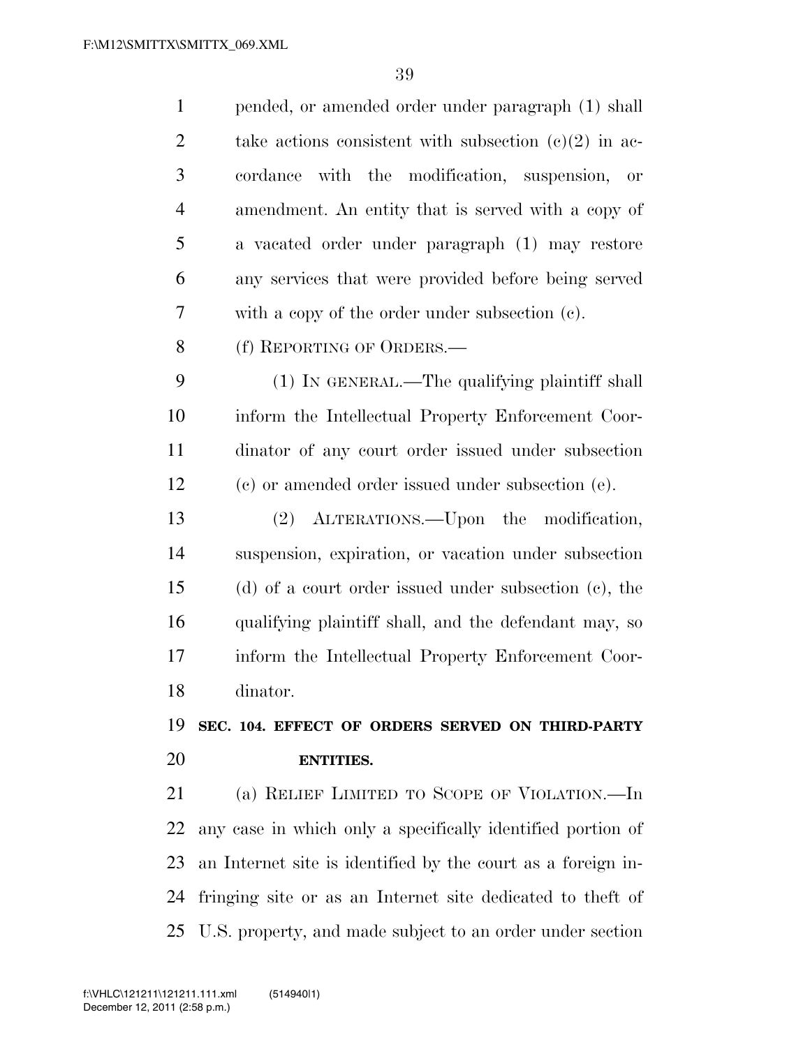pended, or amended order under paragraph (1) shall take actions consistent with subsection (c)(2) in accordance with the modification, suspension, or amendment. An entity that is served with a copy of a vacated order under paragraph (1) may restore any services that were provided before being served with a copy of the order under subsection (c).

(f) REPORTING OF ORDERS.—

(1) IN GENERAL.—The qualifying plaintiff shall inform the Intellectual Property Enforcement Coordinator of any court order issued under subsection (c) or amended order issued under subsection (e).

(2) ALTERATIONS.—Upon the modification, suspension, expiration, or vacation under subsection (d) of a court order issued under subsection (c), the qualifying plaintiff shall, and the defendant may, so inform the Intellectual Property Enforcement Coordinator.

**SEC. 104. EFFECT OF ORDERS SERVED ON THIRD-PARTY ENTITIES.**

(a) RELIEF LIMITED TO SCOPE OF VIOLATION.—In any case in which only a specifically identified portion of an Internet site is identified by the court as a foreign infringing site or as an Internet site dedicated to theft of U.S. property, and made subject to an order under section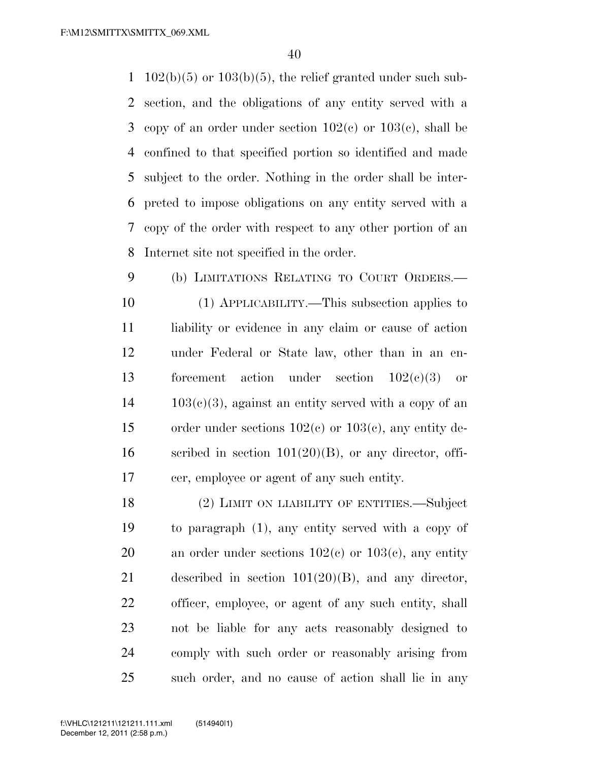102(b)(5) or 103(b)(5), the relief granted under such subsection, and the obligations of any entity served with a copy of an order under section 102(c) or 103(c), shall be confined to that specified portion so identified and made subject to the order. Nothing in the order shall be interpreted to impose obligations on any entity served with a copy of the order with respect to any other portion of an Internet site not specified in the order.

(b) LIMITATIONS RELATING TO COURT ORDERS.—

(1) APPLICABILITY.—This subsection applies to liability or evidence in any claim or cause of action under Federal or State law, other than in an enforcement action under section 102(c)(3) or 103(c)(3), against an entity served with a copy of an order under sections 102(c) or 103(c), any entity described in section 101(20)(B), or any director, officer, employee or agent of any such entity.

(2) LIMIT ON LIABILITY OF ENTITIES.—Subject to paragraph (1), any entity served with a copy of an order under sections 102(c) or 103(c), any entity described in section 101(20)(B), and any director, officer, employee, or agent of any such entity, shall not be liable for any acts reasonably designed to comply with such order or reasonably arising from such order, and no cause of action shall lie in any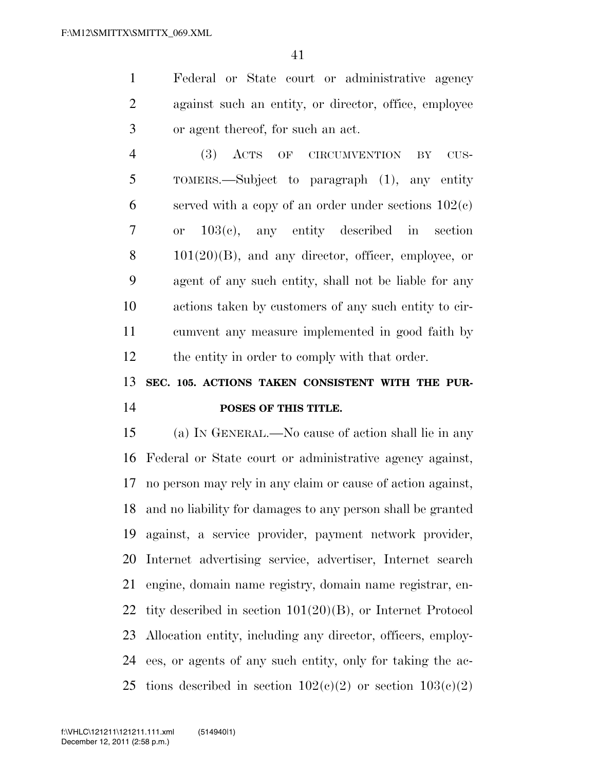Federal or State court or administrative agency against such an entity, or director, office, employee or agent thereof, for such an act.

(3) ACTS OF CIRCUMVENTION BY CUSTOMERS.—Subject to paragraph (1), any entity served with a copy of an order under sections 102(c) or 103(c), any entity described in section 101(20)(B), and any director, officer, employee, or agent of any such entity, shall not be liable for any actions taken by customers of any such entity to circumvent any measure implemented in good faith by the entity in order to comply with that order.

**SEC. 105. ACTIONS TAKEN CONSISTENT WITH THE PURPOSES OF THIS TITLE.**

(a) IN GENERAL.—No cause of action shall lie in any Federal or State court or administrative agency against, no person may rely in any claim or cause of action against, and no liability for damages to any person shall be granted against, a service provider, payment network provider, Internet advertising service, advertiser, Internet search engine, domain name registry, domain name registrar, entity described in section 101(20)(B), or Internet Protocol Allocation entity, including any director, officers, employees, or agents of any such entity, only for taking the actions described in section 102(c)(2) or section 103(c)(2)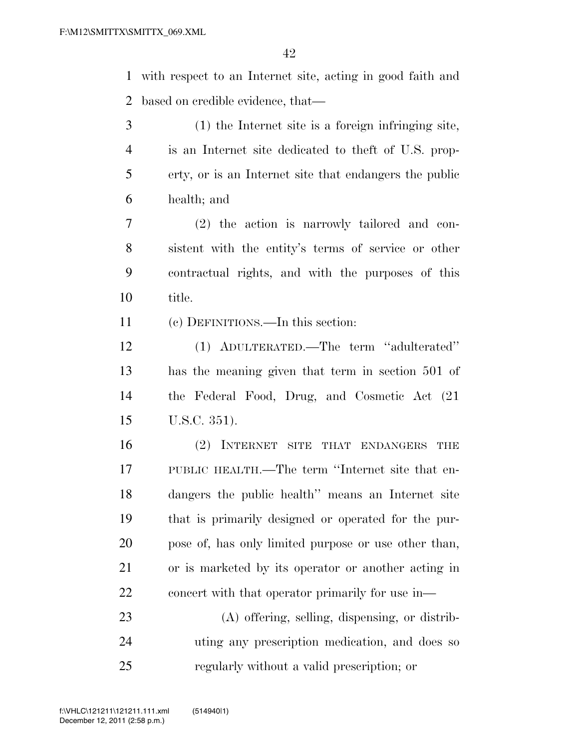with respect to an Internet site, acting in good faith and based on credible evidence, that—

(1) the Internet site is a foreign infringing site, is an Internet site dedicated to theft of U.S. property, or is an Internet site that endangers the public health; and

(2) the action is narrowly tailored and consistent with the entity's terms of service or other contractual rights, and with the purposes of this title.

(c) DEFINITIONS.—In this section:

(1) ADULTERATED.—The term ''adulterated'' has the meaning given that term in section 501 of the Federal Food, Drug, and Cosmetic Act (21 U.S.C. 351).

(2) INTERNET SITE THAT ENDANGERS THE PUBLIC HEALTH.—The term ''Internet site that endangers the public health'' means an Internet site that is primarily designed or operated for the purpose of, has only limited purpose or use other than, or is marketed by its operator or another acting in concert with that operator primarily for use in—

(A) offering, selling, dispensing, or distributing any prescription medication, and does so regularly without a valid prescription; or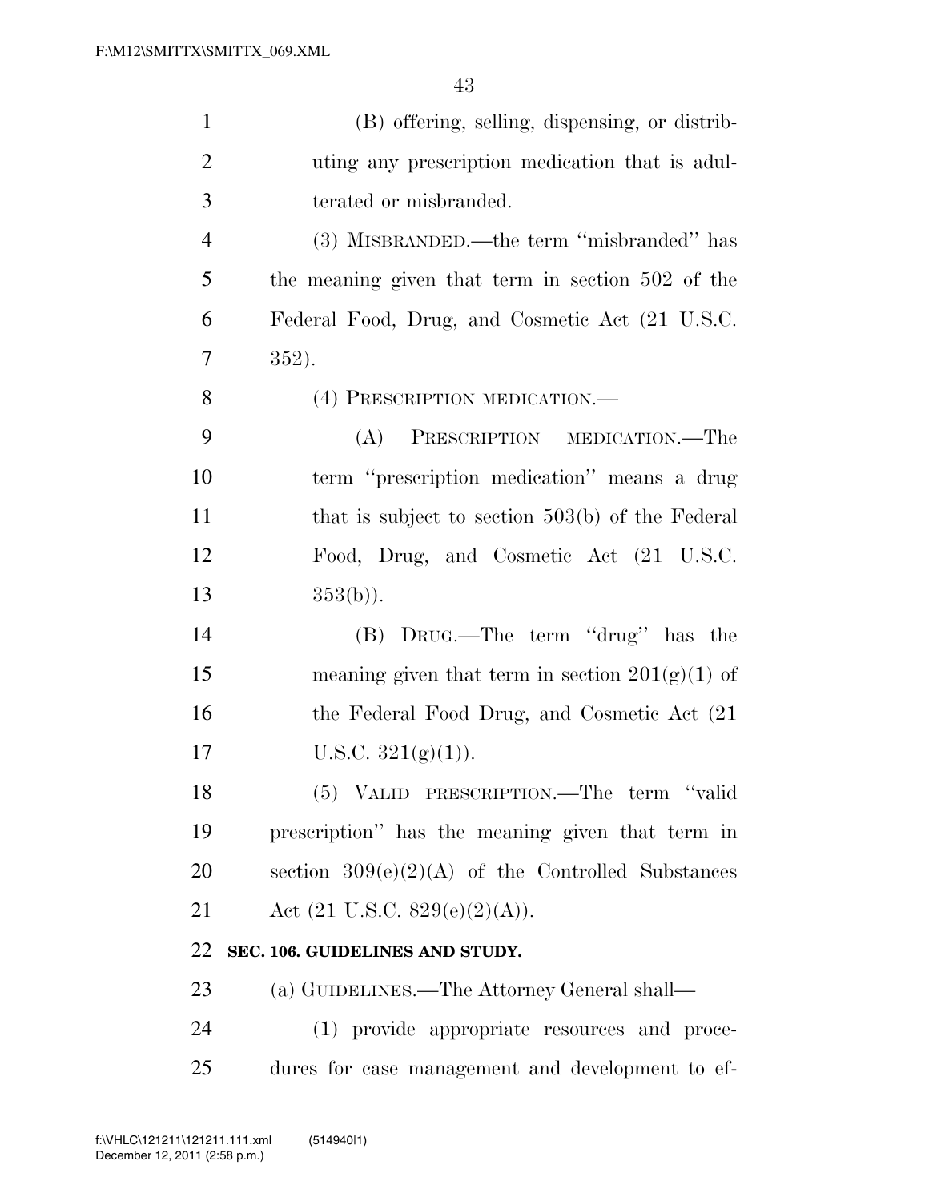(B) offering, selling, dispensing, or distributing any prescription medication that is adulterated or misbranded.

(3) MISBRANDED.—the term ''misbranded'' has the meaning given that term in section 502 of the Federal Food, Drug, and Cosmetic Act (21 U.S.C. 352).

(4) PRESCRIPTION MEDICATION.—

(A) PRESCRIPTION MEDICATION.—The term ''prescription medication'' means a drug that is subject to section 503(b) of the Federal Food, Drug, and Cosmetic Act (21 U.S.C. 353(b)).

(B) DRUG.—The term ''drug'' has the meaning given that term in section 201(g)(1) of the Federal Food Drug, and Cosmetic Act (21 U.S.C. 321(g)(1)).

(5) VALID PRESCRIPTION.—The term ''valid prescription'' has the meaning given that term in section 309(e)(2)(A) of the Controlled Substances Act (21 U.S.C. 829(e)(2)(A)).

**SEC. 106. GUIDELINES AND STUDY.**

(a) GUIDELINES.—The Attorney General shall—

(1) provide appropriate resources and procedures for case management and development to ef-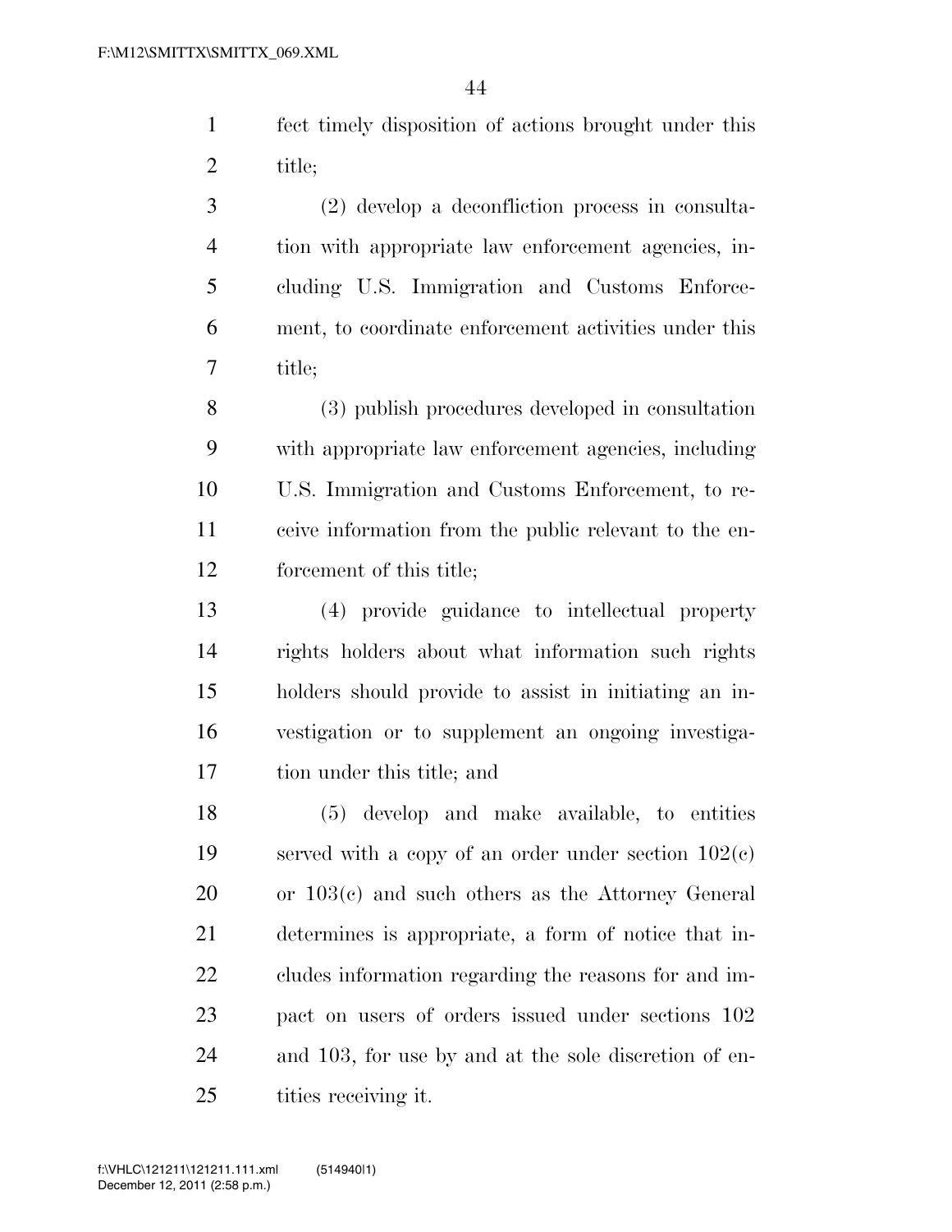fect timely disposition of actions brought under this title;

(2) develop a deconfliction process in consultation with appropriate law enforcement agencies, including U.S. Immigration and Customs Enforcement, to coordinate enforcement activities under this title;

(3) publish procedures developed in consultation with appropriate law enforcement agencies, including U.S. Immigration and Customs Enforcement, to receive information from the public relevant to the enforcement of this title;

(4) provide guidance to intellectual property rights holders about what information such rights holders should provide to assist in initiating an investigation or to supplement an ongoing investigation under this title; and

(5) develop and make available, to entities served with a copy of an order under section 102(c) or 103(c) and such others as the Attorney General determines is appropriate, a form of notice that includes information regarding the reasons for and impact on users of orders issued under sections 102 and 103, for use by and at the sole discretion of entities receiving it.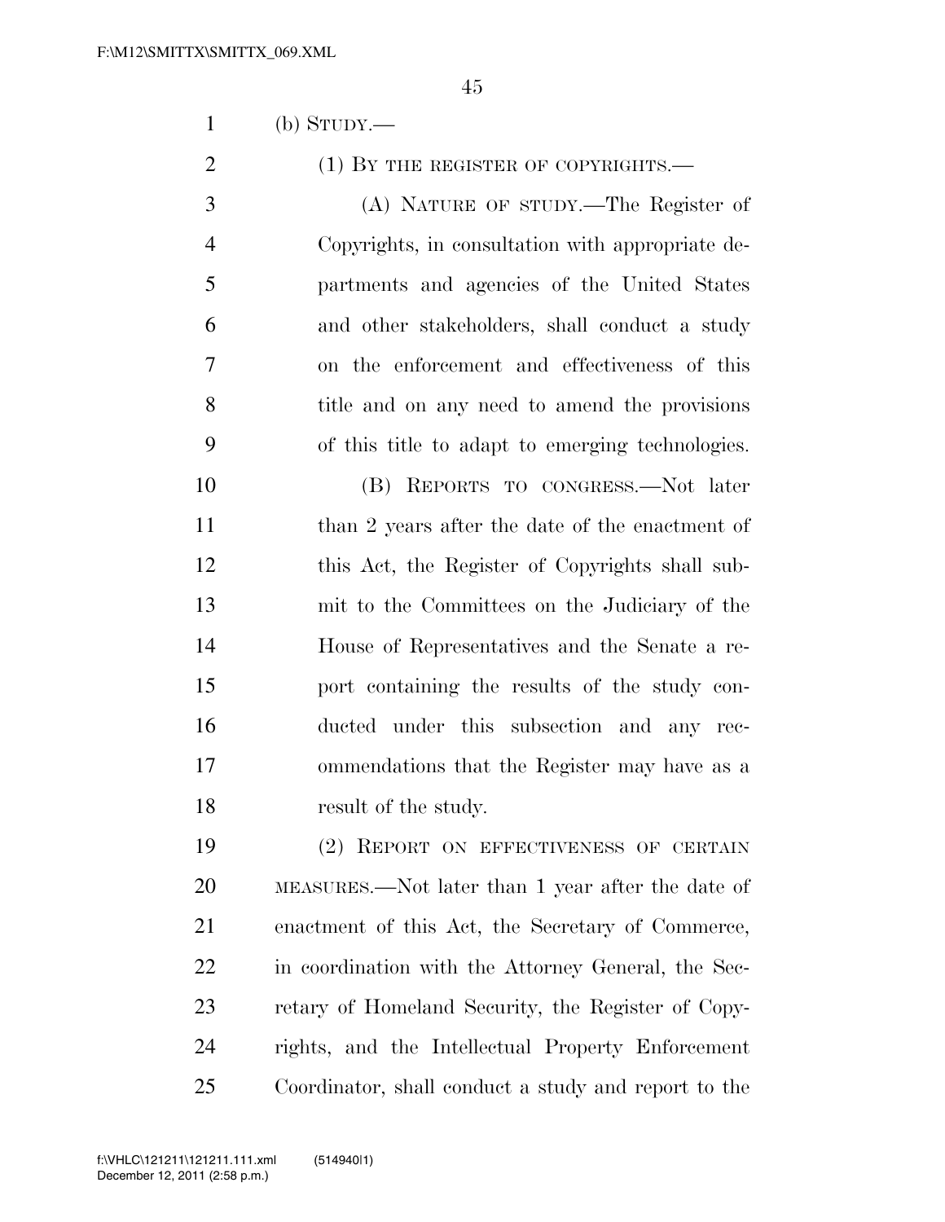(b) STUDY.—

(1) BY THE REGISTER OF COPYRIGHTS.—

(A) NATURE OF STUDY.—The Register of Copyrights, in consultation with appropriate departments and agencies of the United States and other stakeholders, shall conduct a study on the enforcement and effectiveness of this title and on any need to amend the provisions of this title to adapt to emerging technologies.

(B) REPORTS TO CONGRESS.—Not later than 2 years after the date of the enactment of this Act, the Register of Copyrights shall submit to the Committees on the Judiciary of the House of Representatives and the Senate a report containing the results of the study conducted under this subsection and any recommendations that the Register may have as a result of the study.

(2) REPORT ON EFFECTIVENESS OF CERTAIN MEASURES.—Not later than 1 year after the date of enactment of this Act, the Secretary of Commerce, in coordination with the Attorney General, the Secretary of Homeland Security, the Register of Copyrights, and the Intellectual Property Enforcement Coordinator, shall conduct a study and report to the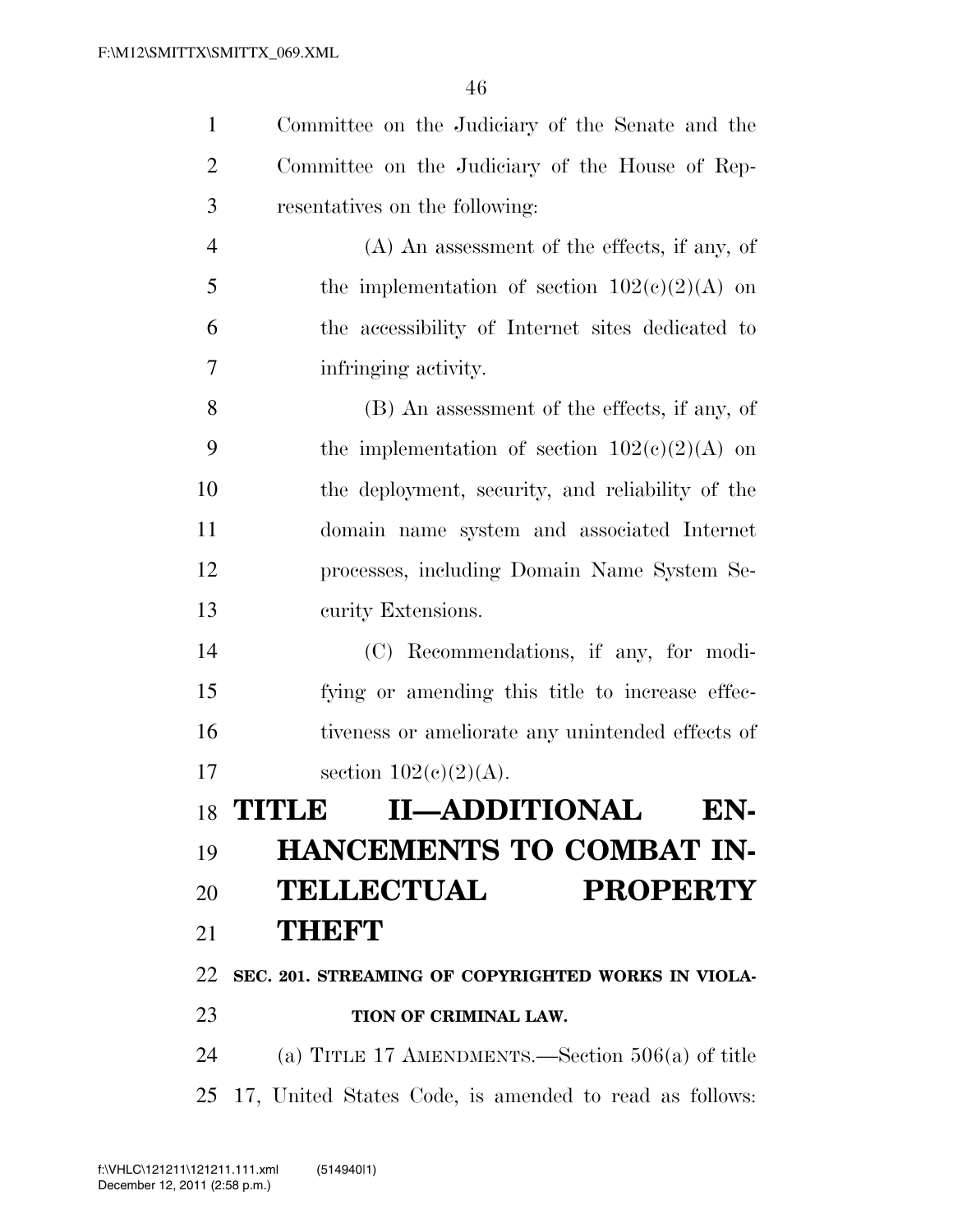Committee on the Judiciary of the Senate and the Committee on the Judiciary of the House of Representatives on the following:

(A) An assessment of the effects, if any, of the implementation of section 102(c)(2)(A) on the accessibility of Internet sites dedicated to infringing activity.

(B) An assessment of the effects, if any, of the implementation of section 102(c)(2)(A) on the deployment, security, and reliability of the domain name system and associated Internet processes, including Domain Name System Security Extensions.

(C) Recommendations, if any, for modifying or amending this title to increase effectiveness or ameliorate any unintended effects of section 102(c)(2)(A).

# TITLE II—ADDITIONAL ENHANCEMENTS TO COMBAT INTELLECTUAL PROPERTY THEFT

### SEC. 201. STREAMING OF COPYRIGHTED WORKS IN VIOLATION OF CRIMINAL LAW.

(a) TITLE 17 AMENDMENTS.—Section 506(a) of title 17, United States Code, is amended to read as follows: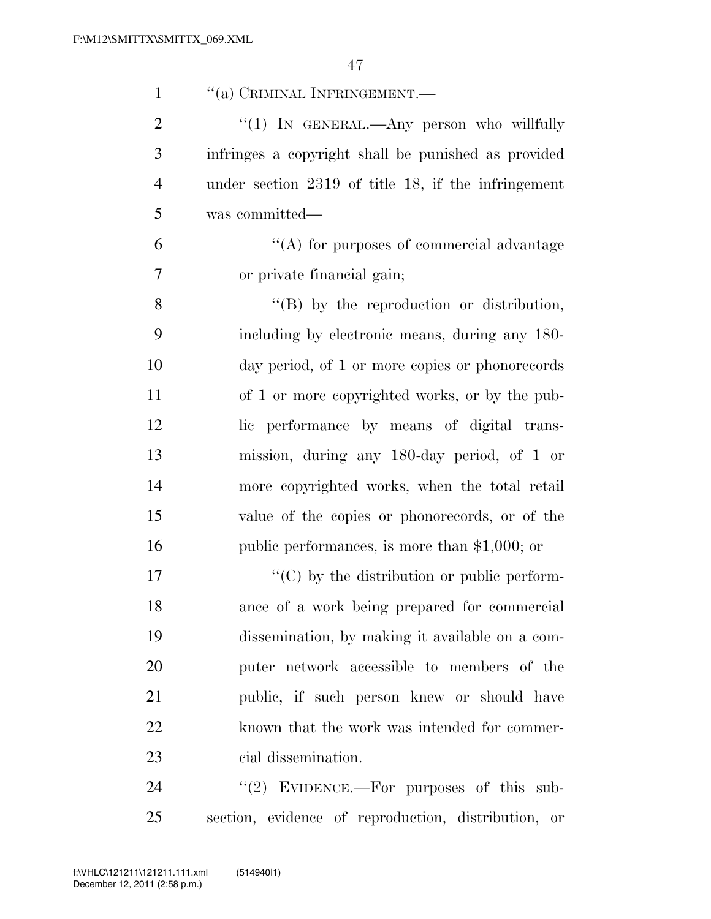"(a) CRIMINAL INFRINGEMENT.—

"(1) IN GENERAL.—Any person who willfully infringes a copyright shall be punished as provided under section 2319 of title 18, if the infringement was committed—

"(A) for purposes of commercial advantage or private financial gain;

"(B) by the reproduction or distribution, including by electronic means, during any 180-day period, of 1 or more copies or phonorecords of 1 or more copyrighted works, or by the public performance by means of digital transmission, during any 180-day period, of 1 or more copyrighted works, when the total retail value of the copies or phonorecords, or of the public performances, is more than $1,000; or

"(C) by the distribution or public performance of a work being prepared for commercial dissemination, by making it available on a computer network accessible to members of the public, if such person knew or should have known that the work was intended for commercial dissemination.

"(2) EVIDENCE.—For purposes of this subsection, evidence of reproduction, distribution, or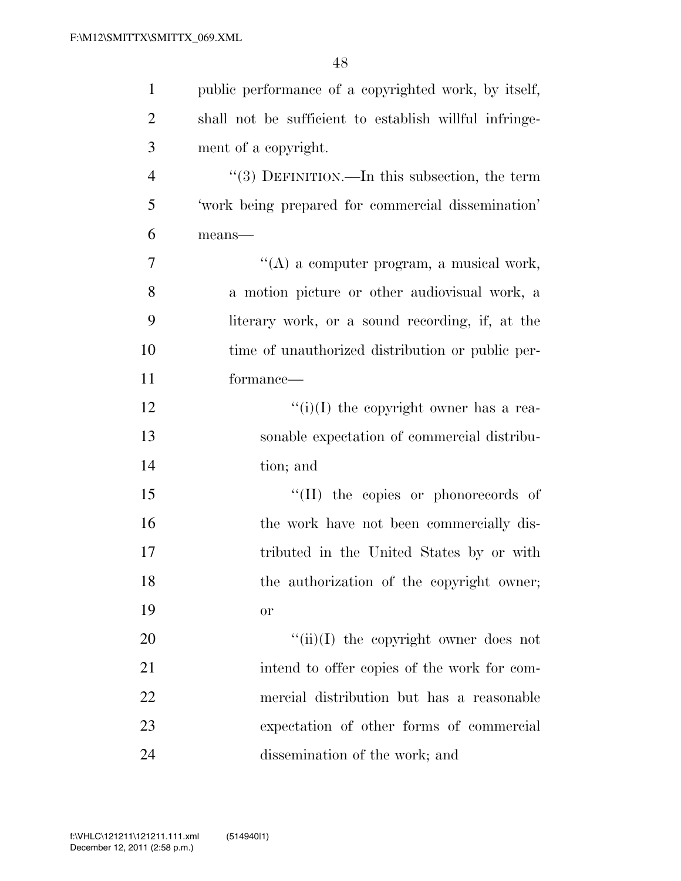public performance of a copyrighted work, by itself, shall not be sufficient to establish willful infringement of a copyright.

"(3) DEFINITION.—In this subsection, the term 'work being prepared for commercial dissemination' means—

"(A) a computer program, a musical work, a motion picture or other audiovisual work, a literary work, or a sound recording, if, at the time of unauthorized distribution or public performance—

"(i)(I) the copyright owner has a reasonable expectation of commercial distribution; and

"(II) the copies or phonorecords of the work have not been commercially distributed in the United States by or with the authorization of the copyright owner; or

"(ii)(I) the copyright owner does not intend to offer copies of the work for commercial distribution but has a reasonable expectation of other forms of commercial dissemination of the work; and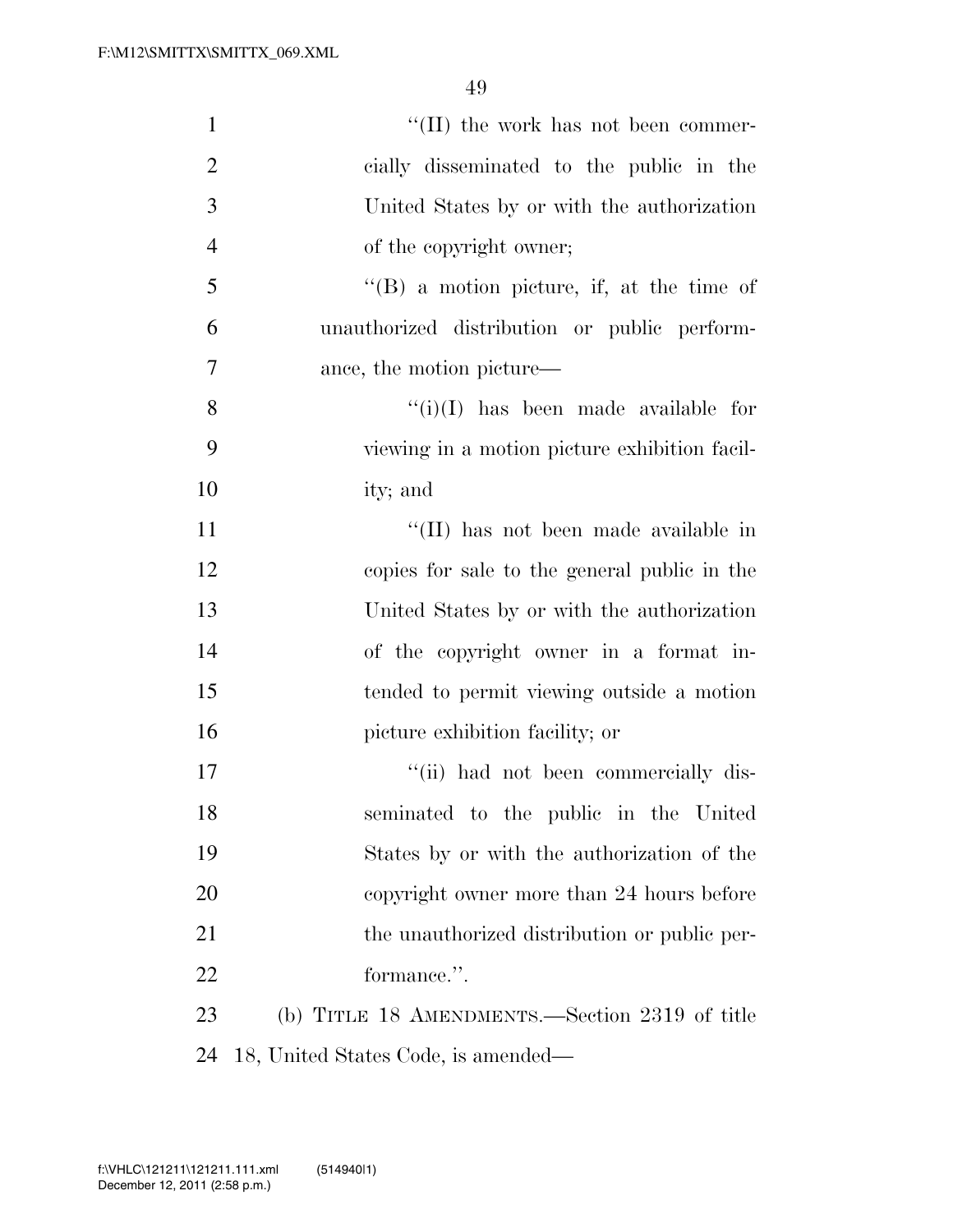"(II) the work has not been commercially disseminated to the public in the United States by or with the authorization of the copyright owner;

"(B) a motion picture, if, at the time of unauthorized distribution or public performance, the motion picture—

"(i)(I) has been made available for viewing in a motion picture exhibition facility; and

"(II) has not been made available in copies for sale to the general public in the United States by or with the authorization of the copyright owner in a format intended to permit viewing outside a motion picture exhibition facility; or

"(ii) had not been commercially disseminated to the public in the United States by or with the authorization of the copyright owner more than 24 hours before the unauthorized distribution or public performance.".

(b) TITLE 18 AMENDMENTS.—Section 2319 of title 18, United States Code, is amended—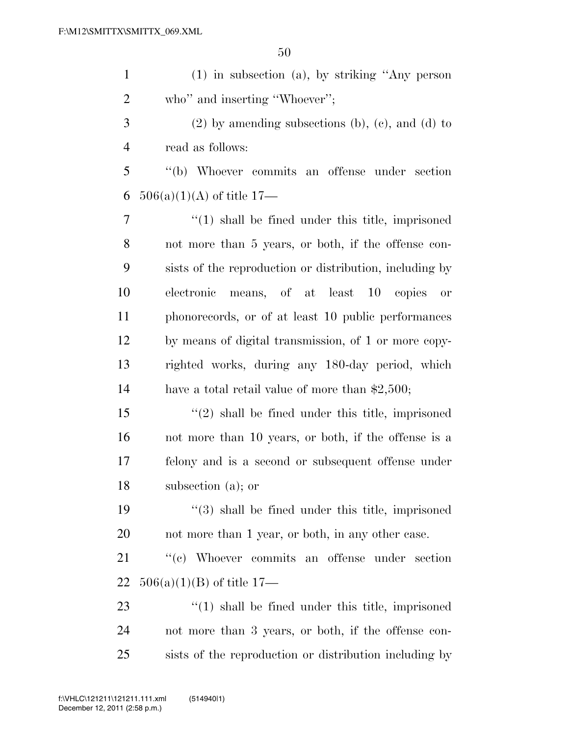(1) in subsection (a), by striking "Any person who" and inserting "Whoever";

(2) by amending subsections (b), (c), and (d) to read as follows:

"(b) Whoever commits an offense under section 506(a)(1)(A) of title 17—

"(1) shall be fined under this title, imprisoned not more than 5 years, or both, if the offense consists of the reproduction or distribution, including by electronic means, of at least 10 copies or phonorecords, or of at least 10 public performances by means of digital transmission, of 1 or more copyrighted works, during any 180-day period, which have a total retail value of more than $2,500;

"(2) shall be fined under this title, imprisoned not more than 10 years, or both, if the offense is a felony and is a second or subsequent offense under subsection (a); or

"(3) shall be fined under this title, imprisoned not more than 1 year, or both, in any other case.

"(c) Whoever commits an offense under section 506(a)(1)(B) of title 17—

"(1) shall be fined under this title, imprisoned not more than 3 years, or both, if the offense consists of the reproduction or distribution including by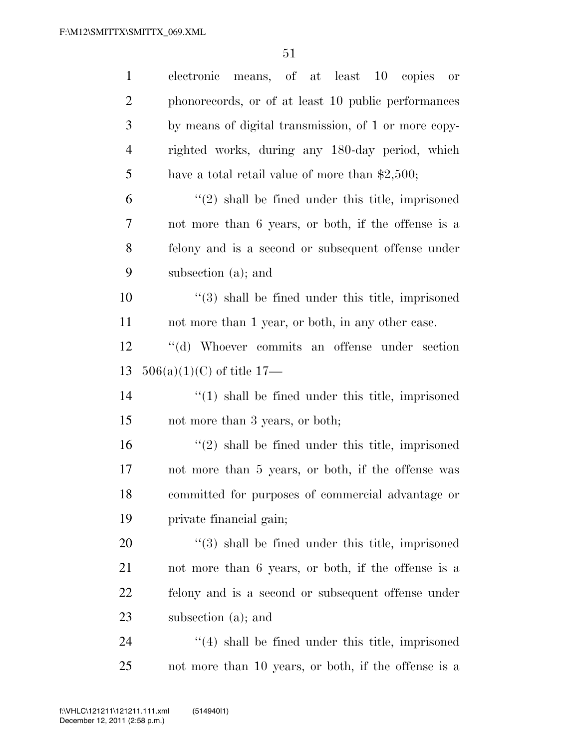electronic means, of at least 10 copies or phonorecords, or of at least 10 public performances by means of digital transmission, of 1 or more copyrighted works, during any 180-day period, which have a total retail value of more than $2,500;

''(2) shall be fined under this title, imprisoned not more than 6 years, or both, if the offense is a felony and is a second or subsequent offense under subsection (a); and

''(3) shall be fined under this title, imprisoned not more than 1 year, or both, in any other case.

''(d) Whoever commits an offense under section 506(a)(1)(C) of title 17—

''(1) shall be fined under this title, imprisoned not more than 3 years, or both;

''(2) shall be fined under this title, imprisoned not more than 5 years, or both, if the offense was committed for purposes of commercial advantage or private financial gain;

''(3) shall be fined under this title, imprisoned not more than 6 years, or both, if the offense is a felony and is a second or subsequent offense under subsection (a); and

''(4) shall be fined under this title, imprisoned not more than 10 years, or both, if the offense is a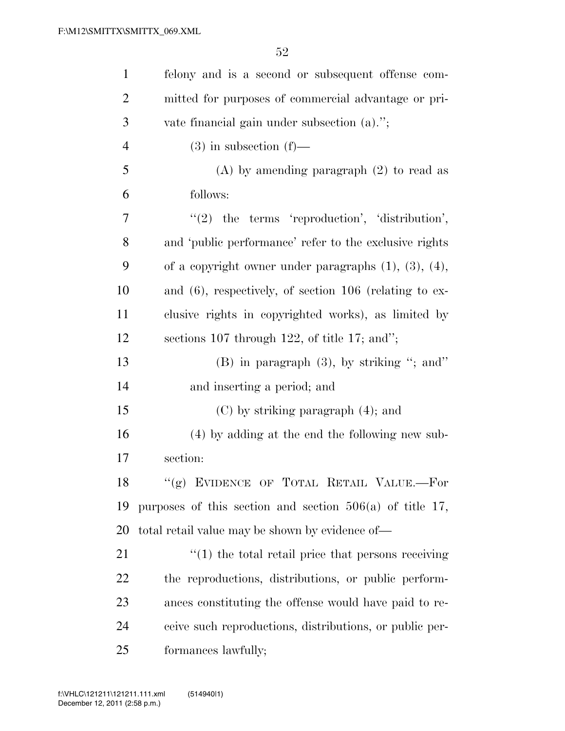felony and is a second or subsequent offense committed for purposes of commercial advantage or private financial gain under subsection (a).'';

(3) in subsection (f)—

(A) by amending paragraph (2) to read as follows:

''(2) the terms 'reproduction', 'distribution', and 'public performance' refer to the exclusive rights of a copyright owner under paragraphs (1), (3), (4), and (6), respectively, of section 106 (relating to exclusive rights in copyrighted works), as limited by sections 107 through 122, of title 17; and'';

(B) in paragraph (3), by striking ''; and'' and inserting a period; and

(C) by striking paragraph (4); and

(4) by adding at the end the following new subsection:

''(g) EVIDENCE OF TOTAL RETAIL VALUE.—For purposes of this section and section 506(a) of title 17, total retail value may be shown by evidence of—

''(1) the total retail price that persons receiving the reproductions, distributions, or public performances constituting the offense would have paid to receive such reproductions, distributions, or public performances lawfully;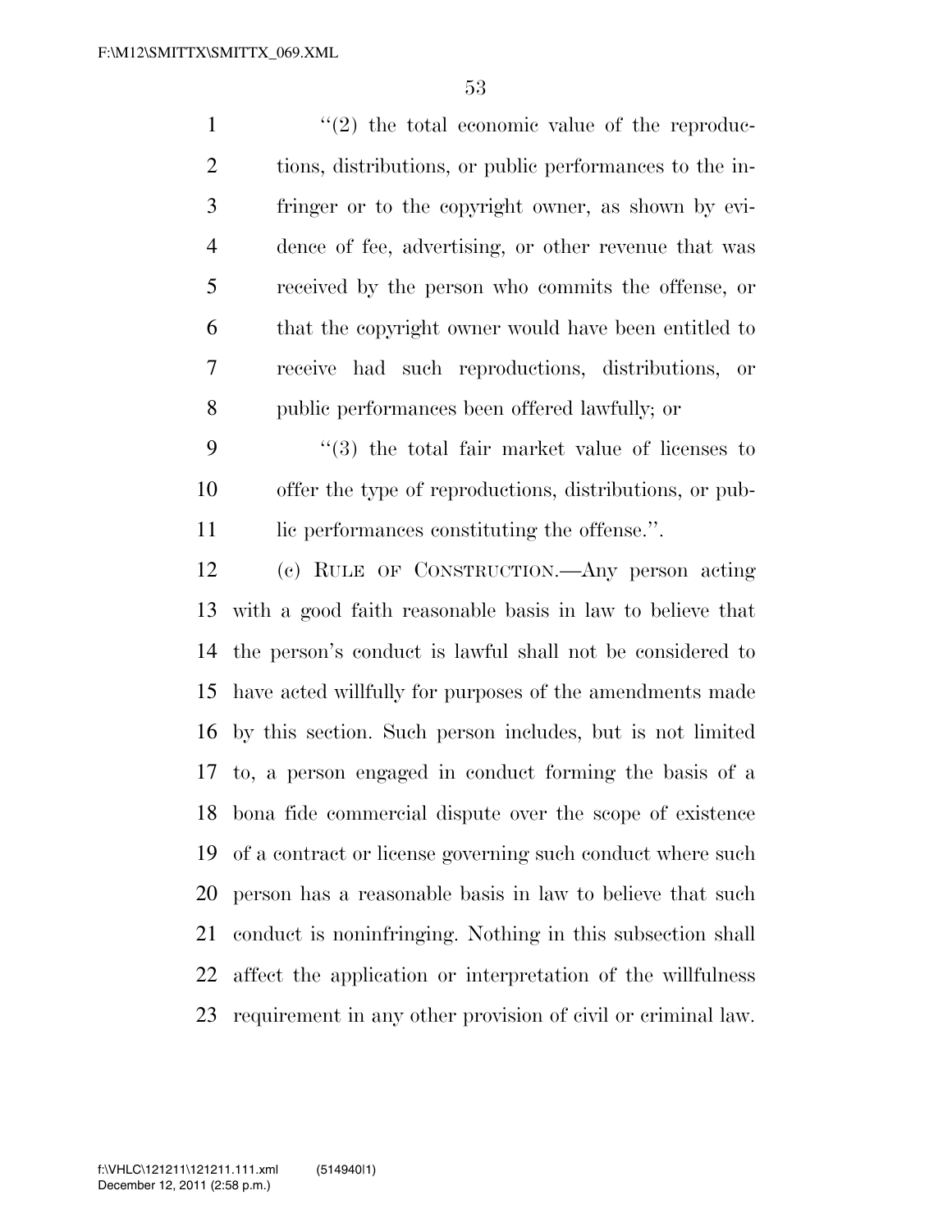"(2) the total economic value of the reproductions, distributions, or public performances to the infringer or to the copyright owner, as shown by evidence of fee, advertising, or other revenue that was received by the person who commits the offense, or that the copyright owner would have been entitled to receive had such reproductions, distributions, or public performances been offered lawfully; or

"(3) the total fair market value of licenses to offer the type of reproductions, distributions, or public performances constituting the offense.".

(c) RULE OF CONSTRUCTION.—Any person acting with a good faith reasonable basis in law to believe that the person's conduct is lawful shall not be considered to have acted willfully for purposes of the amendments made by this section. Such person includes, but is not limited to, a person engaged in conduct forming the basis of a bona fide commercial dispute over the scope of existence of a contract or license governing such conduct where such person has a reasonable basis in law to believe that such conduct is noninfringing. Nothing in this subsection shall affect the application or interpretation of the willfulness requirement in any other provision of civil or criminal law.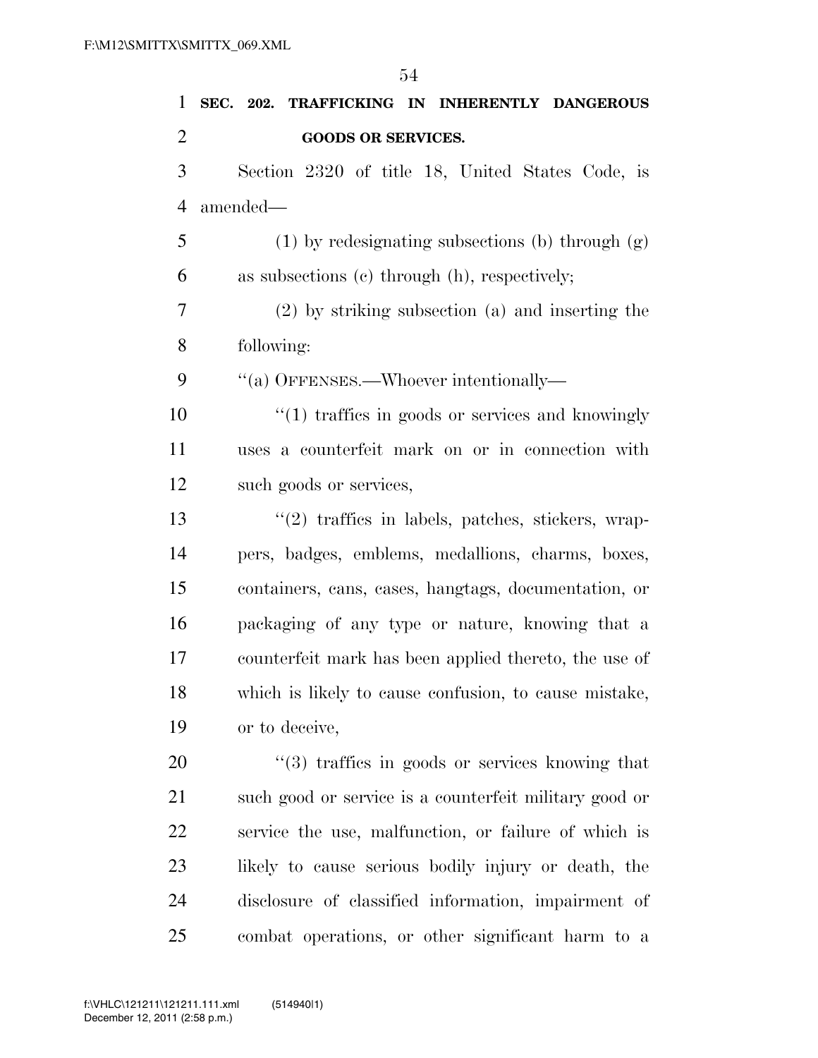**SEC. 202. TRAFFICKING IN INHERENTLY DANGEROUS GOODS OR SERVICES.**

Section 2320 of title 18, United States Code, is amended—

(1) by redesignating subsections (b) through (g) as subsections (c) through (h), respectively;

(2) by striking subsection (a) and inserting the following:

''(a) OFFENSES.—Whoever intentionally—

''(1) traffics in goods or services and knowingly uses a counterfeit mark on or in connection with such goods or services,

''(2) traffics in labels, patches, stickers, wrappers, badges, emblems, medallions, charms, boxes, containers, cans, cases, hangtags, documentation, or packaging of any type or nature, knowing that a counterfeit mark has been applied thereto, the use of which is likely to cause confusion, to cause mistake, or to deceive,

''(3) traffics in goods or services knowing that such good or service is a counterfeit military good or service the use, malfunction, or failure of which is likely to cause serious bodily injury or death, the disclosure of classified information, impairment of combat operations, or other significant harm to a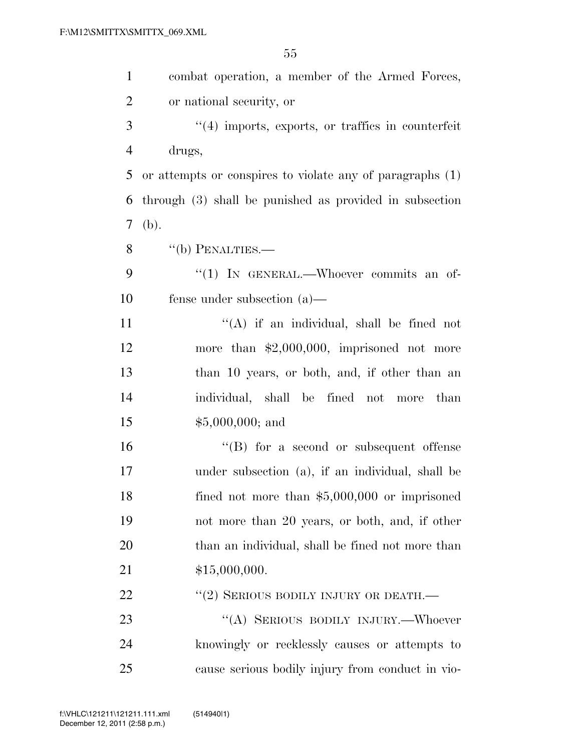combat operation, a member of the Armed Forces, or national security, or

"(4) imports, exports, or traffics in counterfeit drugs,

or attempts or conspires to violate any of paragraphs (1) through (3) shall be punished as provided in subsection (b).

"(b) PENALTIES.—

"(1) IN GENERAL.—Whoever commits an offense under subsection (a)—

"(A) if an individual, shall be fined not more than $2,000,000, imprisoned not more than 10 years, or both, and, if other than an individual, shall be fined not more than $5,000,000; and

"(B) for a second or subsequent offense under subsection (a), if an individual, shall be fined not more than $5,000,000 or imprisoned not more than 20 years, or both, and, if other than an individual, shall be fined not more than $15,000,000.

"(2) SERIOUS BODILY INJURY OR DEATH.—

"(A) SERIOUS BODILY INJURY.—Whoever knowingly or recklessly causes or attempts to cause serious bodily injury from conduct in vio-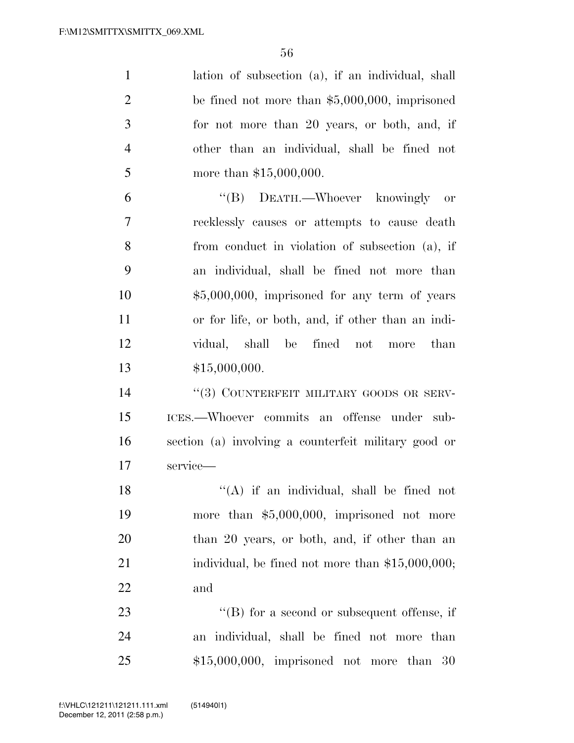lation of subsection (a), if an individual, shall be fined not more than $5,000,000, imprisoned for not more than 20 years, or both, and, if other than an individual, shall be fined not more than $15,000,000.

"(B) DEATH.—Whoever knowingly or recklessly causes or attempts to cause death from conduct in violation of subsection (a), if an individual, shall be fined not more than $5,000,000, imprisoned for any term of years or for life, or both, and, if other than an individual, shall be fined not more than $15,000,000.

"(3) COUNTERFEIT MILITARY GOODS OR SERVICES.—Whoever commits an offense under subsection (a) involving a counterfeit military good or service—

"(A) if an individual, shall be fined not more than $5,000,000, imprisoned not more than 20 years, or both, and, if other than an individual, be fined not more than $15,000,000; and

"(B) for a second or subsequent offense, if an individual, shall be fined not more than $15,000,000, imprisoned not more than 30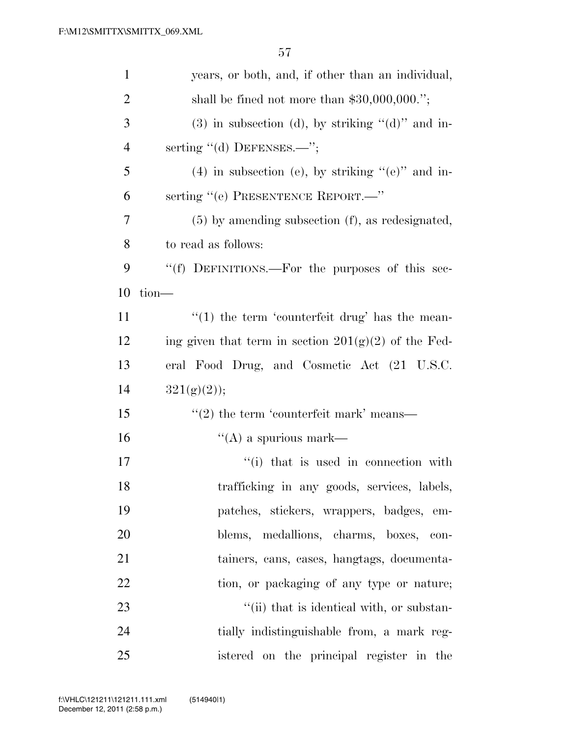years, or both, and, if other than an individual, shall be fined not more than $30,000,000.'';

(3) in subsection (d), by striking ''(d)'' and inserting ''(d) DEFENSES.—'';

(4) in subsection (e), by striking ''(e)'' and inserting ''(e) PRESENTENCE REPORT.—''

(5) by amending subsection (f), as redesignated, to read as follows:

''(f) DEFINITIONS.—For the purposes of this section—

''(1) the term 'counterfeit drug' has the meaning given that term in section 201(g)(2) of the Federal Food Drug, and Cosmetic Act (21 U.S.C. 321(g)(2));

''(2) the term 'counterfeit mark' means—

''(A) a spurious mark—

''(i) that is used in connection with trafficking in any goods, services, labels, patches, stickers, wrappers, badges, emblems, medallions, charms, boxes, containers, cans, cases, hangtags, documentation, or packaging of any type or nature;

''(ii) that is identical with, or substantially indistinguishable from, a mark registered on the principal register in the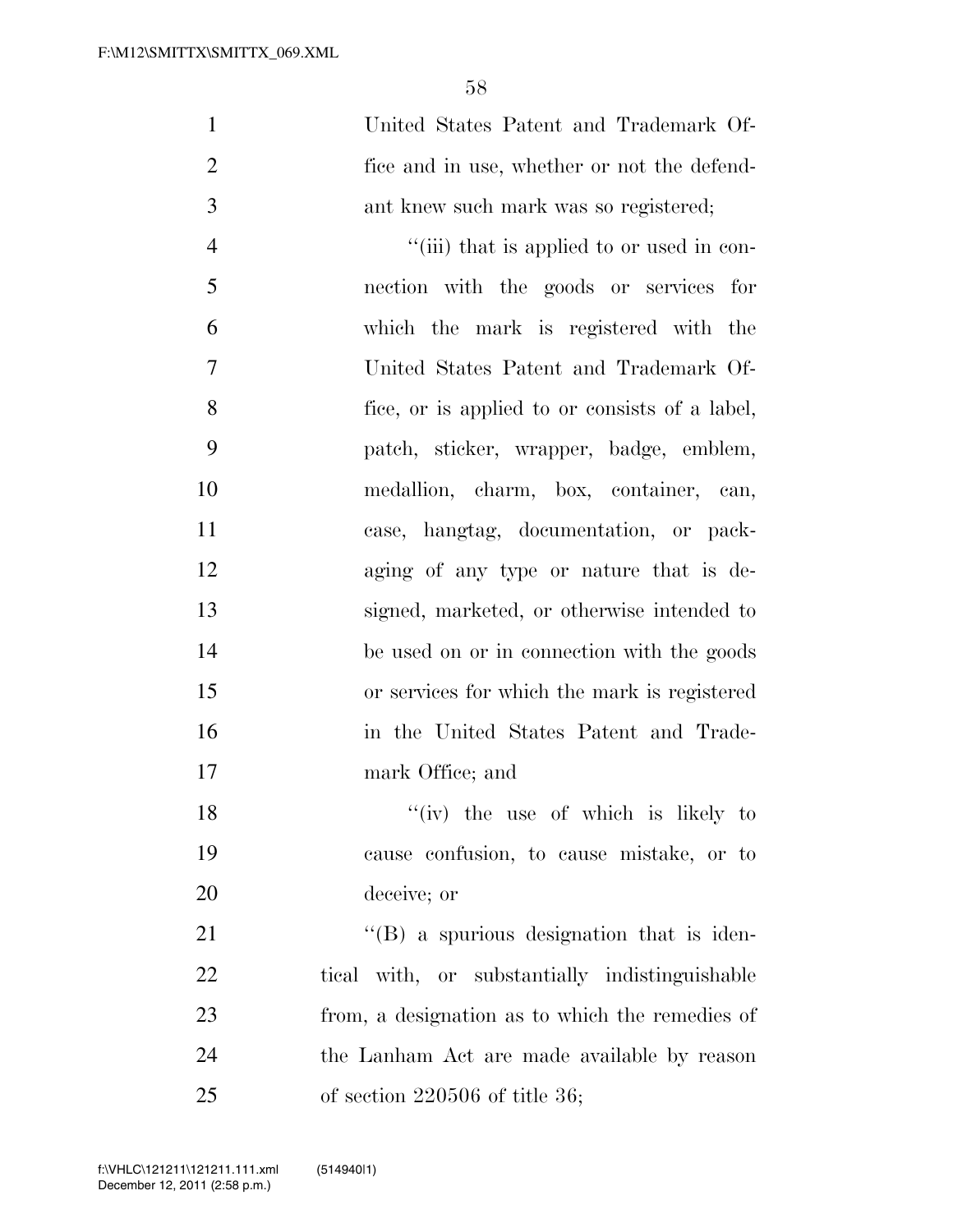United States Patent and Trademark Office and in use, whether or not the defendant knew such mark was so registered;

''(iii) that is applied to or used in connection with the goods or services for which the mark is registered with the United States Patent and Trademark Office, or is applied to or consists of a label, patch, sticker, wrapper, badge, emblem, medallion, charm, box, container, can, case, hangtag, documentation, or packaging of any type or nature that is designed, marketed, or otherwise intended to be used on or in connection with the goods or services for which the mark is registered in the United States Patent and Trademark Office; and

''(iv) the use of which is likely to cause confusion, to cause mistake, or to deceive; or

''(B) a spurious designation that is identical with, or substantially indistinguishable from, a designation as to which the remedies of the Lanham Act are made available by reason of section 220506 of title 36;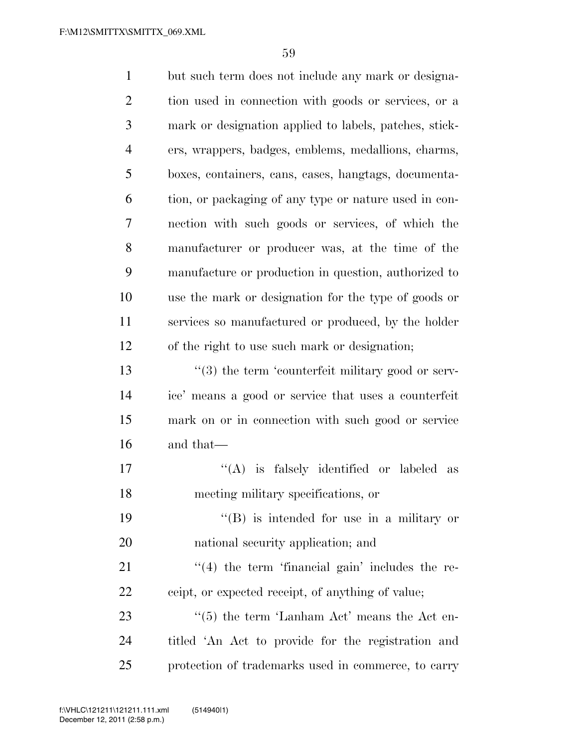but such term does not include any mark or designation used in connection with goods or services, or a mark or designation applied to labels, patches, stickers, wrappers, badges, emblems, medallions, charms, boxes, containers, cans, cases, hangtags, documentation, or packaging of any type or nature used in connection with such goods or services, of which the manufacturer or producer was, at the time of the manufacture or production in question, authorized to use the mark or designation for the type of goods or services so manufactured or produced, by the holder of the right to use such mark or designation;

''(3) the term 'counterfeit military good or service' means a good or service that uses a counterfeit mark on or in connection with such good or service and that—

''(A) is falsely identified or labeled as meeting military specifications, or

''(B) is intended for use in a military or national security application; and

''(4) the term 'financial gain' includes the receipt, or expected receipt, of anything of value;

''(5) the term 'Lanham Act' means the Act entitled 'An Act to provide for the registration and protection of trademarks used in commerce, to carry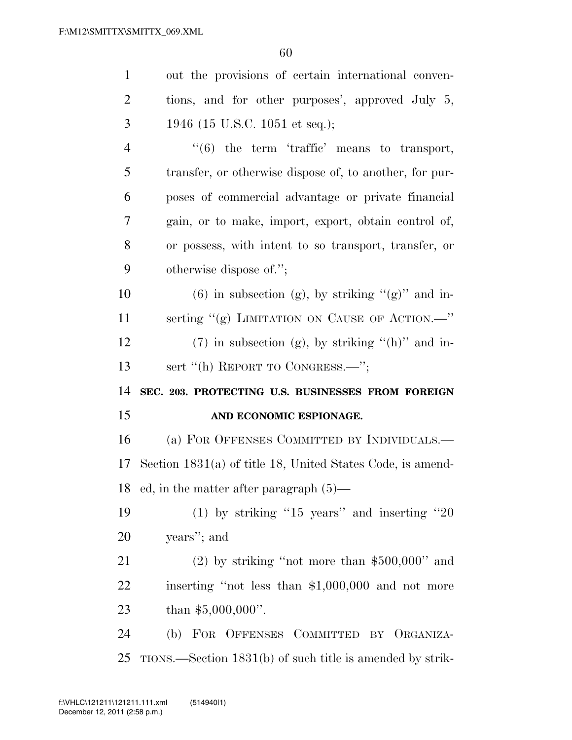out the provisions of certain international conventions, and for other purposes', approved July 5, 1946 (15 U.S.C. 1051 et seq.);

"(6) the term 'traffic' means to transport, transfer, or otherwise dispose of, to another, for purposes of commercial advantage or private financial gain, or to make, import, export, obtain control of, or possess, with intent to so transport, transfer, or otherwise dispose of.";

(6) in subsection (g), by striking "(g)" and inserting "(g) LIMITATION ON CAUSE OF ACTION.—"

(7) in subsection (g), by striking "(h)" and insert "(h) REPORT TO CONGRESS.—";

**SEC. 203. PROTECTING U.S. BUSINESSES FROM FOREIGN AND ECONOMIC ESPIONAGE.**

(a) FOR OFFENSES COMMITTED BY INDIVIDUALS.— Section 1831(a) of title 18, United States Code, is amended, in the matter after paragraph (5)—

(1) by striking "15 years" and inserting "20 years"; and

(2) by striking "not more than $500,000" and inserting "not less than $1,000,000 and not more than $5,000,000".

(b) FOR OFFENSES COMMITTED BY ORGANIZATIONS.—Section 1831(b) of such title is amended by strik-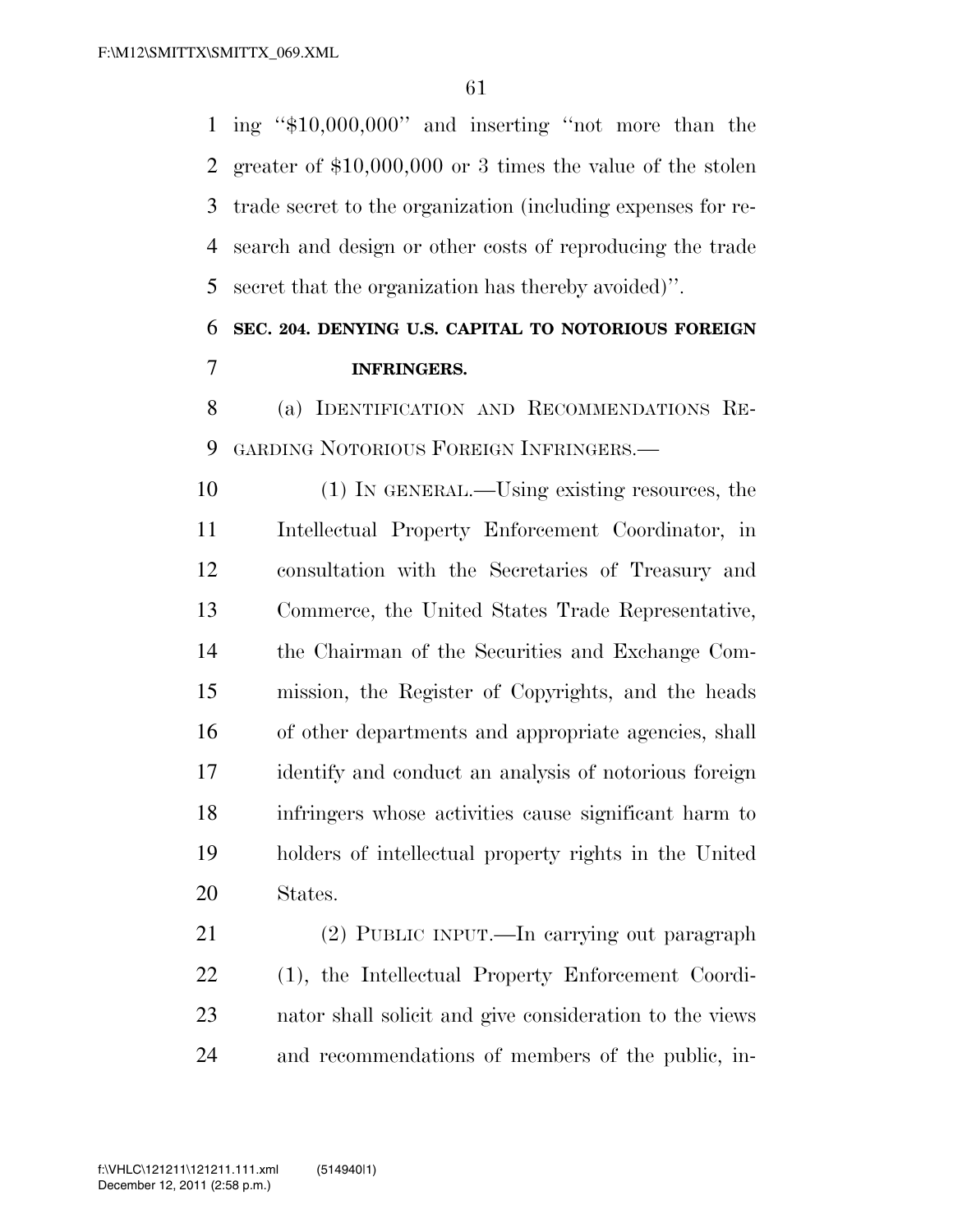ing "$10,000,000" and inserting "not more than the greater of $10,000,000 or 3 times the value of the stolen trade secret to the organization (including expenses for research and design or other costs of reproducing the trade secret that the organization has thereby avoided)".

**SEC. 204. DENYING U.S. CAPITAL TO NOTORIOUS FOREIGN INFRINGERS.**

(a) IDENTIFICATION AND RECOMMENDATIONS REGARDING NOTORIOUS FOREIGN INFRINGERS.—

(1) IN GENERAL.—Using existing resources, the Intellectual Property Enforcement Coordinator, in consultation with the Secretaries of Treasury and Commerce, the United States Trade Representative, the Chairman of the Securities and Exchange Commission, the Register of Copyrights, and the heads of other departments and appropriate agencies, shall identify and conduct an analysis of notorious foreign infringers whose activities cause significant harm to holders of intellectual property rights in the United States.

(2) PUBLIC INPUT.—In carrying out paragraph (1), the Intellectual Property Enforcement Coordinator shall solicit and give consideration to the views and recommendations of members of the public, in-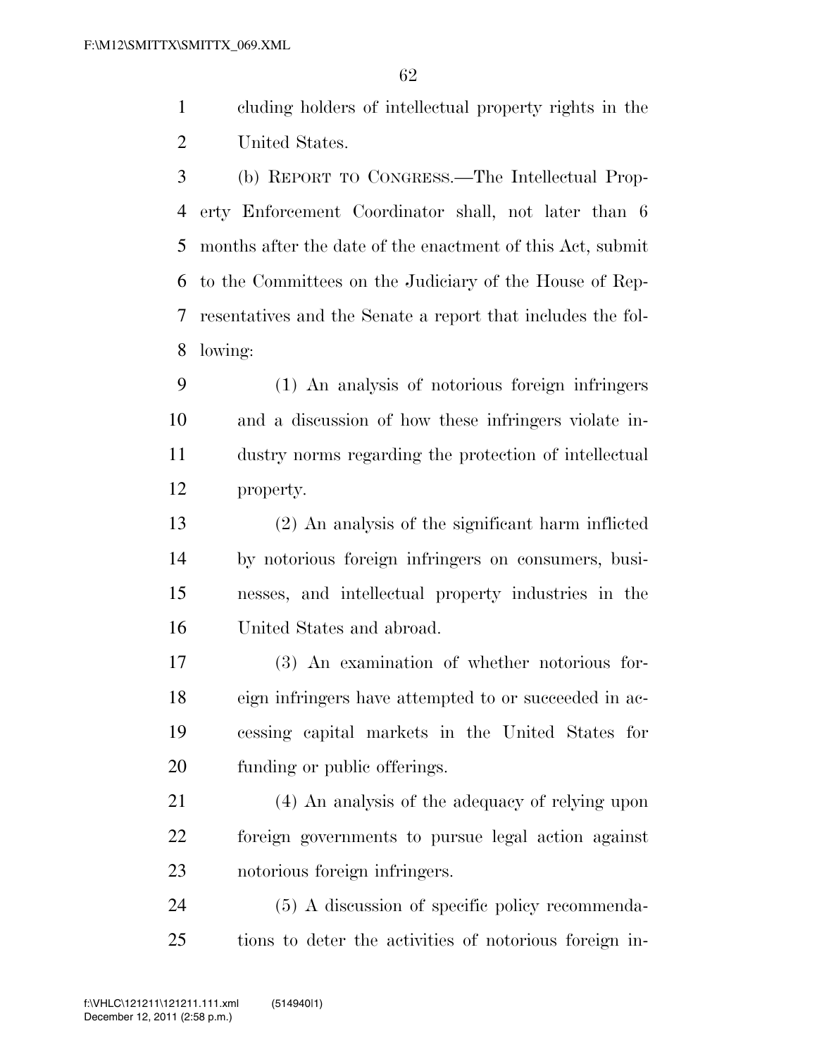cluding holders of intellectual property rights in the United States.

(b) REPORT TO CONGRESS.—The Intellectual Property Enforcement Coordinator shall, not later than 6 months after the date of the enactment of this Act, submit to the Committees on the Judiciary of the House of Representatives and the Senate a report that includes the following:

(1) An analysis of notorious foreign infringers and a discussion of how these infringers violate industry norms regarding the protection of intellectual property.

(2) An analysis of the significant harm inflicted by notorious foreign infringers on consumers, businesses, and intellectual property industries in the United States and abroad.

(3) An examination of whether notorious foreign infringers have attempted to or succeeded in accessing capital markets in the United States for funding or public offerings.

(4) An analysis of the adequacy of relying upon foreign governments to pursue legal action against notorious foreign infringers.

(5) A discussion of specific policy recommendations to deter the activities of notorious foreign in-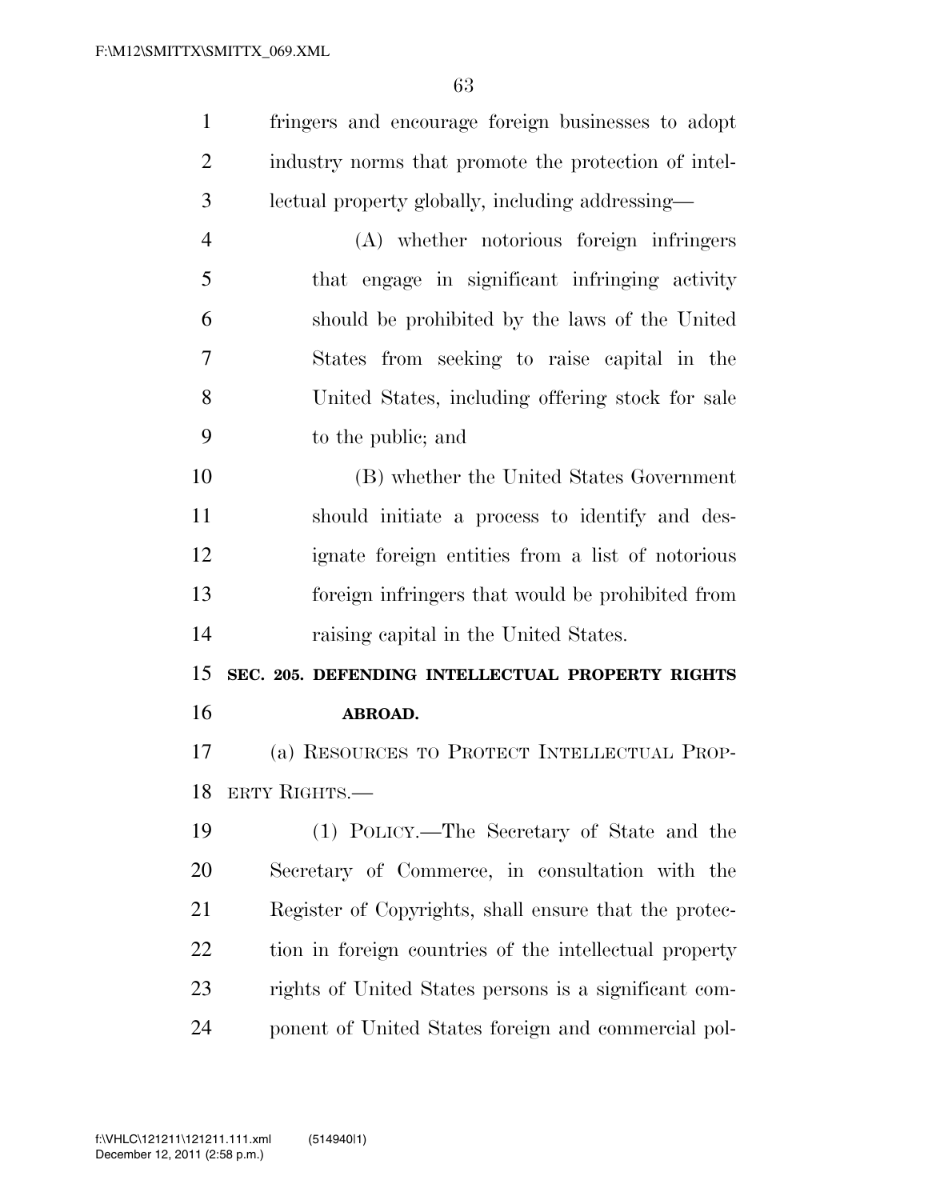fringers and encourage foreign businesses to adopt industry norms that promote the protection of intellectual property globally, including addressing—

(A) whether notorious foreign infringers that engage in significant infringing activity should be prohibited by the laws of the United States from seeking to raise capital in the United States, including offering stock for sale to the public; and

(B) whether the United States Government should initiate a process to identify and designate foreign entities from a list of notorious foreign infringers that would be prohibited from raising capital in the United States.

**SEC. 205. DEFENDING INTELLECTUAL PROPERTY RIGHTS ABROAD.**

(a) RESOURCES TO PROTECT INTELLECTUAL PROPERTY RIGHTS.—

(1) POLICY.—The Secretary of State and the Secretary of Commerce, in consultation with the Register of Copyrights, shall ensure that the protection in foreign countries of the intellectual property rights of United States persons is a significant component of United States foreign and commercial pol-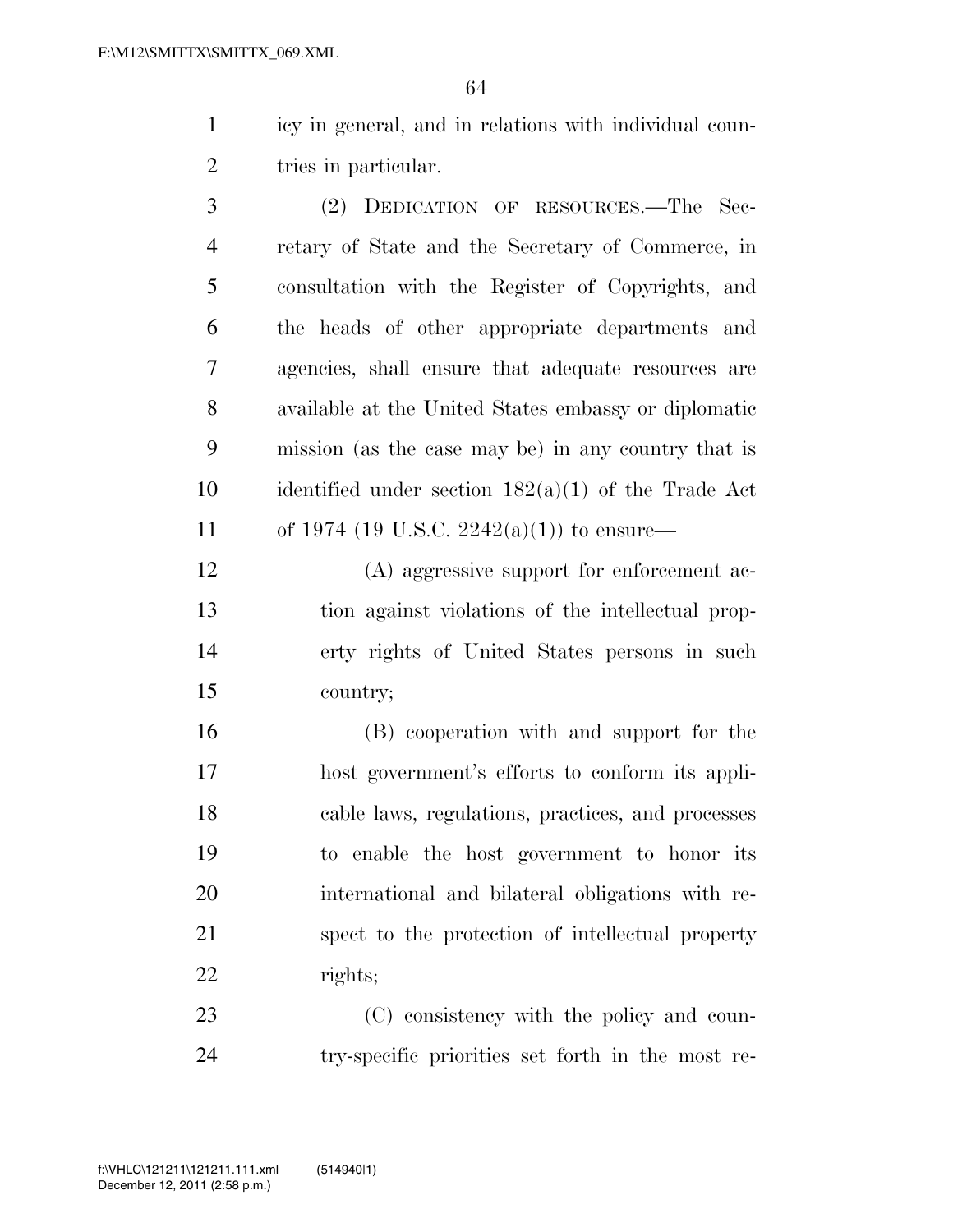icy in general, and in relations with individual countries in particular.

(2) DEDICATION OF RESOURCES.—The Secretary of State and the Secretary of Commerce, in consultation with the Register of Copyrights, and the heads of other appropriate departments and agencies, shall ensure that adequate resources are available at the United States embassy or diplomatic mission (as the case may be) in any country that is identified under section 182(a)(1) of the Trade Act of 1974 (19 U.S.C. 2242(a)(1)) to ensure—

(A) aggressive support for enforcement action against violations of the intellectual property rights of United States persons in such country;

(B) cooperation with and support for the host government's efforts to conform its applicable laws, regulations, practices, and processes to enable the host government to honor its international and bilateral obligations with respect to the protection of intellectual property rights;

(C) consistency with the policy and country-specific priorities set forth in the most re-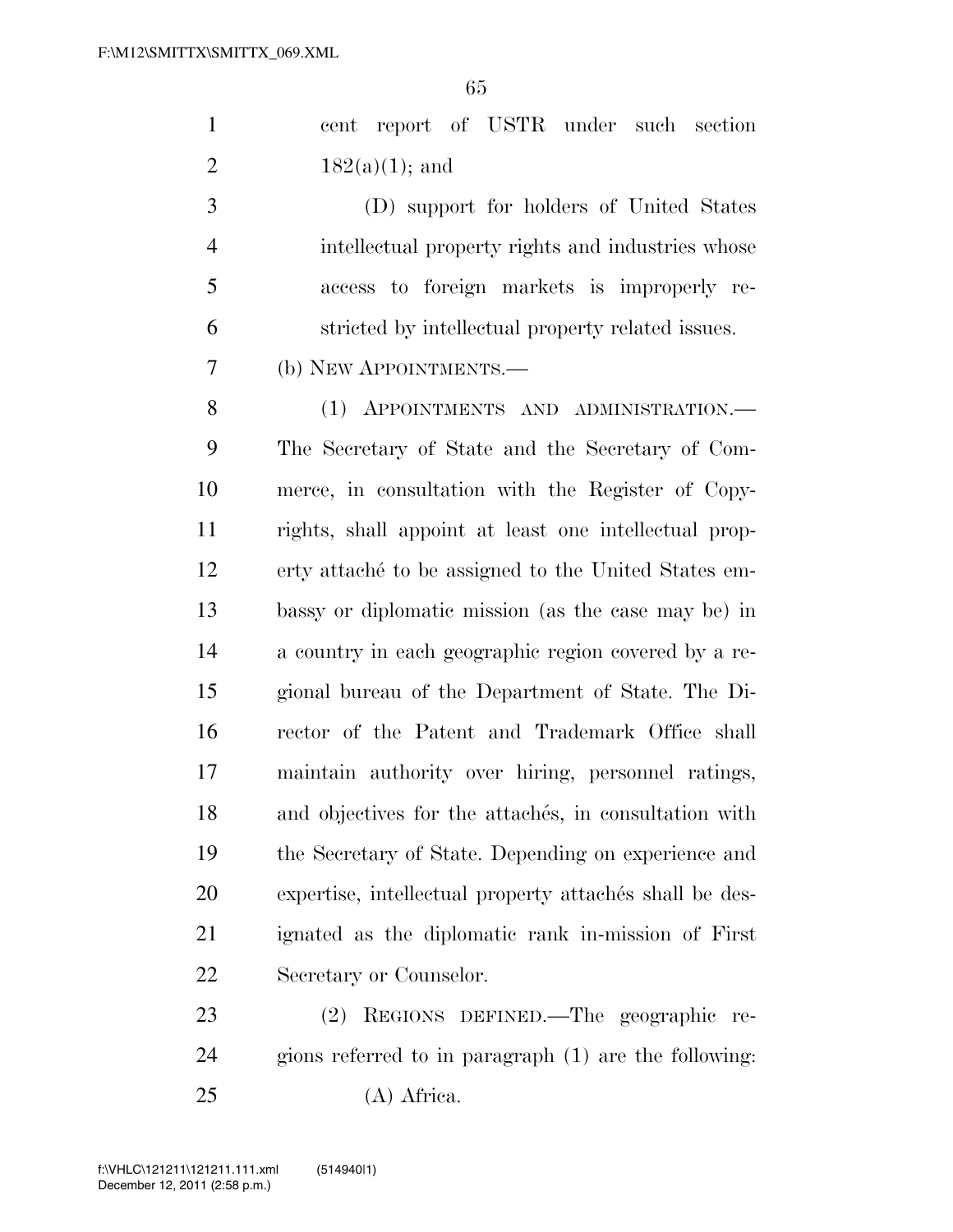cent report of USTR under such section 182(a)(1); and

(D) support for holders of United States intellectual property rights and industries whose access to foreign markets is improperly restricted by intellectual property related issues.

(b) NEW APPOINTMENTS.—

(1) APPOINTMENTS AND ADMINISTRATION.— The Secretary of State and the Secretary of Commerce, in consultation with the Register of Copyrights, shall appoint at least one intellectual property attaché to be assigned to the United States embassy or diplomatic mission (as the case may be) in a country in each geographic region covered by a regional bureau of the Department of State. The Director of the Patent and Trademark Office shall maintain authority over hiring, personnel ratings, and objectives for the attachés, in consultation with the Secretary of State. Depending on experience and expertise, intellectual property attachés shall be designated as the diplomatic rank in-mission of First Secretary or Counselor.

(2) REGIONS DEFINED.—The geographic regions referred to in paragraph (1) are the following:

(A) Africa.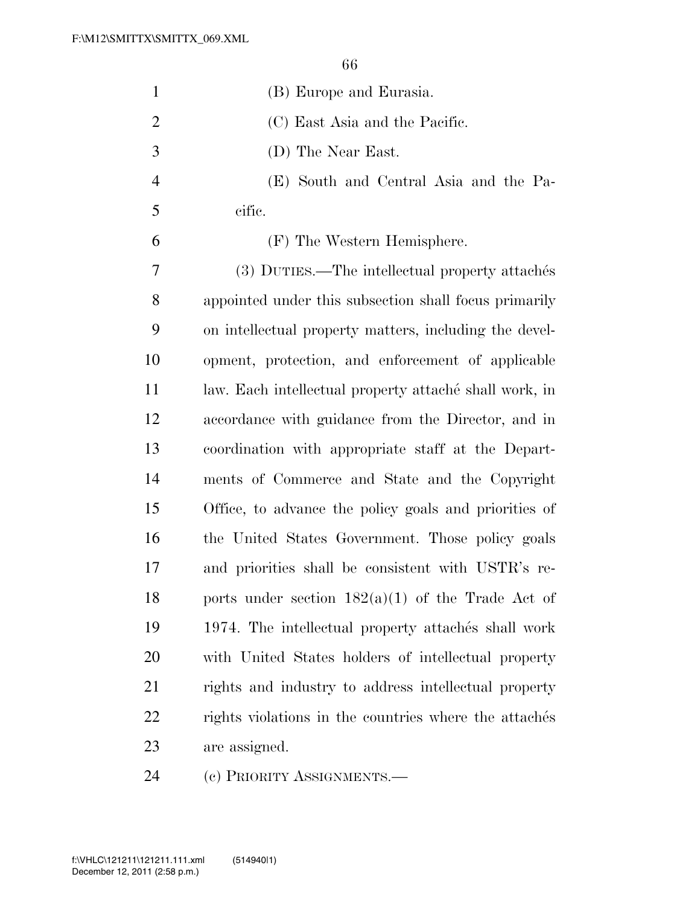(B) Europe and Eurasia.

(C) East Asia and the Pacific.

(D) The Near East.

(E) South and Central Asia and the Pacific.

(F) The Western Hemisphere.

(3) DUTIES.—The intellectual property attachés appointed under this subsection shall focus primarily on intellectual property matters, including the development, protection, and enforcement of applicable law. Each intellectual property attaché shall work, in accordance with guidance from the Director, and in coordination with appropriate staff at the Departments of Commerce and State and the Copyright Office, to advance the policy goals and priorities of the United States Government. Those policy goals and priorities shall be consistent with USTR's reports under section 182(a)(1) of the Trade Act of 1974. The intellectual property attachés shall work with United States holders of intellectual property rights and industry to address intellectual property rights violations in the countries where the attachés are assigned.

(c) PRIORITY ASSIGNMENTS.—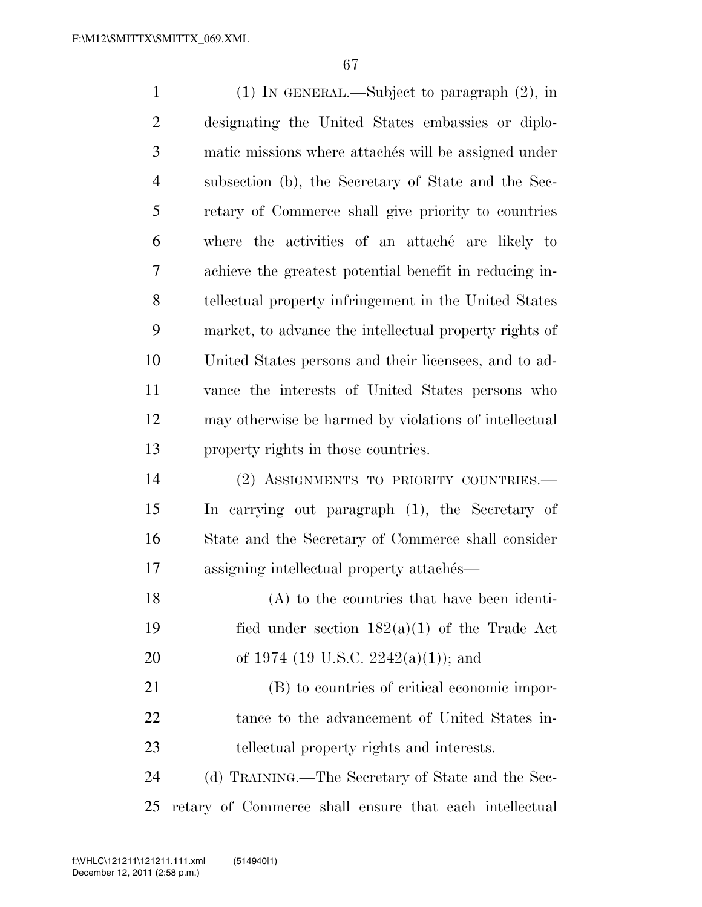(1) IN GENERAL.—Subject to paragraph (2), in designating the United States embassies or diplomatic missions where attachés will be assigned under subsection (b), the Secretary of State and the Secretary of Commerce shall give priority to countries where the activities of an attaché are likely to achieve the greatest potential benefit in reducing intellectual property infringement in the United States market, to advance the intellectual property rights of United States persons and their licensees, and to advance the interests of United States persons who may otherwise be harmed by violations of intellectual property rights in those countries.

(2) ASSIGNMENTS TO PRIORITY COUNTRIES.— In carrying out paragraph (1), the Secretary of State and the Secretary of Commerce shall consider assigning intellectual property attachés—

(A) to the countries that have been identified under section 182(a)(1) of the Trade Act of 1974 (19 U.S.C. 2242(a)(1)); and

(B) to countries of critical economic importance to the advancement of United States intellectual property rights and interests.

(d) TRAINING.—The Secretary of State and the Secretary of Commerce shall ensure that each intellectual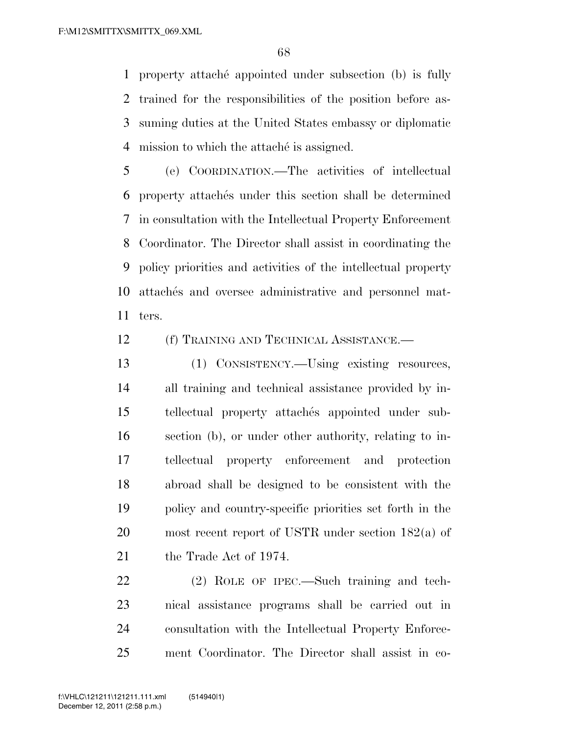property attaché appointed under subsection (b) is fully trained for the responsibilities of the position before assuming duties at the United States embassy or diplomatic mission to which the attaché is assigned.

(e) COORDINATION.—The activities of intellectual property attachés under this section shall be determined in consultation with the Intellectual Property Enforcement Coordinator. The Director shall assist in coordinating the policy priorities and activities of the intellectual property attachés and oversee administrative and personnel matters.

(f) TRAINING AND TECHNICAL ASSISTANCE.—

(1) CONSISTENCY.—Using existing resources, all training and technical assistance provided by intellectual property attachés appointed under subsection (b), or under other authority, relating to intellectual property enforcement and protection abroad shall be designed to be consistent with the policy and country-specific priorities set forth in the most recent report of USTR under section 182(a) of the Trade Act of 1974.

(2) ROLE OF IPEC.—Such training and technical assistance programs shall be carried out in consultation with the Intellectual Property Enforcement Coordinator. The Director shall assist in co-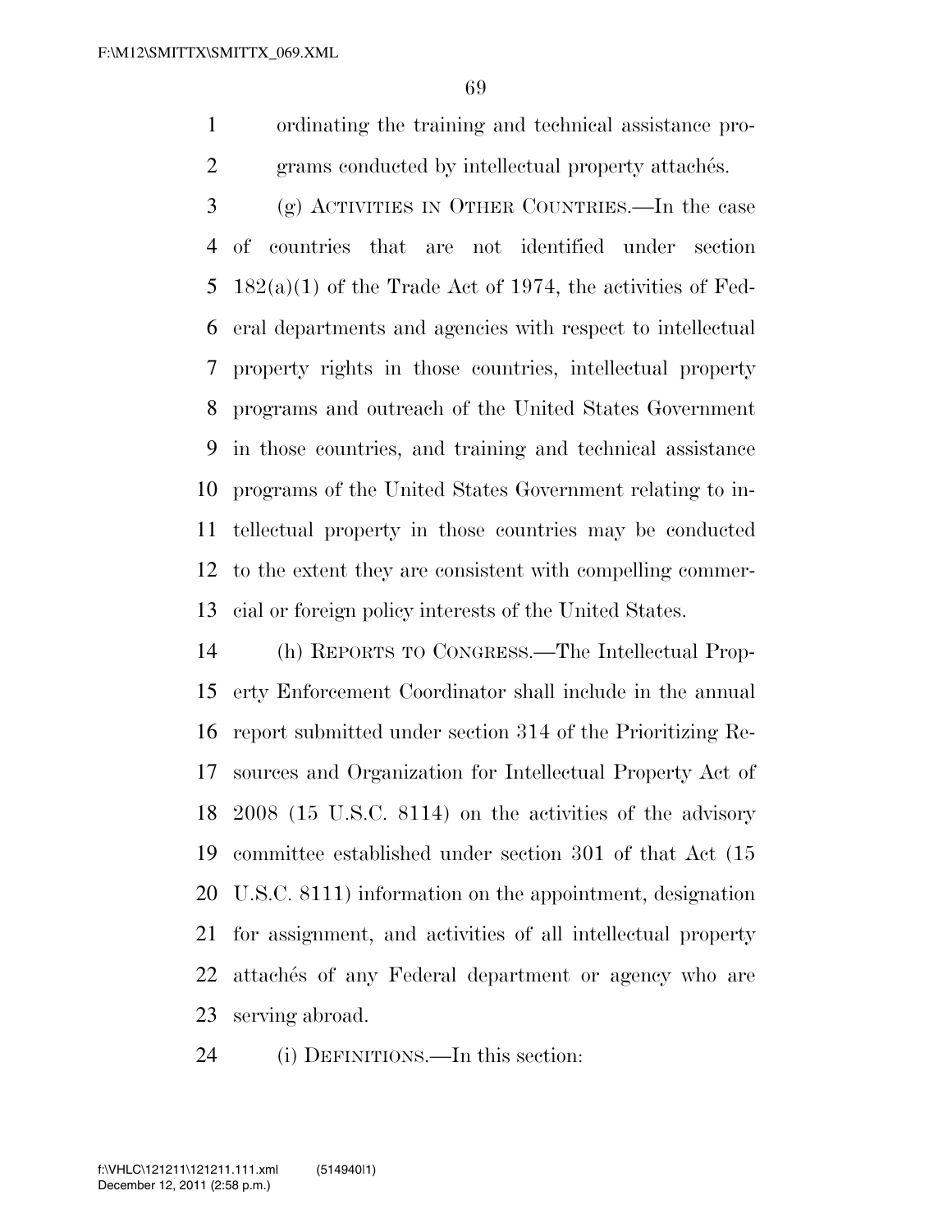ordinating the training and technical assistance programs conducted by intellectual property attachés.

(g) ACTIVITIES IN OTHER COUNTRIES.—In the case of countries that are not identified under section 182(a)(1) of the Trade Act of 1974, the activities of Federal departments and agencies with respect to intellectual property rights in those countries, intellectual property programs and outreach of the United States Government in those countries, and training and technical assistance programs of the United States Government relating to intellectual property in those countries may be conducted to the extent they are consistent with compelling commercial or foreign policy interests of the United States.

(h) REPORTS TO CONGRESS.—The Intellectual Property Enforcement Coordinator shall include in the annual report submitted under section 314 of the Prioritizing Resources and Organization for Intellectual Property Act of 2008 (15 U.S.C. 8114) on the activities of the advisory committee established under section 301 of that Act (15 U.S.C. 8111) information on the appointment, designation for assignment, and activities of all intellectual property attachés of any Federal department or agency who are serving abroad.

(i) DEFINITIONS.—In this section: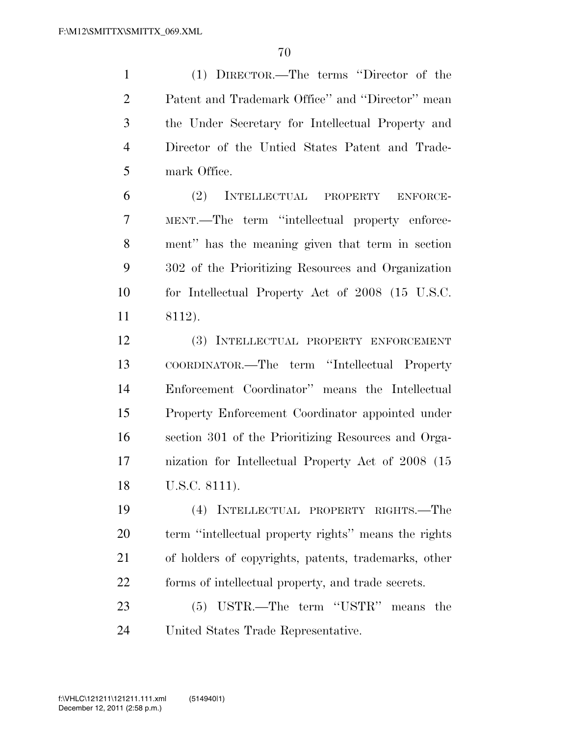(1) DIRECTOR.—The terms ''Director of the Patent and Trademark Office'' and ''Director'' mean the Under Secretary for Intellectual Property and Director of the Untied States Patent and Trademark Office.

(2) INTELLECTUAL PROPERTY ENFORCEMENT.—The term ''intellectual property enforcement'' has the meaning given that term in section 302 of the Prioritizing Resources and Organization for Intellectual Property Act of 2008 (15 U.S.C. 8112).

(3) INTELLECTUAL PROPERTY ENFORCEMENT COORDINATOR.—The term ''Intellectual Property Enforcement Coordinator'' means the Intellectual Property Enforcement Coordinator appointed under section 301 of the Prioritizing Resources and Organization for Intellectual Property Act of 2008 (15 U.S.C. 8111).

(4) INTELLECTUAL PROPERTY RIGHTS.—The term ''intellectual property rights'' means the rights of holders of copyrights, patents, trademarks, other forms of intellectual property, and trade secrets.

(5) USTR.—The term ''USTR'' means the United States Trade Representative.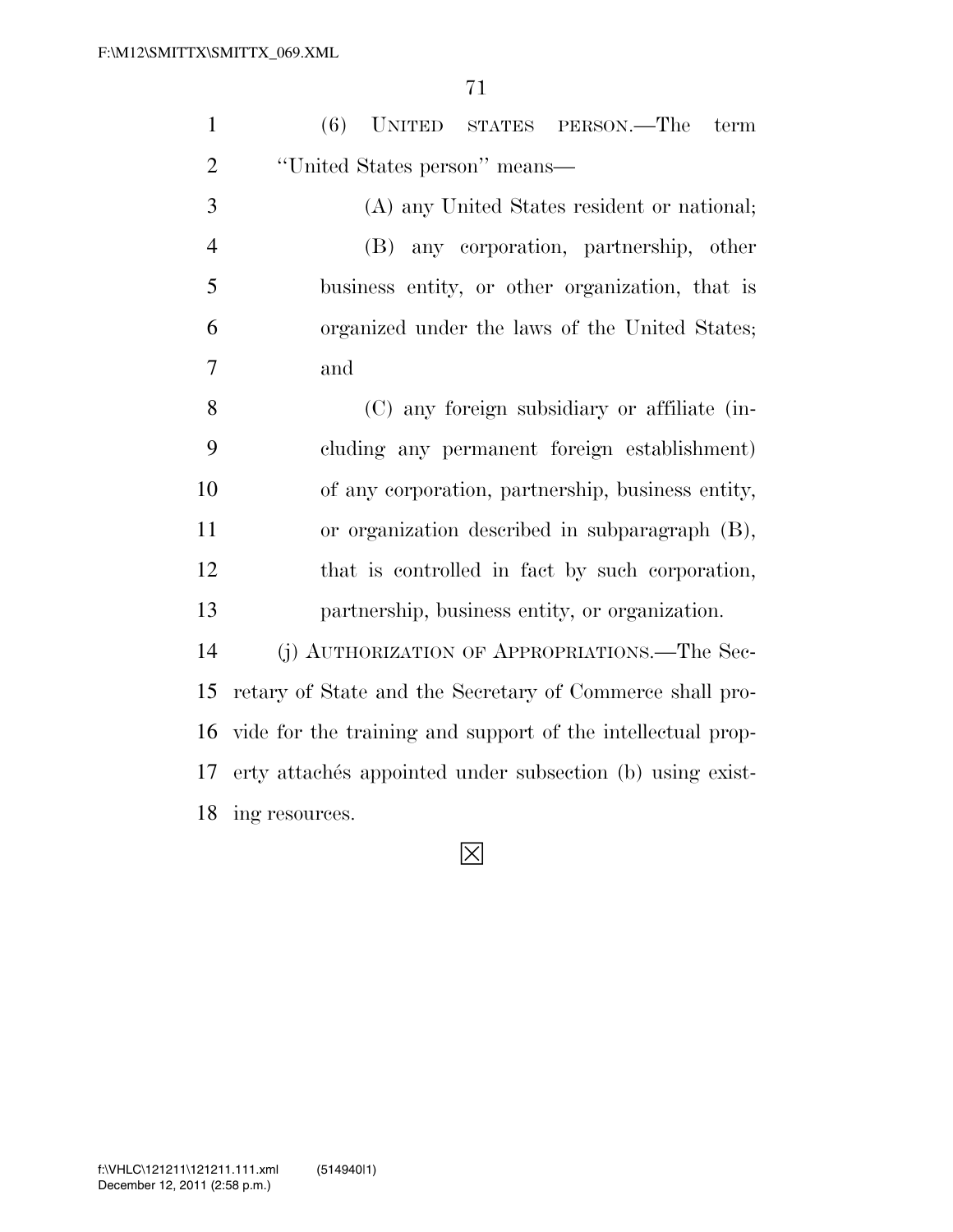(6) UNITED STATES PERSON.—The term "United States person" means—

(A) any United States resident or national;

(B) any corporation, partnership, other business entity, or other organization, that is organized under the laws of the United States; and

(C) any foreign subsidiary or affiliate (including any permanent foreign establishment) of any corporation, partnership, business entity, or organization described in subparagraph (B), that is controlled in fact by such corporation, partnership, business entity, or organization.

(j) AUTHORIZATION OF APPROPRIATIONS.—The Secretary of State and the Secretary of Commerce shall provide for the training and support of the intellectual property attachés appointed under subsection (b) using existing resources.

☒